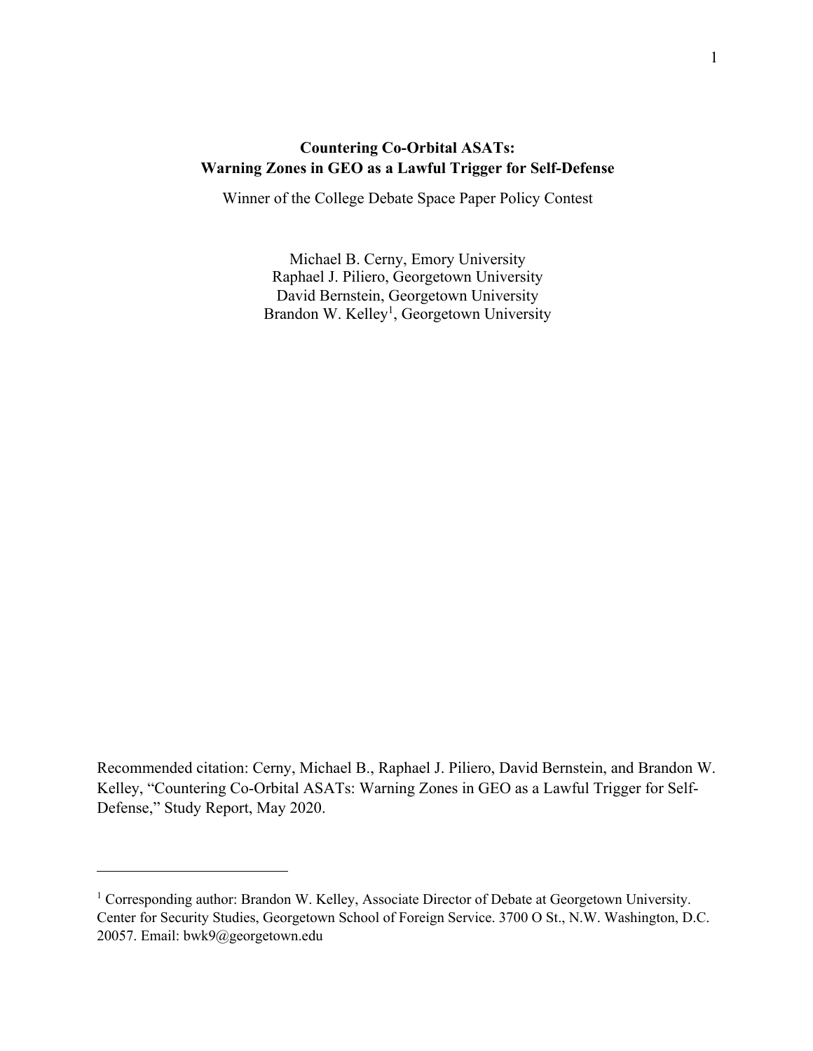# Countering Co-Orbital ASATs: Warning Zones in GEO as a Lawful Trigger for Self-Defense

Winner of the College Debate Space Paper Policy Contest

Michael B. Cerny, Emory University
Raphael J. Piliero, Georgetown University
David Bernstein, Georgetown University
Brandon W. Kelley[1], Georgetown University

Recommended citation: Cerny, Michael B., Raphael J. Piliero, David Bernstein, and Brandon W. Kelley, "Countering Co-Orbital ASATs: Warning Zones in GEO as a Lawful Trigger for Self-Defense," Study Report, May 2020.

[1] Corresponding author: Brandon W. Kelley, Associate Director of Debate at Georgetown University. Center for Security Studies, Georgetown School of Foreign Service. 3700 O St., N.W. Washington, D.C. 20057. Email: bwk9@georgetown.edu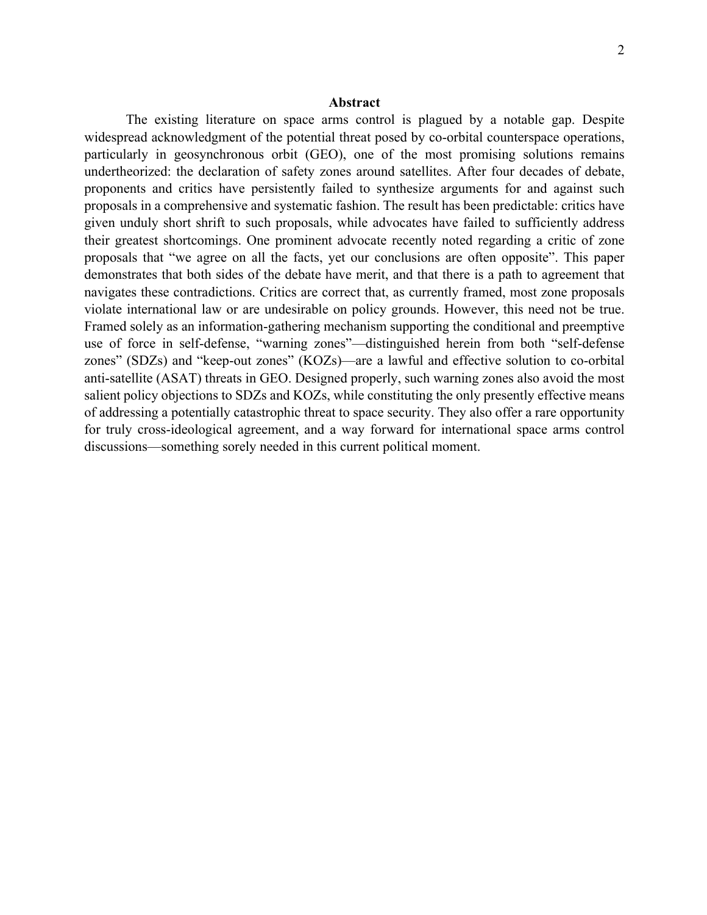## Abstract

The existing literature on space arms control is plagued by a notable gap. Despite widespread acknowledgment of the potential threat posed by co-orbital counterspace operations, particularly in geosynchronous orbit (GEO), one of the most promising solutions remains undertheorized: the declaration of safety zones around satellites. After four decades of debate, proponents and critics have persistently failed to synthesize arguments for and against such proposals in a comprehensive and systematic fashion. The result has been predictable: critics have given unduly short shrift to such proposals, while advocates have failed to sufficiently address their greatest shortcomings. One prominent advocate recently noted regarding a critic of zone proposals that "we agree on all the facts, yet our conclusions are often opposite". This paper demonstrates that both sides of the debate have merit, and that there is a path to agreement that navigates these contradictions. Critics are correct that, as currently framed, most zone proposals violate international law or are undesirable on policy grounds. However, this need not be true. Framed solely as an information-gathering mechanism supporting the conditional and preemptive use of force in self-defense, "warning zones"—distinguished herein from both "self-defense zones" (SDZs) and "keep-out zones" (KOZs)—are a lawful and effective solution to co-orbital anti-satellite (ASAT) threats in GEO. Designed properly, such warning zones also avoid the most salient policy objections to SDZs and KOZs, while constituting the only presently effective means of addressing a potentially catastrophic threat to space security. They also offer a rare opportunity for truly cross-ideological agreement, and a way forward for international space arms control discussions—something sorely needed in this current political moment.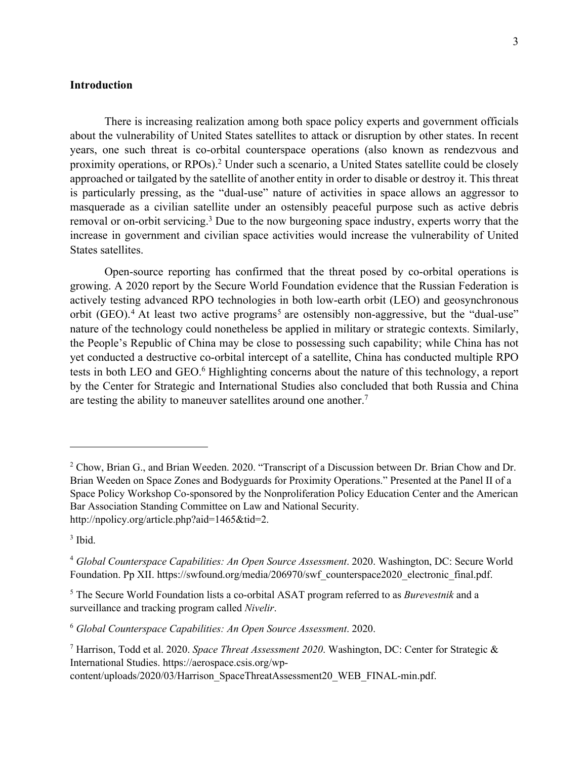## Introduction

There is increasing realization among both space policy experts and government officials about the vulnerability of United States satellites to attack or disruption by other states. In recent years, one such threat is co-orbital counterspace operations (also known as rendezvous and proximity operations, or RPOs).[2] Under such a scenario, a United States satellite could be closely approached or tailgated by the satellite of another entity in order to disable or destroy it. This threat is particularly pressing, as the "dual-use" nature of activities in space allows an aggressor to masquerade as a civilian satellite under an ostensibly peaceful purpose such as active debris removal or on-orbit servicing.[3] Due to the now burgeoning space industry, experts worry that the increase in government and civilian space activities would increase the vulnerability of United States satellites.

Open-source reporting has confirmed that the threat posed by co-orbital operations is growing. A 2020 report by the Secure World Foundation evidence that the Russian Federation is actively testing advanced RPO technologies in both low-earth orbit (LEO) and geosynchronous orbit (GEO).[4] At least two active programs[5] are ostensibly non-aggressive, but the "dual-use" nature of the technology could nonetheless be applied in military or strategic contexts. Similarly, the People's Republic of China may be close to possessing such capability; while China has not yet conducted a destructive co-orbital intercept of a satellite, China has conducted multiple RPO tests in both LEO and GEO.[6] Highlighting concerns about the nature of this technology, a report by the Center for Strategic and International Studies also concluded that both Russia and China are testing the ability to maneuver satellites around one another.[7]

---

[2] Chow, Brian G., and Brian Weeden. 2020. "Transcript of a Discussion between Dr. Brian Chow and Dr. Brian Weeden on Space Zones and Bodyguards for Proximity Operations." Presented at the Panel II of a Space Policy Workshop Co-sponsored by the Nonproliferation Policy Education Center and the American Bar Association Standing Committee on Law and National Security. http://npolicy.org/article.php?aid=1465&tid=2.

[3] Ibid.

[4] *Global Counterspace Capabilities: An Open Source Assessment*. 2020. Washington, DC: Secure World Foundation. Pp XII. https://swfound.org/media/206970/swf_counterspace2020_electronic_final.pdf.

[5] The Secure World Foundation lists a co-orbital ASAT program referred to as *Burevestnik* and a surveillance and tracking program called *Nivelir*.

[6] *Global Counterspace Capabilities: An Open Source Assessment*. 2020.

[7] Harrison, Todd et al. 2020. *Space Threat Assessment 2020*. Washington, DC: Center for Strategic & International Studies. https://aerospace.csis.org/wp-content/uploads/2020/03/Harrison_SpaceThreatAssessment20_WEB_FINAL-min.pdf.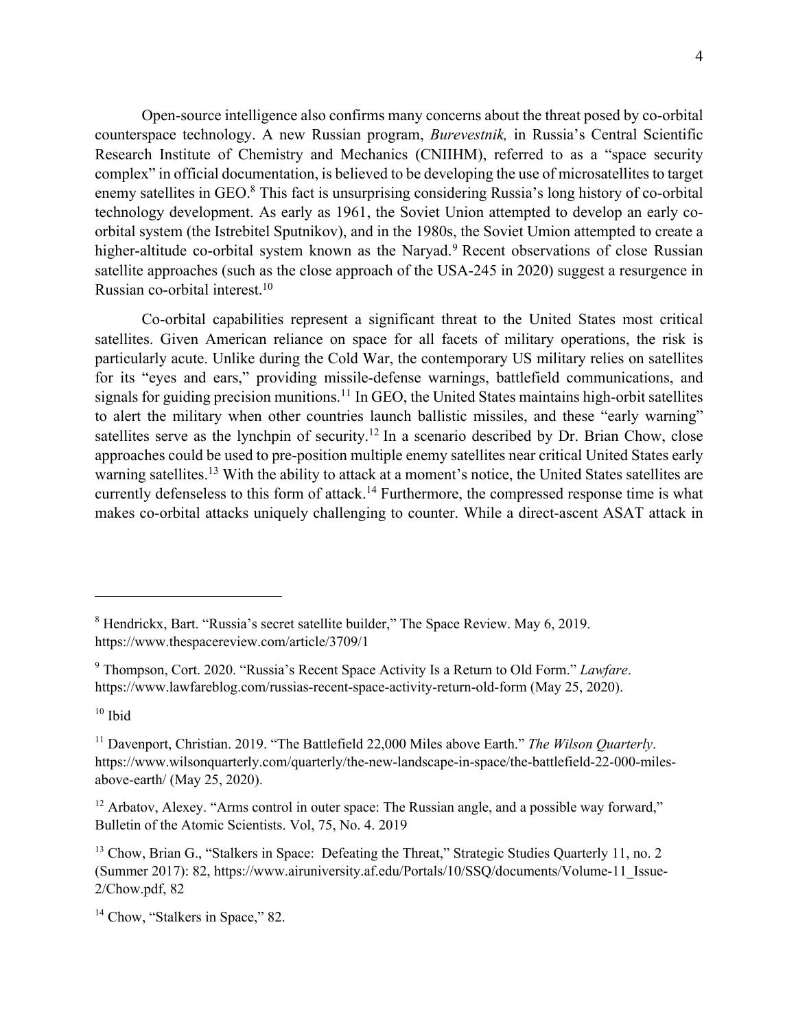Open-source intelligence also confirms many concerns about the threat posed by co-orbital counterspace technology. A new Russian program, *Burevestnik,* in Russia's Central Scientific Research Institute of Chemistry and Mechanics (CNIIHM), referred to as a "space security complex" in official documentation, is believed to be developing the use of microsatellites to target enemy satellites in GEO.[8] This fact is unsurprising considering Russia's long history of co-orbital technology development. As early as 1961, the Soviet Union attempted to develop an early co-orbital system (the Istrebitel Sputnikov), and in the 1980s, the Soviet Umion attempted to create a higher-altitude co-orbital system known as the Naryad.[9] Recent observations of close Russian satellite approaches (such as the close approach of the USA-245 in 2020) suggest a resurgence in Russian co-orbital interest.[10]

Co-orbital capabilities represent a significant threat to the United States most critical satellites. Given American reliance on space for all facets of military operations, the risk is particularly acute. Unlike during the Cold War, the contemporary US military relies on satellites for its "eyes and ears," providing missile-defense warnings, battlefield communications, and signals for guiding precision munitions.[11] In GEO, the United States maintains high-orbit satellites to alert the military when other countries launch ballistic missiles, and these "early warning" satellites serve as the lynchpin of security.[12] In a scenario described by Dr. Brian Chow, close approaches could be used to pre-position multiple enemy satellites near critical United States early warning satellites.[13] With the ability to attack at a moment's notice, the United States satellites are currently defenseless to this form of attack.[14] Furthermore, the compressed response time is what makes co-orbital attacks uniquely challenging to counter. While a direct-ascent ASAT attack in

---

[8] Hendrickx, Bart. "Russia's secret satellite builder," The Space Review. May 6, 2019. https://www.thespacereview.com/article/3709/1

[9] Thompson, Cort. 2020. "Russia's Recent Space Activity Is a Return to Old Form." *Lawfare*. https://www.lawfareblog.com/russias-recent-space-activity-return-old-form (May 25, 2020).

[10] Ibid

[11] Davenport, Christian. 2019. "The Battlefield 22,000 Miles above Earth." *The Wilson Quarterly*. https://www.wilsonquarterly.com/quarterly/the-new-landscape-in-space/the-battlefield-22-000-miles-above-earth/ (May 25, 2020).

[12] Arbatov, Alexey. "Arms control in outer space: The Russian angle, and a possible way forward," Bulletin of the Atomic Scientists. Vol, 75, No. 4. 2019

[13] Chow, Brian G., "Stalkers in Space: Defeating the Threat," Strategic Studies Quarterly 11, no. 2 (Summer 2017): 82, https://www.airuniversity.af.edu/Portals/10/SSQ/documents/Volume-11_Issue-2/Chow.pdf, 82

[14] Chow, "Stalkers in Space," 82.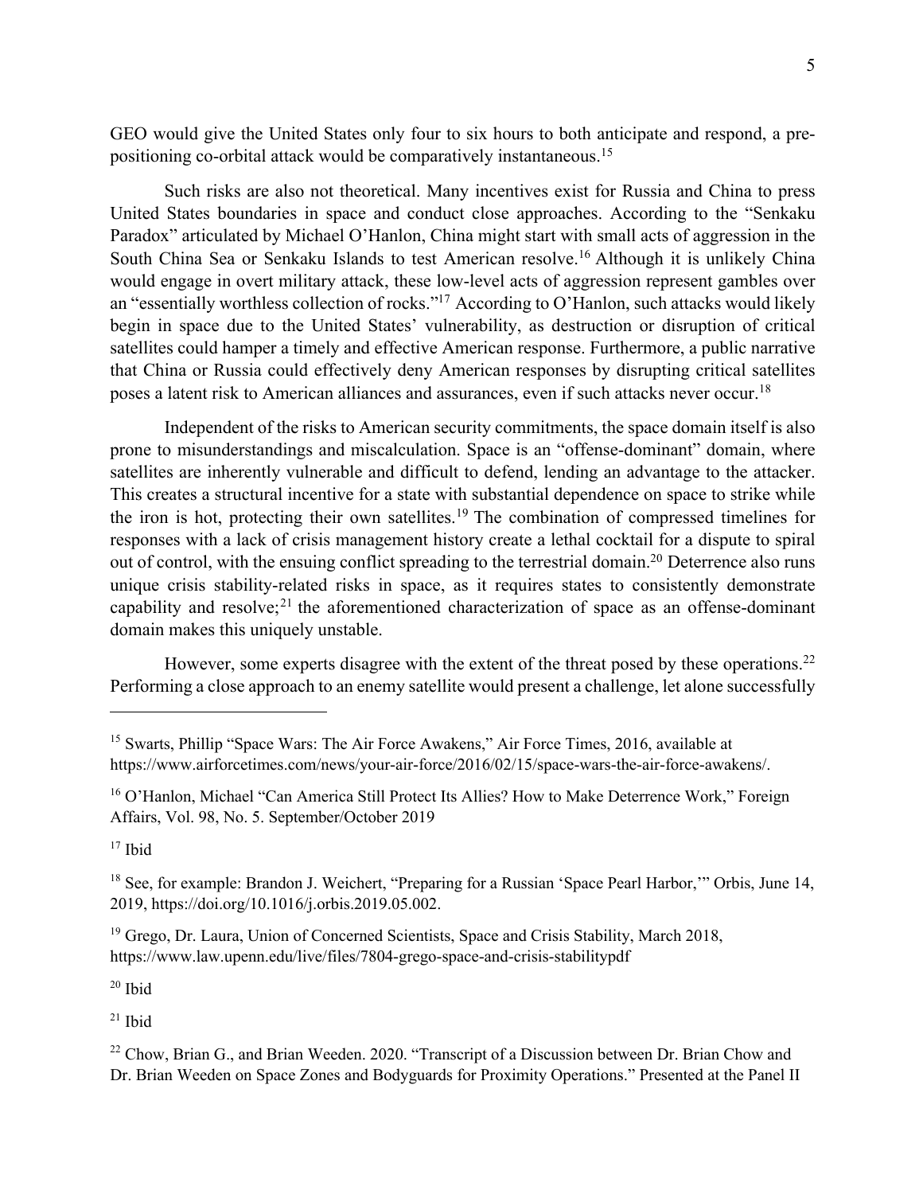GEO would give the United States only four to six hours to both anticipate and respond, a pre-positioning co-orbital attack would be comparatively instantaneous.[15]

Such risks are also not theoretical. Many incentives exist for Russia and China to press United States boundaries in space and conduct close approaches. According to the "Senkaku Paradox" articulated by Michael O'Hanlon, China might start with small acts of aggression in the South China Sea or Senkaku Islands to test American resolve.[16] Although it is unlikely China would engage in overt military attack, these low-level acts of aggression represent gambles over an "essentially worthless collection of rocks."[17] According to O'Hanlon, such attacks would likely begin in space due to the United States' vulnerability, as destruction or disruption of critical satellites could hamper a timely and effective American response. Furthermore, a public narrative that China or Russia could effectively deny American responses by disrupting critical satellites poses a latent risk to American alliances and assurances, even if such attacks never occur.[18]

Independent of the risks to American security commitments, the space domain itself is also prone to misunderstandings and miscalculation. Space is an "offense-dominant" domain, where satellites are inherently vulnerable and difficult to defend, lending an advantage to the attacker. This creates a structural incentive for a state with substantial dependence on space to strike while the iron is hot, protecting their own satellites.[19] The combination of compressed timelines for responses with a lack of crisis management history create a lethal cocktail for a dispute to spiral out of control, with the ensuing conflict spreading to the terrestrial domain.[20] Deterrence also runs unique crisis stability-related risks in space, as it requires states to consistently demonstrate capability and resolve;[21] the aforementioned characterization of space as an offense-dominant domain makes this uniquely unstable.

However, some experts disagree with the extent of the threat posed by these operations.[22] Performing a close approach to an enemy satellite would present a challenge, let alone successfully

---

[15] Swarts, Phillip "Space Wars: The Air Force Awakens," Air Force Times, 2016, available at https://www.airforcetimes.com/news/your-air-force/2016/02/15/space-wars-the-air-force-awakens/.

[16] O'Hanlon, Michael "Can America Still Protect Its Allies? How to Make Deterrence Work," Foreign Affairs, Vol. 98, No. 5. September/October 2019

[17] Ibid

[18] See, for example: Brandon J. Weichert, "Preparing for a Russian 'Space Pearl Harbor,'" Orbis, June 14, 2019, https://doi.org/10.1016/j.orbis.2019.05.002.

[19] Grego, Dr. Laura, Union of Concerned Scientists, Space and Crisis Stability, March 2018, https://www.law.upenn.edu/live/files/7804-grego-space-and-crisis-stabilitypdf

[20] Ibid

[21] Ibid

[22] Chow, Brian G., and Brian Weeden. 2020. "Transcript of a Discussion between Dr. Brian Chow and Dr. Brian Weeden on Space Zones and Bodyguards for Proximity Operations." Presented at the Panel II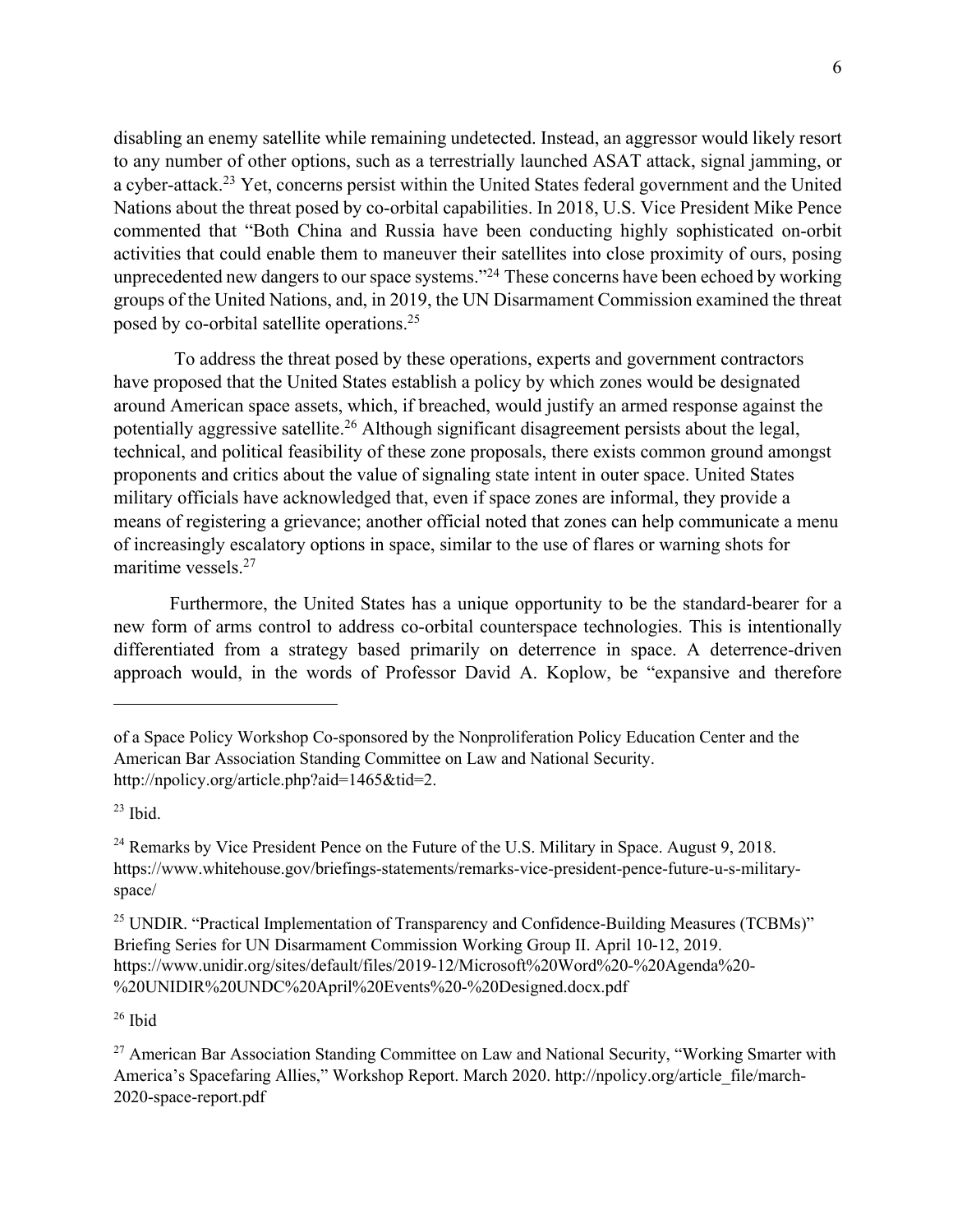disabling an enemy satellite while remaining undetected. Instead, an aggressor would likely resort to any number of other options, such as a terrestrially launched ASAT attack, signal jamming, or a cyber-attack.[23] Yet, concerns persist within the United States federal government and the United Nations about the threat posed by co-orbital capabilities. In 2018, U.S. Vice President Mike Pence commented that "Both China and Russia have been conducting highly sophisticated on-orbit activities that could enable them to maneuver their satellites into close proximity of ours, posing unprecedented new dangers to our space systems."[24] These concerns have been echoed by working groups of the United Nations, and, in 2019, the UN Disarmament Commission examined the threat posed by co-orbital satellite operations.[25]

To address the threat posed by these operations, experts and government contractors have proposed that the United States establish a policy by which zones would be designated around American space assets, which, if breached, would justify an armed response against the potentially aggressive satellite.[26] Although significant disagreement persists about the legal, technical, and political feasibility of these zone proposals, there exists common ground amongst proponents and critics about the value of signaling state intent in outer space. United States military officials have acknowledged that, even if space zones are informal, they provide a means of registering a grievance; another official noted that zones can help communicate a menu of increasingly escalatory options in space, similar to the use of flares or warning shots for maritime vessels.[27]

Furthermore, the United States has a unique opportunity to be the standard-bearer for a new form of arms control to address co-orbital counterspace technologies. This is intentionally differentiated from a strategy based primarily on deterrence in space. A deterrence-driven approach would, in the words of Professor David A. Koplow, be "expansive and therefore

---

of a Space Policy Workshop Co-sponsored by the Nonproliferation Policy Education Center and the American Bar Association Standing Committee on Law and National Security. http://npolicy.org/article.php?aid=1465&tid=2.

[23] Ibid.

[24] Remarks by Vice President Pence on the Future of the U.S. Military in Space. August 9, 2018. https://www.whitehouse.gov/briefings-statements/remarks-vice-president-pence-future-u-s-military-space/

[25] UNDIR. "Practical Implementation of Transparency and Confidence-Building Measures (TCBMs)" Briefing Series for UN Disarmament Commission Working Group II. April 10-12, 2019. https://www.unidir.org/sites/default/files/2019-12/Microsoft%20Word%20-%20Agenda%20-%20UNIDIR%20UNDC%20April%20Events%20-%20Designed.docx.pdf

[26] Ibid

[27] American Bar Association Standing Committee on Law and National Security, "Working Smarter with America's Spacefaring Allies," Workshop Report. March 2020. http://npolicy.org/article_file/march-2020-space-report.pdf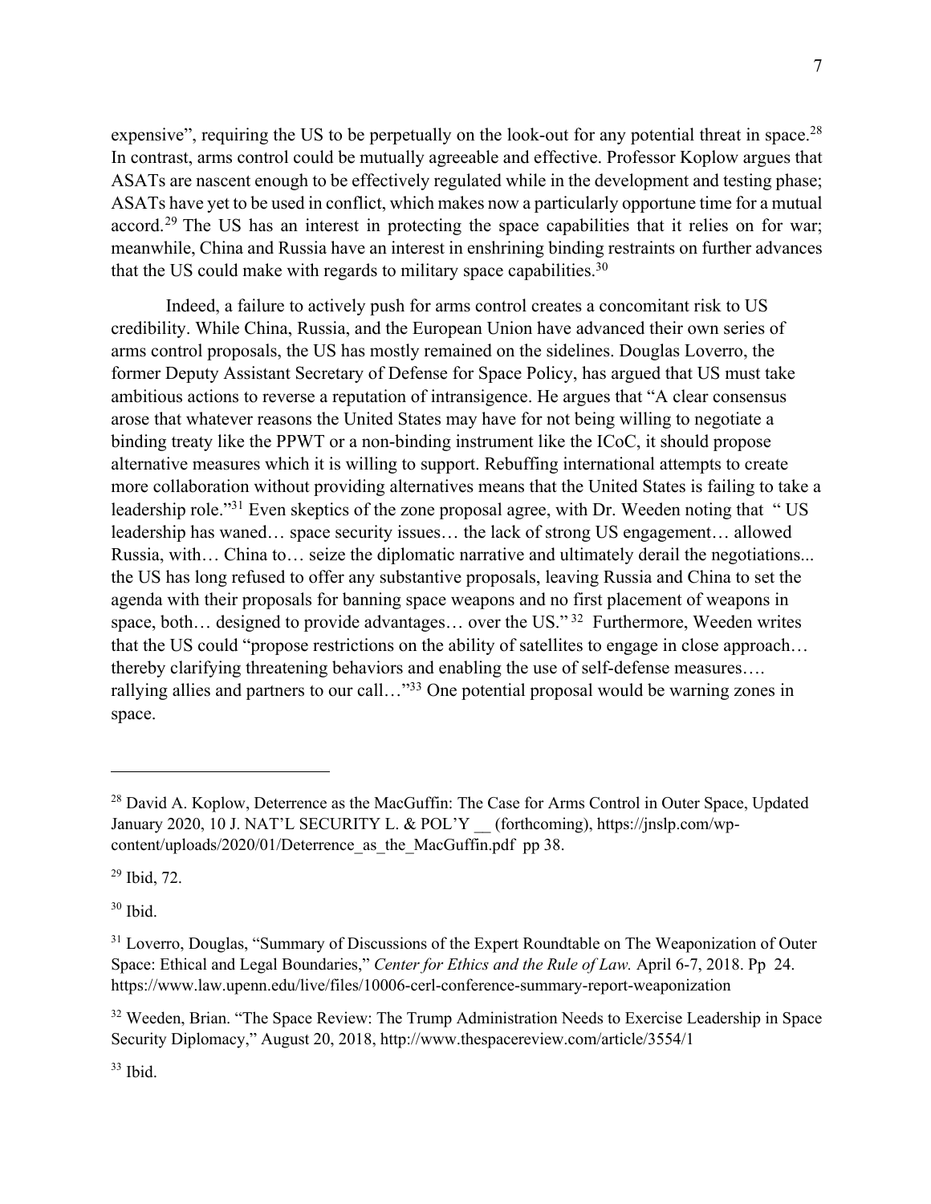expensive", requiring the US to be perpetually on the look-out for any potential threat in space.[28] In contrast, arms control could be mutually agreeable and effective. Professor Koplow argues that ASATs are nascent enough to be effectively regulated while in the development and testing phase; ASATs have yet to be used in conflict, which makes now a particularly opportune time for a mutual accord.[29] The US has an interest in protecting the space capabilities that it relies on for war; meanwhile, China and Russia have an interest in enshrining binding restraints on further advances that the US could make with regards to military space capabilities.[30]

Indeed, a failure to actively push for arms control creates a concomitant risk to US credibility. While China, Russia, and the European Union have advanced their own series of arms control proposals, the US has mostly remained on the sidelines. Douglas Loverro, the former Deputy Assistant Secretary of Defense for Space Policy, has argued that US must take ambitious actions to reverse a reputation of intransigence. He argues that "A clear consensus arose that whatever reasons the United States may have for not being willing to negotiate a binding treaty like the PPWT or a non-binding instrument like the ICoC, it should propose alternative measures which it is willing to support. Rebuffing international attempts to create more collaboration without providing alternatives means that the United States is failing to take a leadership role."[31] Even skeptics of the zone proposal agree, with Dr. Weeden noting that " US leadership has waned… space security issues… the lack of strong US engagement… allowed Russia, with… China to… seize the diplomatic narrative and ultimately derail the negotiations... the US has long refused to offer any substantive proposals, leaving Russia and China to set the agenda with their proposals for banning space weapons and no first placement of weapons in space, both… designed to provide advantages… over the US."[32] Furthermore, Weeden writes that the US could "propose restrictions on the ability of satellites to engage in close approach… thereby clarifying threatening behaviors and enabling the use of self-defense measures…. rallying allies and partners to our call…"[33] One potential proposal would be warning zones in space.

---

[28] David A. Koplow, Deterrence as the MacGuffin: The Case for Arms Control in Outer Space, Updated January 2020, 10 J. NAT'L SECURITY L. & POL'Y __ (forthcoming), https://jnslp.com/wp-content/uploads/2020/01/Deterrence_as_the_MacGuffin.pdf pp 38.

[29] Ibid, 72.

[30] Ibid.

[31] Loverro, Douglas, "Summary of Discussions of the Expert Roundtable on The Weaponization of Outer Space: Ethical and Legal Boundaries," *Center for Ethics and the Rule of Law.* April 6-7, 2018. Pp 24. https://www.law.upenn.edu/live/files/10006-cerl-conference-summary-report-weaponization

[32] Weeden, Brian. "The Space Review: The Trump Administration Needs to Exercise Leadership in Space Security Diplomacy," August 20, 2018, http://www.thespacereview.com/article/3554/1

[33] Ibid.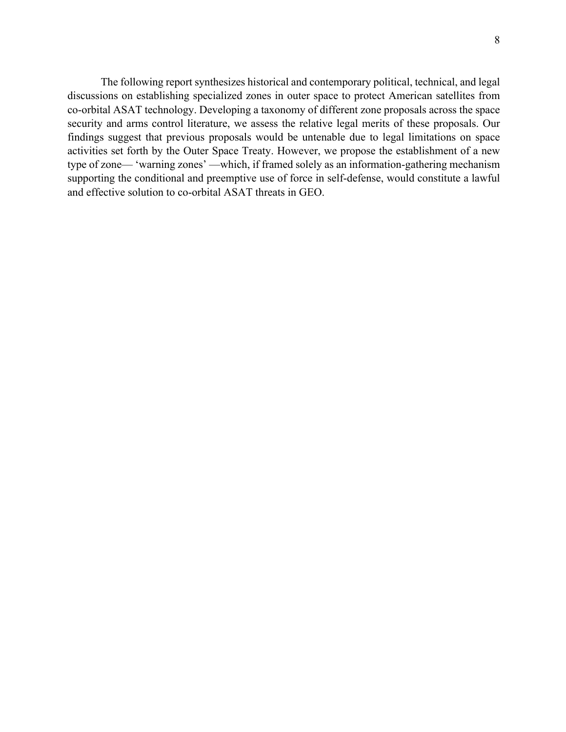The following report synthesizes historical and contemporary political, technical, and legal discussions on establishing specialized zones in outer space to protect American satellites from co-orbital ASAT technology. Developing a taxonomy of different zone proposals across the space security and arms control literature, we assess the relative legal merits of these proposals. Our findings suggest that previous proposals would be untenable due to legal limitations on space activities set forth by the Outer Space Treaty. However, we propose the establishment of a new type of zone— 'warning zones' —which, if framed solely as an information-gathering mechanism supporting the conditional and preemptive use of force in self-defense, would constitute a lawful and effective solution to co-orbital ASAT threats in GEO.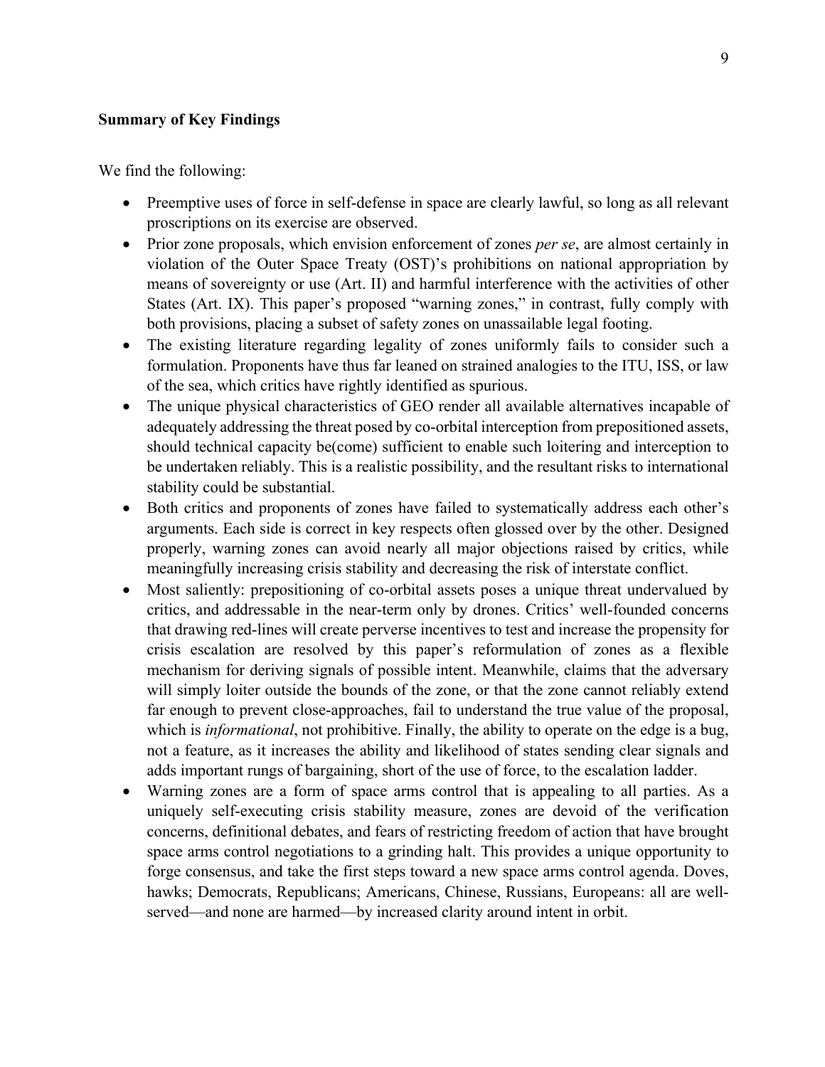**Summary of Key Findings**

We find the following:

- Preemptive uses of force in self-defense in space are clearly lawful, so long as all relevant proscriptions on its exercise are observed.
- Prior zone proposals, which envision enforcement of zones *per se*, are almost certainly in violation of the Outer Space Treaty (OST)'s prohibitions on national appropriation by means of sovereignty or use (Art. II) and harmful interference with the activities of other States (Art. IX). This paper's proposed "warning zones," in contrast, fully comply with both provisions, placing a subset of safety zones on unassailable legal footing.
- The existing literature regarding legality of zones uniformly fails to consider such a formulation. Proponents have thus far leaned on strained analogies to the ITU, ISS, or law of the sea, which critics have rightly identified as spurious.
- The unique physical characteristics of GEO render all available alternatives incapable of adequately addressing the threat posed by co-orbital interception from prepositioned assets, should technical capacity be(come) sufficient to enable such loitering and interception to be undertaken reliably. This is a realistic possibility, and the resultant risks to international stability could be substantial.
- Both critics and proponents of zones have failed to systematically address each other's arguments. Each side is correct in key respects often glossed over by the other. Designed properly, warning zones can avoid nearly all major objections raised by critics, while meaningfully increasing crisis stability and decreasing the risk of interstate conflict.
- Most saliently: prepositioning of co-orbital assets poses a unique threat undervalued by critics, and addressable in the near-term only by drones. Critics' well-founded concerns that drawing red-lines will create perverse incentives to test and increase the propensity for crisis escalation are resolved by this paper's reformulation of zones as a flexible mechanism for deriving signals of possible intent. Meanwhile, claims that the adversary will simply loiter outside the bounds of the zone, or that the zone cannot reliably extend far enough to prevent close-approaches, fail to understand the true value of the proposal, which is *informational*, not prohibitive. Finally, the ability to operate on the edge is a bug, not a feature, as it increases the ability and likelihood of states sending clear signals and adds important rungs of bargaining, short of the use of force, to the escalation ladder.
- Warning zones are a form of space arms control that is appealing to all parties. As a uniquely self-executing crisis stability measure, zones are devoid of the verification concerns, definitional debates, and fears of restricting freedom of action that have brought space arms control negotiations to a grinding halt. This provides a unique opportunity to forge consensus, and take the first steps toward a new space arms control agenda. Doves, hawks; Democrats, Republicans; Americans, Chinese, Russians, Europeans: all are well-served—and none are harmed—by increased clarity around intent in orbit.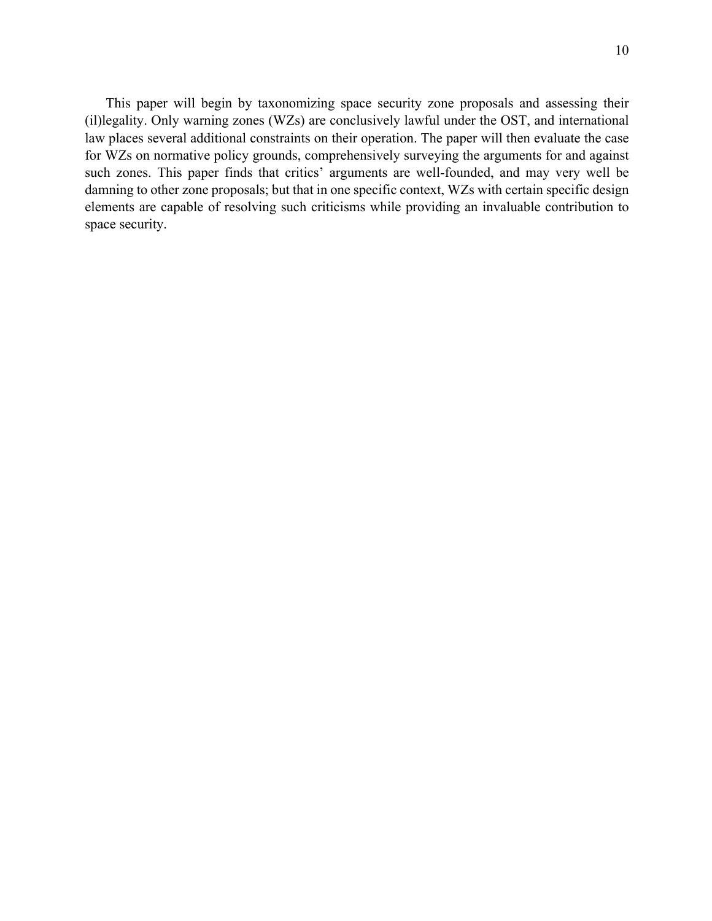This paper will begin by taxonomizing space security zone proposals and assessing their (il)legality. Only warning zones (WZs) are conclusively lawful under the OST, and international law places several additional constraints on their operation. The paper will then evaluate the case for WZs on normative policy grounds, comprehensively surveying the arguments for and against such zones. This paper finds that critics' arguments are well-founded, and may very well be damning to other zone proposals; but that in one specific context, WZs with certain specific design elements are capable of resolving such criticisms while providing an invaluable contribution to space security.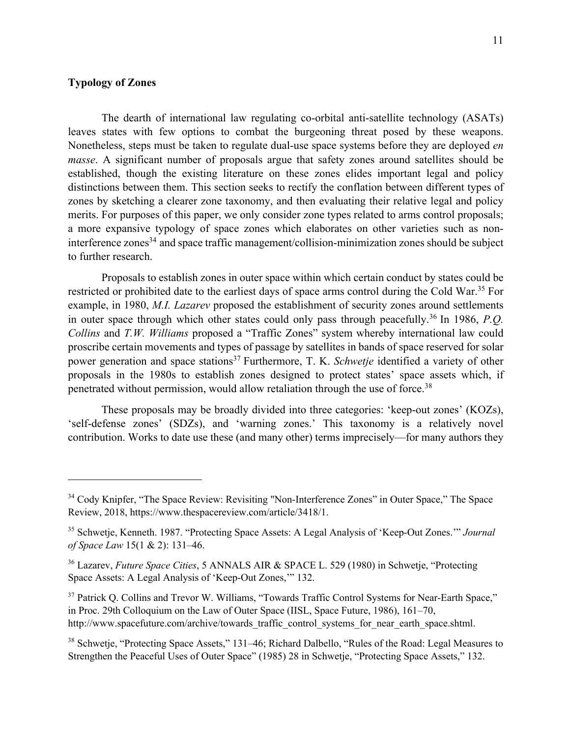## Typology of Zones

The dearth of international law regulating co-orbital anti-satellite technology (ASATs) leaves states with few options to combat the burgeoning threat posed by these weapons. Nonetheless, steps must be taken to regulate dual-use space systems before they are deployed *en masse*. A significant number of proposals argue that safety zones around satellites should be established, though the existing literature on these zones elides important legal and policy distinctions between them. This section seeks to rectify the conflation between different types of zones by sketching a clearer zone taxonomy, and then evaluating their relative legal and policy merits. For purposes of this paper, we only consider zone types related to arms control proposals; a more expansive typology of space zones which elaborates on other varieties such as non-interference zones[34] and space traffic management/collision-minimization zones should be subject to further research.

Proposals to establish zones in outer space within which certain conduct by states could be restricted or prohibited date to the earliest days of space arms control during the Cold War.[35] For example, in 1980, *M.I. Lazarev* proposed the establishment of security zones around settlements in outer space through which other states could only pass through peacefully.[36] In 1986, *P.Q. Collins* and *T.W. Williams* proposed a "Traffic Zones" system whereby international law could proscribe certain movements and types of passage by satellites in bands of space reserved for solar power generation and space stations[37] Furthermore, T. K. *Schwetje* identified a variety of other proposals in the 1980s to establish zones designed to protect states' space assets which, if penetrated without permission, would allow retaliation through the use of force.[38]

These proposals may be broadly divided into three categories: 'keep-out zones' (KOZs), 'self-defense zones' (SDZs), and 'warning zones.' This taxonomy is a relatively novel contribution. Works to date use these (and many other) terms imprecisely—for many authors they

---

[34] Cody Knipfer, "The Space Review: Revisiting "Non-Interference Zones" in Outer Space," The Space Review, 2018, https://www.thespacereview.com/article/3418/1.

[35] Schwetje, Kenneth. 1987. "Protecting Space Assets: A Legal Analysis of 'Keep-Out Zones.'" *Journal of Space Law* 15(1 & 2): 131–46.

[36] Lazarev, *Future Space Cities*, 5 ANNALS AIR & SPACE L. 529 (1980) in Schwetje, "Protecting Space Assets: A Legal Analysis of 'Keep-Out Zones,'" 132.

[37] Patrick Q. Collins and Trevor W. Williams, "Towards Traffic Control Systems for Near-Earth Space," in Proc. 29th Colloquium on the Law of Outer Space (IISL, Space Future, 1986), 161–70, http://www.spacefuture.com/archive/towards_traffic_control_systems_for_near_earth_space.shtml.

[38] Schwetje, "Protecting Space Assets," 131–46; Richard Dalbello, "Rules of the Road: Legal Measures to Strengthen the Peaceful Uses of Outer Space" (1985) 28 in Schwetje, "Protecting Space Assets," 132.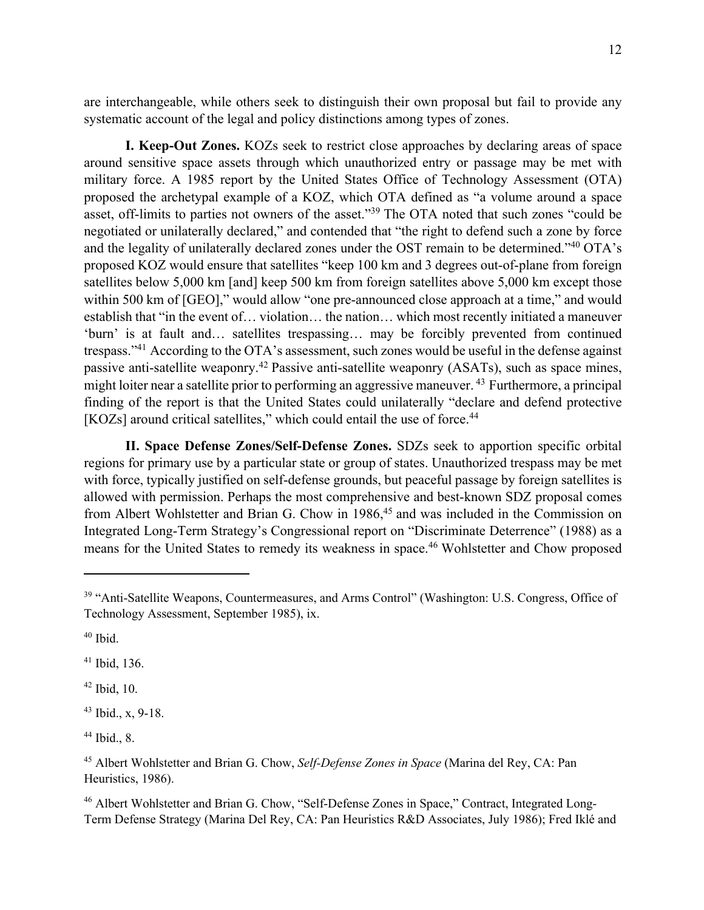are interchangeable, while others seek to distinguish their own proposal but fail to provide any systematic account of the legal and policy distinctions among types of zones.

**I. Keep-Out Zones.** KOZs seek to restrict close approaches by declaring areas of space around sensitive space assets through which unauthorized entry or passage may be met with military force. A 1985 report by the United States Office of Technology Assessment (OTA) proposed the archetypal example of a KOZ, which OTA defined as "a volume around a space asset, off-limits to parties not owners of the asset."[39] The OTA noted that such zones "could be negotiated or unilaterally declared," and contended that "the right to defend such a zone by force and the legality of unilaterally declared zones under the OST remain to be determined."[40] OTA's proposed KOZ would ensure that satellites "keep 100 km and 3 degrees out-of-plane from foreign satellites below 5,000 km [and] keep 500 km from foreign satellites above 5,000 km except those within 500 km of [GEO]," would allow "one pre-announced close approach at a time," and would establish that "in the event of… violation… the nation… which most recently initiated a maneuver 'burn' is at fault and… satellites trespassing… may be forcibly prevented from continued trespass."[41] According to the OTA's assessment, such zones would be useful in the defense against passive anti-satellite weaponry.[42] Passive anti-satellite weaponry (ASATs), such as space mines, might loiter near a satellite prior to performing an aggressive maneuver.[43] Furthermore, a principal finding of the report is that the United States could unilaterally "declare and defend protective [KOZs] around critical satellites," which could entail the use of force.[44]

**II. Space Defense Zones/Self-Defense Zones.** SDZs seek to apportion specific orbital regions for primary use by a particular state or group of states. Unauthorized trespass may be met with force, typically justified on self-defense grounds, but peaceful passage by foreign satellites is allowed with permission. Perhaps the most comprehensive and best-known SDZ proposal comes from Albert Wohlstetter and Brian G. Chow in 1986,[45] and was included in the Commission on Integrated Long-Term Strategy's Congressional report on "Discriminate Deterrence" (1988) as a means for the United States to remedy its weakness in space.[46] Wohlstetter and Chow proposed

---

[39] "Anti-Satellite Weapons, Countermeasures, and Arms Control" (Washington: U.S. Congress, Office of Technology Assessment, September 1985), ix.

[40] Ibid.

[41] Ibid, 136.

[42] Ibid, 10.

[43] Ibid., x, 9-18.

[44] Ibid., 8.

[45] Albert Wohlstetter and Brian G. Chow, *Self-Defense Zones in Space* (Marina del Rey, CA: Pan Heuristics, 1986).

[46] Albert Wohlstetter and Brian G. Chow, "Self-Defense Zones in Space," Contract, Integrated Long-Term Defense Strategy (Marina Del Rey, CA: Pan Heuristics R&D Associates, July 1986); Fred Iklé and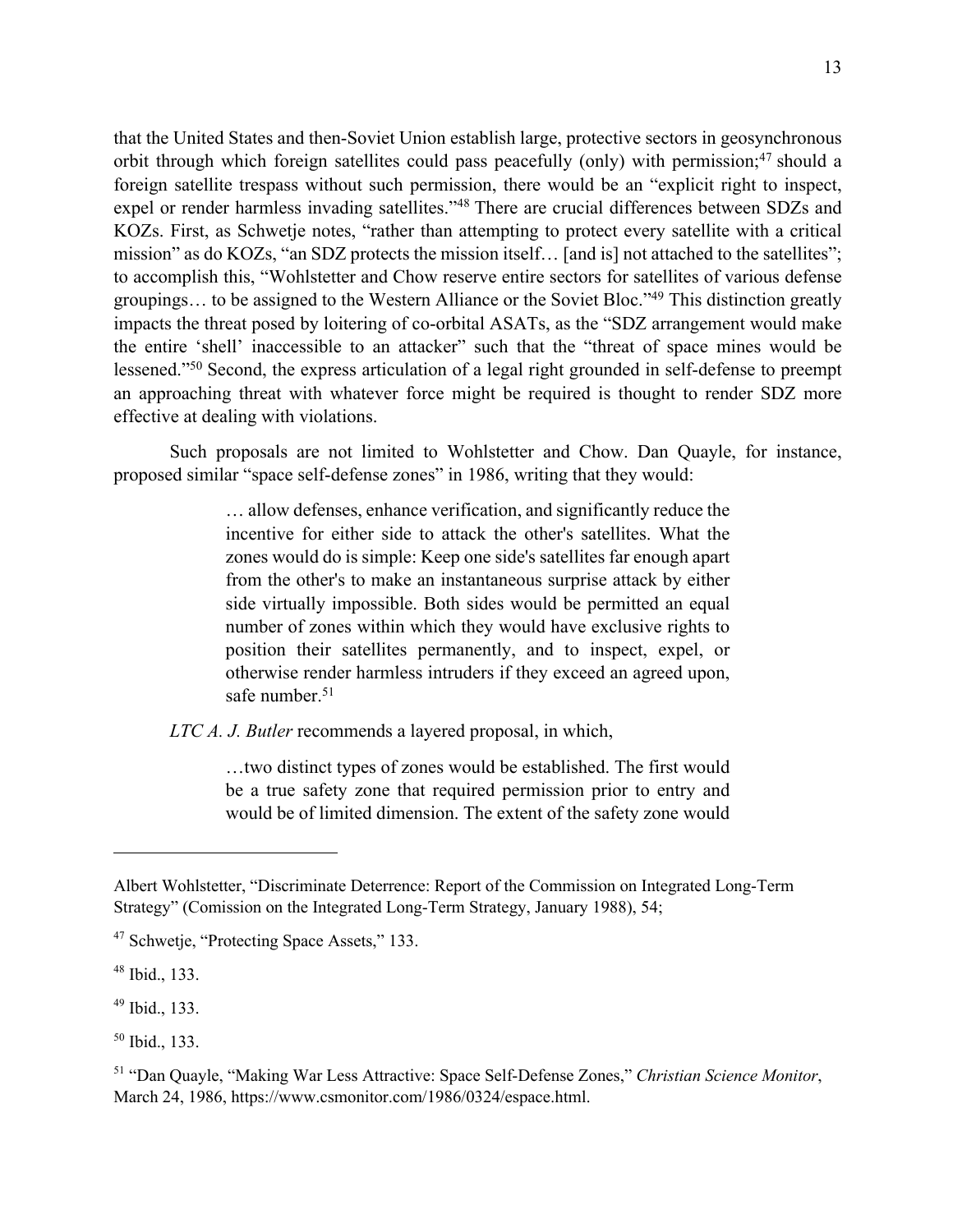that the United States and then-Soviet Union establish large, protective sectors in geosynchronous orbit through which foreign satellites could pass peacefully (only) with permission;[47] should a foreign satellite trespass without such permission, there would be an "explicit right to inspect, expel or render harmless invading satellites."[48] There are crucial differences between SDZs and KOZs. First, as Schwetje notes, "rather than attempting to protect every satellite with a critical mission" as do KOZs, "an SDZ protects the mission itself… [and is] not attached to the satellites"; to accomplish this, "Wohlstetter and Chow reserve entire sectors for satellites of various defense groupings… to be assigned to the Western Alliance or the Soviet Bloc."[49] This distinction greatly impacts the threat posed by loitering of co-orbital ASATs, as the "SDZ arrangement would make the entire 'shell' inaccessible to an attacker" such that the "threat of space mines would be lessened."[50] Second, the express articulation of a legal right grounded in self-defense to preempt an approaching threat with whatever force might be required is thought to render SDZ more effective at dealing with violations.

Such proposals are not limited to Wohlstetter and Chow. Dan Quayle, for instance, proposed similar "space self-defense zones" in 1986, writing that they would:

> … allow defenses, enhance verification, and significantly reduce the incentive for either side to attack the other's satellites. What the zones would do is simple: Keep one side's satellites far enough apart from the other's to make an instantaneous surprise attack by either side virtually impossible. Both sides would be permitted an equal number of zones within which they would have exclusive rights to position their satellites permanently, and to inspect, expel, or otherwise render harmless intruders if they exceed an agreed upon, safe number.[51]

*LTC A. J. Butler* recommends a layered proposal, in which,

> …two distinct types of zones would be established. The first would be a true safety zone that required permission prior to entry and would be of limited dimension. The extent of the safety zone would

---

Albert Wohlstetter, "Discriminate Deterrence: Report of the Commission on Integrated Long-Term Strategy" (Comission on the Integrated Long-Term Strategy, January 1988), 54;

[47] Schwetje, "Protecting Space Assets," 133.

[48] Ibid., 133.

[49] Ibid., 133.

[50] Ibid., 133.

[51] "Dan Quayle, "Making War Less Attractive: Space Self-Defense Zones," *Christian Science Monitor*, March 24, 1986, https://www.csmonitor.com/1986/0324/espace.html.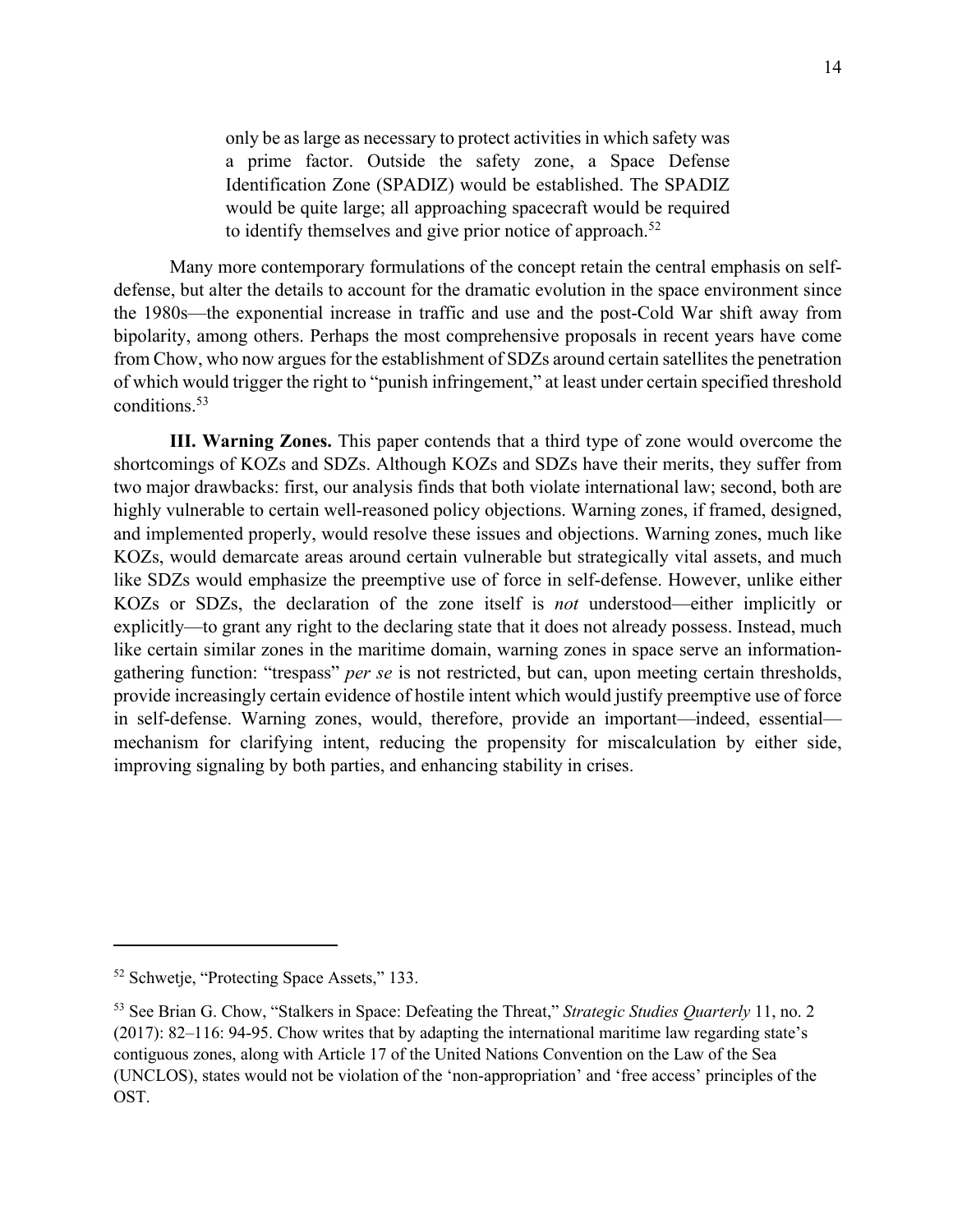> only be as large as necessary to protect activities in which safety was a prime factor. Outside the safety zone, a Space Defense Identification Zone (SPADIZ) would be established. The SPADIZ would be quite large; all approaching spacecraft would be required to identify themselves and give prior notice of approach.[52]

Many more contemporary formulations of the concept retain the central emphasis on self-defense, but alter the details to account for the dramatic evolution in the space environment since the 1980s—the exponential increase in traffic and use and the post-Cold War shift away from bipolarity, among others. Perhaps the most comprehensive proposals in recent years have come from Chow, who now argues for the establishment of SDZs around certain satellites the penetration of which would trigger the right to "punish infringement," at least under certain specified threshold conditions.[53]

**III. Warning Zones.** This paper contends that a third type of zone would overcome the shortcomings of KOZs and SDZs. Although KOZs and SDZs have their merits, they suffer from two major drawbacks: first, our analysis finds that both violate international law; second, both are highly vulnerable to certain well-reasoned policy objections. Warning zones, if framed, designed, and implemented properly, would resolve these issues and objections. Warning zones, much like KOZs, would demarcate areas around certain vulnerable but strategically vital assets, and much like SDZs would emphasize the preemptive use of force in self-defense. However, unlike either KOZs or SDZs, the declaration of the zone itself is *not* understood—either implicitly or explicitly—to grant any right to the declaring state that it does not already possess. Instead, much like certain similar zones in the maritime domain, warning zones in space serve an information-gathering function: "trespass" *per se* is not restricted, but can, upon meeting certain thresholds, provide increasingly certain evidence of hostile intent which would justify preemptive use of force in self-defense. Warning zones, would, therefore, provide an important—indeed, essential—mechanism for clarifying intent, reducing the propensity for miscalculation by either side, improving signaling by both parties, and enhancing stability in crises.

---

[52] Schwetje, "Protecting Space Assets," 133.

[53] See Brian G. Chow, "Stalkers in Space: Defeating the Threat," *Strategic Studies Quarterly* 11, no. 2 (2017): 82–116: 94-95. Chow writes that by adapting the international maritime law regarding state's contiguous zones, along with Article 17 of the United Nations Convention on the Law of the Sea (UNCLOS), states would not be violation of the 'non-appropriation' and 'free access' principles of the OST.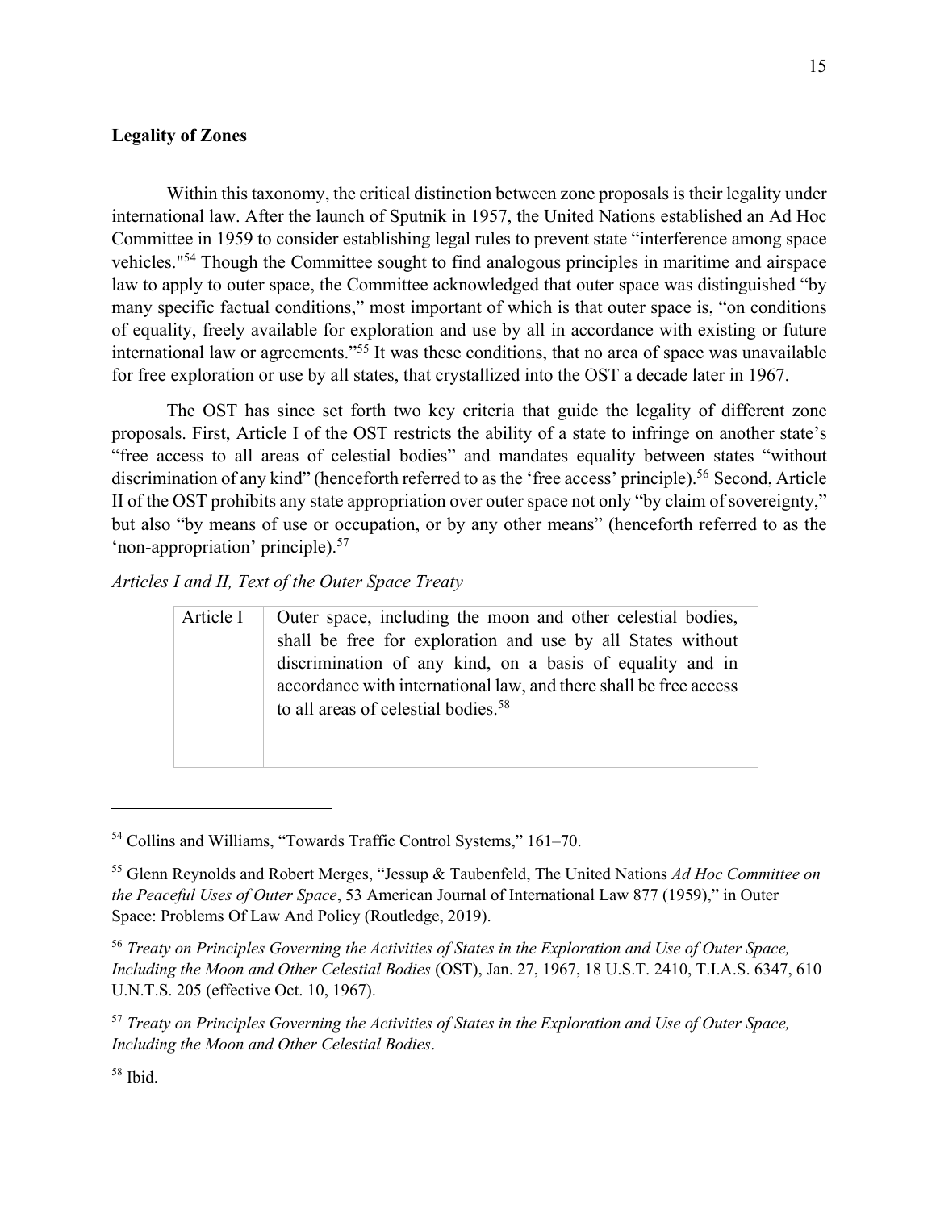**Legality of Zones**

Within this taxonomy, the critical distinction between zone proposals is their legality under international law. After the launch of Sputnik in 1957, the United Nations established an Ad Hoc Committee in 1959 to consider establishing legal rules to prevent state "interference among space vehicles."[54] Though the Committee sought to find analogous principles in maritime and airspace law to apply to outer space, the Committee acknowledged that outer space was distinguished "by many specific factual conditions," most important of which is that outer space is, "on conditions of equality, freely available for exploration and use by all in accordance with existing or future international law or agreements."[55] It was these conditions, that no area of space was unavailable for free exploration or use by all states, that crystallized into the OST a decade later in 1967.

The OST has since set forth two key criteria that guide the legality of different zone proposals. First, Article I of the OST restricts the ability of a state to infringe on another state's "free access to all areas of celestial bodies" and mandates equality between states "without discrimination of any kind" (henceforth referred to as the 'free access' principle).[56] Second, Article II of the OST prohibits any state appropriation over outer space not only "by claim of sovereignty," but also "by means of use or occupation, or by any other means" (henceforth referred to as the 'non-appropriation' principle).[57]

*Articles I and II, Text of the Outer Space Treaty*

| | |
|---|---|
| Article I | Outer space, including the moon and other celestial bodies, shall be free for exploration and use by all States without discrimination of any kind, on a basis of equality and in accordance with international law, and there shall be free access to all areas of celestial bodies.[58] |

---

[54] Collins and Williams, "Towards Traffic Control Systems," 161–70.

[55] Glenn Reynolds and Robert Merges, "Jessup & Taubenfeld, The United Nations *Ad Hoc Committee on the Peaceful Uses of Outer Space*, 53 American Journal of International Law 877 (1959)," in Outer Space: Problems Of Law And Policy (Routledge, 2019).

[56] *Treaty on Principles Governing the Activities of States in the Exploration and Use of Outer Space, Including the Moon and Other Celestial Bodies* (OST), Jan. 27, 1967, 18 U.S.T. 2410, T.I.A.S. 6347, 610 U.N.T.S. 205 (effective Oct. 10, 1967).

[57] *Treaty on Principles Governing the Activities of States in the Exploration and Use of Outer Space, Including the Moon and Other Celestial Bodies*.

[58] Ibid.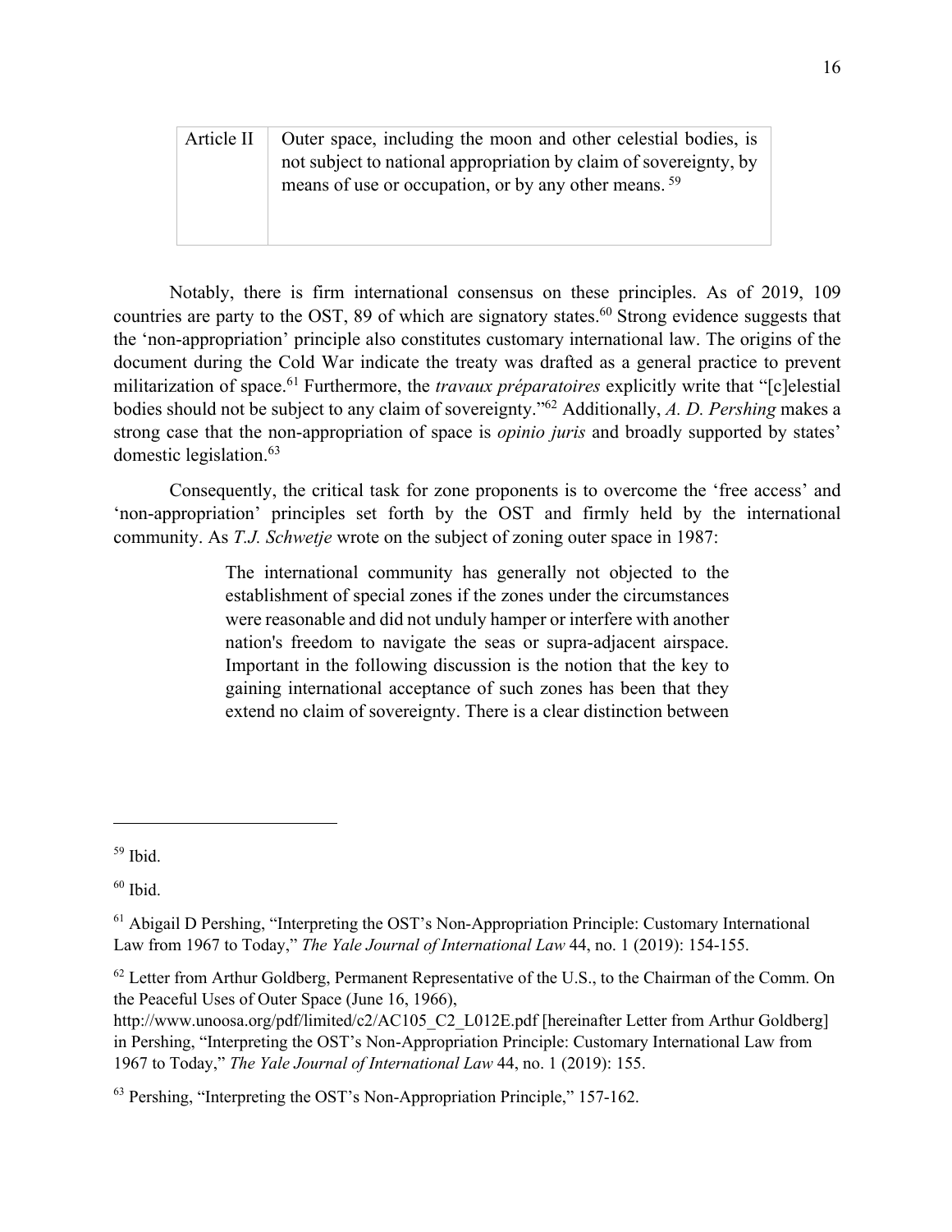| Article II | Outer space, including the moon and other celestial bodies, is not subject to national appropriation by claim of sovereignty, by means of use or occupation, or by any other means. [59] |
|---|---|

Notably, there is firm international consensus on these principles. As of 2019, 109 countries are party to the OST, 89 of which are signatory states.[60] Strong evidence suggests that the 'non-appropriation' principle also constitutes customary international law. The origins of the document during the Cold War indicate the treaty was drafted as a general practice to prevent militarization of space.[61] Furthermore, the *travaux préparatoires* explicitly write that "[c]elestial bodies should not be subject to any claim of sovereignty."[62] Additionally, *A. D. Pershing* makes a strong case that the non-appropriation of space is *opinio juris* and broadly supported by states' domestic legislation.[63]

Consequently, the critical task for zone proponents is to overcome the 'free access' and 'non-appropriation' principles set forth by the OST and firmly held by the international community. As *T.J. Schwetje* wrote on the subject of zoning outer space in 1987:

> The international community has generally not objected to the establishment of special zones if the zones under the circumstances were reasonable and did not unduly hamper or interfere with another nation's freedom to navigate the seas or supra-adjacent airspace. Important in the following discussion is the notion that the key to gaining international acceptance of such zones has been that they extend no claim of sovereignty. There is a clear distinction between

---

[59] Ibid.

[60] Ibid.

[61] Abigail D Pershing, "Interpreting the OST's Non-Appropriation Principle: Customary International Law from 1967 to Today," *The Yale Journal of International Law* 44, no. 1 (2019): 154-155.

[62] Letter from Arthur Goldberg, Permanent Representative of the U.S., to the Chairman of the Comm. On the Peaceful Uses of Outer Space (June 16, 1966), http://www.unoosa.org/pdf/limited/c2/AC105_C2_L012E.pdf [hereinafter Letter from Arthur Goldberg] in Pershing, "Interpreting the OST's Non-Appropriation Principle: Customary International Law from 1967 to Today," *The Yale Journal of International Law* 44, no. 1 (2019): 155.

[63] Pershing, "Interpreting the OST's Non-Appropriation Principle," 157-162.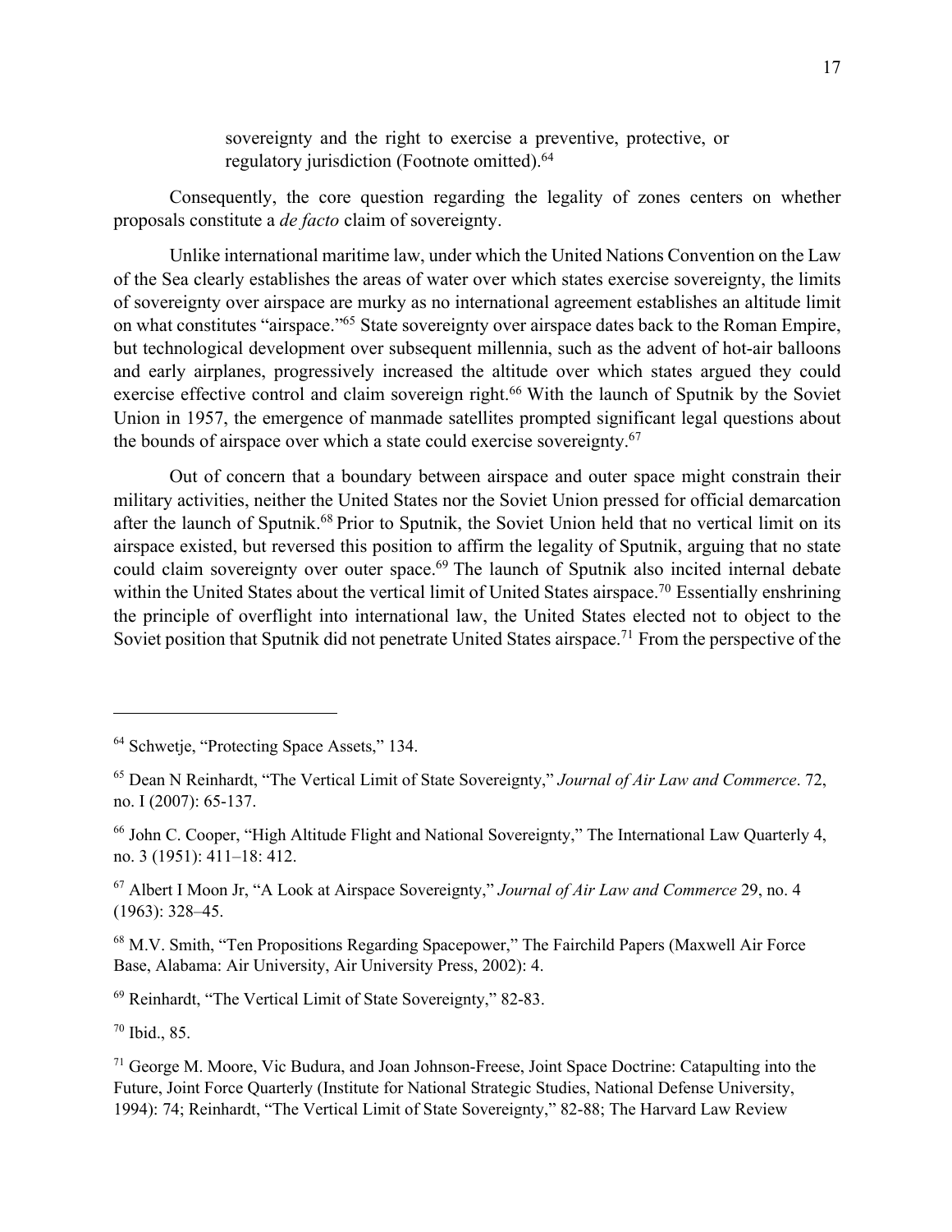> sovereignty and the right to exercise a preventive, protective, or regulatory jurisdiction (Footnote omitted).[64]

Consequently, the core question regarding the legality of zones centers on whether proposals constitute a *de facto* claim of sovereignty.

Unlike international maritime law, under which the United Nations Convention on the Law of the Sea clearly establishes the areas of water over which states exercise sovereignty, the limits of sovereignty over airspace are murky as no international agreement establishes an altitude limit on what constitutes "airspace."[65] State sovereignty over airspace dates back to the Roman Empire, but technological development over subsequent millennia, such as the advent of hot-air balloons and early airplanes, progressively increased the altitude over which states argued they could exercise effective control and claim sovereign right.[66] With the launch of Sputnik by the Soviet Union in 1957, the emergence of manmade satellites prompted significant legal questions about the bounds of airspace over which a state could exercise sovereignty.[67]

Out of concern that a boundary between airspace and outer space might constrain their military activities, neither the United States nor the Soviet Union pressed for official demarcation after the launch of Sputnik.[68] Prior to Sputnik, the Soviet Union held that no vertical limit on its airspace existed, but reversed this position to affirm the legality of Sputnik, arguing that no state could claim sovereignty over outer space.[69] The launch of Sputnik also incited internal debate within the United States about the vertical limit of United States airspace.[70] Essentially enshrining the principle of overflight into international law, the United States elected not to object to the Soviet position that Sputnik did not penetrate United States airspace.[71] From the perspective of the

---

[64] Schwetje, "Protecting Space Assets," 134.

[65] Dean N Reinhardt, "The Vertical Limit of State Sovereignty," *Journal of Air Law and Commerce*. 72, no. I (2007): 65-137.

[66] John C. Cooper, "High Altitude Flight and National Sovereignty," The International Law Quarterly 4, no. 3 (1951): 411–18: 412.

[67] Albert I Moon Jr, "A Look at Airspace Sovereignty," *Journal of Air Law and Commerce* 29, no. 4 (1963): 328–45.

[68] M.V. Smith, "Ten Propositions Regarding Spacepower," The Fairchild Papers (Maxwell Air Force Base, Alabama: Air University, Air University Press, 2002): 4.

[69] Reinhardt, "The Vertical Limit of State Sovereignty," 82-83.

[70] Ibid., 85.

[71] George M. Moore, Vic Budura, and Joan Johnson-Freese, Joint Space Doctrine: Catapulting into the Future, Joint Force Quarterly (Institute for National Strategic Studies, National Defense University, 1994): 74; Reinhardt, "The Vertical Limit of State Sovereignty," 82-88; The Harvard Law Review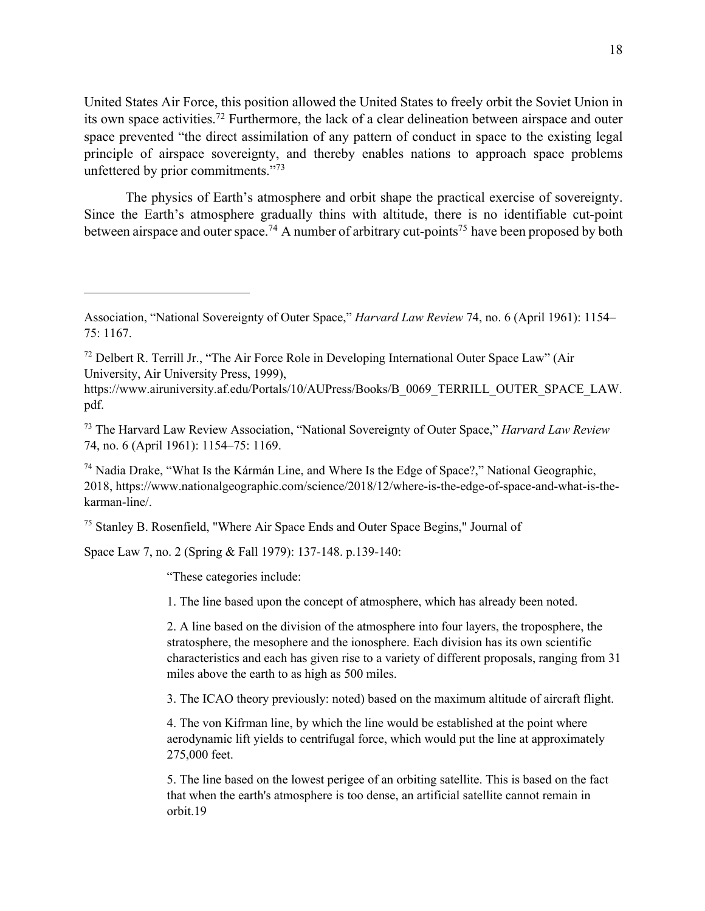United States Air Force, this position allowed the United States to freely orbit the Soviet Union in its own space activities.[72] Furthermore, the lack of a clear delineation between airspace and outer space prevented "the direct assimilation of any pattern of conduct in space to the existing legal principle of airspace sovereignty, and thereby enables nations to approach space problems unfettered by prior commitments."[73]

The physics of Earth's atmosphere and orbit shape the practical exercise of sovereignty. Since the Earth's atmosphere gradually thins with altitude, there is no identifiable cut-point between airspace and outer space.[74] A number of arbitrary cut-points[75] have been proposed by both

---

Association, "National Sovereignty of Outer Space," *Harvard Law Review* 74, no. 6 (April 1961): 1154–75: 1167.

[72] Delbert R. Terrill Jr., "The Air Force Role in Developing International Outer Space Law" (Air University, Air University Press, 1999), https://www.airuniversity.af.edu/Portals/10/AUPress/Books/B_0069_TERRILL_OUTER_SPACE_LAW.pdf.

[73] The Harvard Law Review Association, "National Sovereignty of Outer Space," *Harvard Law Review* 74, no. 6 (April 1961): 1154–75: 1169.

[74] Nadia Drake, "What Is the Kármán Line, and Where Is the Edge of Space?," National Geographic, 2018, https://www.nationalgeographic.com/science/2018/12/where-is-the-edge-of-space-and-what-is-the-karman-line/.

[75] Stanley B. Rosenfield, "Where Air Space Ends and Outer Space Begins," Journal of Space Law 7, no. 2 (Spring & Fall 1979): 137-148. p.139-140:

> "These categories include:
>
> 1. The line based upon the concept of atmosphere, which has already been noted.
>
> 2. A line based on the division of the atmosphere into four layers, the troposphere, the stratosphere, the mesophere and the ionosphere. Each division has its own scientific characteristics and each has given rise to a variety of different proposals, ranging from 31 miles above the earth to as high as 500 miles.
>
> 3. The ICAO theory previously: noted) based on the maximum altitude of aircraft flight.
>
> 4. The von Kifrman line, by which the line would be established at the point where aerodynamic lift yields to centrifugal force, which would put the line at approximately 275,000 feet.
>
> 5. The line based on the lowest perigee of an orbiting satellite. This is based on the fact that when the earth's atmosphere is too dense, an artificial satellite cannot remain in orbit.19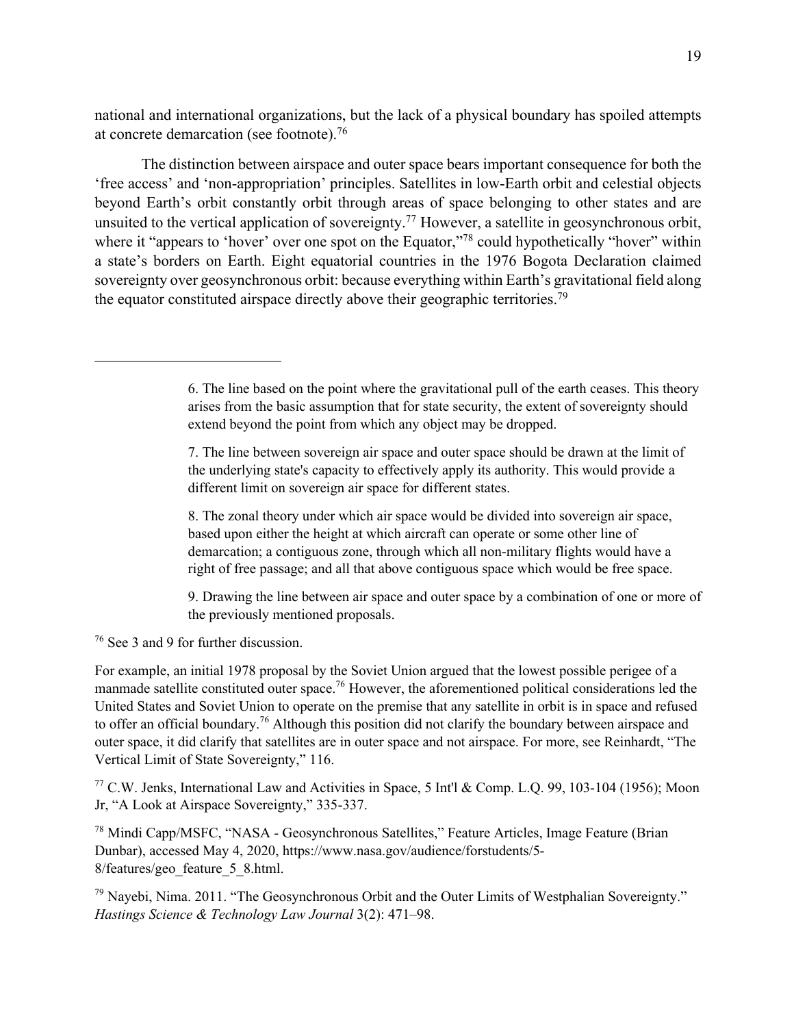national and international organizations, but the lack of a physical boundary has spoiled attempts at concrete demarcation (see footnote).[76]

The distinction between airspace and outer space bears important consequence for both the 'free access' and 'non-appropriation' principles. Satellites in low-Earth orbit and celestial objects beyond Earth's orbit constantly orbit through areas of space belonging to other states and are unsuited to the vertical application of sovereignty.[77] However, a satellite in geosynchronous orbit, where it "appears to 'hover' over one spot on the Equator,"[78] could hypothetically "hover" within a state's borders on Earth. Eight equatorial countries in the 1976 Bogota Declaration claimed sovereignty over geosynchronous orbit: because everything within Earth's gravitational field along the equator constituted airspace directly above their geographic territories.[79]

---

> 6. The line based on the point where the gravitational pull of the earth ceases. This theory arises from the basic assumption that for state security, the extent of sovereignty should extend beyond the point from which any object may be dropped.
>
> 7. The line between sovereign air space and outer space should be drawn at the limit of the underlying state's capacity to effectively apply its authority. This would provide a different limit on sovereign air space for different states.
>
> 8. The zonal theory under which air space would be divided into sovereign air space, based upon either the height at which aircraft can operate or some other line of demarcation; a contiguous zone, through which all non-military flights would have a right of free passage; and all that above contiguous space which would be free space.
>
> 9. Drawing the line between air space and outer space by a combination of one or more of the previously mentioned proposals.

[76] See 3 and 9 for further discussion.

For example, an initial 1978 proposal by the Soviet Union argued that the lowest possible perigee of a manmade satellite constituted outer space.[76] However, the aforementioned political considerations led the United States and Soviet Union to operate on the premise that any satellite in orbit is in space and refused to offer an official boundary.[76] Although this position did not clarify the boundary between airspace and outer space, it did clarify that satellites are in outer space and not airspace. For more, see Reinhardt, "The Vertical Limit of State Sovereignty," 116.

[77] C.W. Jenks, International Law and Activities in Space, 5 Int'l & Comp. L.Q. 99, 103-104 (1956); Moon Jr, "A Look at Airspace Sovereignty," 335-337.

[78] Mindi Capp/MSFC, "NASA - Geosynchronous Satellites," Feature Articles, Image Feature (Brian Dunbar), accessed May 4, 2020, https://www.nasa.gov/audience/forstudents/5-8/features/geo_feature_5_8.html.

[79] Nayebi, Nima. 2011. "The Geosynchronous Orbit and the Outer Limits of Westphalian Sovereignty." *Hastings Science & Technology Law Journal* 3(2): 471–98.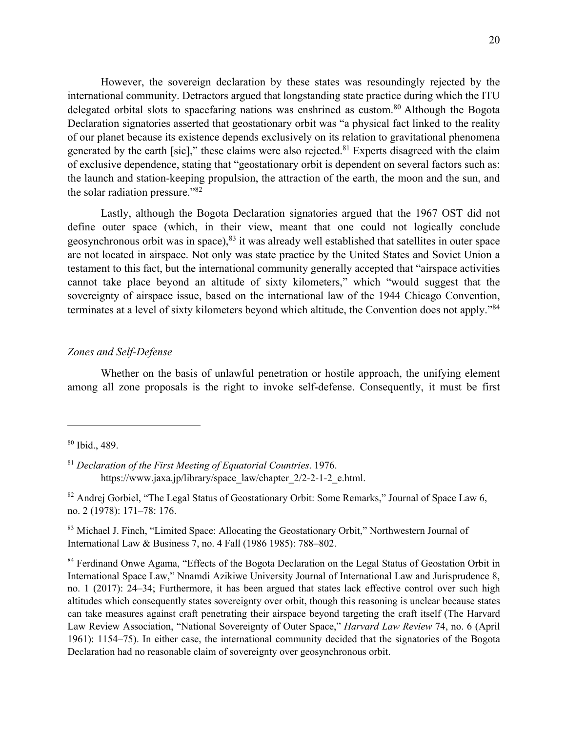However, the sovereign declaration by these states was resoundingly rejected by the international community. Detractors argued that longstanding state practice during which the ITU delegated orbital slots to spacefaring nations was enshrined as custom.[80] Although the Bogota Declaration signatories asserted that geostationary orbit was "a physical fact linked to the reality of our planet because its existence depends exclusively on its relation to gravitational phenomena generated by the earth [sic]," these claims were also rejected.[81] Experts disagreed with the claim of exclusive dependence, stating that "geostationary orbit is dependent on several factors such as: the launch and station-keeping propulsion, the attraction of the earth, the moon and the sun, and the solar radiation pressure."[82]

Lastly, although the Bogota Declaration signatories argued that the 1967 OST did not define outer space (which, in their view, meant that one could not logically conclude geosynchronous orbit was in space),[83] it was already well established that satellites in outer space are not located in airspace. Not only was state practice by the United States and Soviet Union a testament to this fact, but the international community generally accepted that "airspace activities cannot take place beyond an altitude of sixty kilometers," which "would suggest that the sovereignty of airspace issue, based on the international law of the 1944 Chicago Convention, terminates at a level of sixty kilometers beyond which altitude, the Convention does not apply."[84]

### *Zones and Self-Defense*

Whether on the basis of unlawful penetration or hostile approach, the unifying element among all zone proposals is the right to invoke self-defense. Consequently, it must be first

---

[80] Ibid., 489.

[81] *Declaration of the First Meeting of Equatorial Countries*. 1976. https://www.jaxa.jp/library/space_law/chapter_2/2-2-1-2_e.html.

[82] Andrej Gorbiel, "The Legal Status of Geostationary Orbit: Some Remarks," Journal of Space Law 6, no. 2 (1978): 171–78: 176.

[83] Michael J. Finch, "Limited Space: Allocating the Geostationary Orbit," Northwestern Journal of International Law & Business 7, no. 4 Fall (1986 1985): 788–802.

[84] Ferdinand Onwe Agama, "Effects of the Bogota Declaration on the Legal Status of Geostation Orbit in International Space Law," Nnamdi Azikiwe University Journal of International Law and Jurisprudence 8, no. 1 (2017): 24–34; Furthermore, it has been argued that states lack effective control over such high altitudes which consequently states sovereignty over orbit, though this reasoning is unclear because states can take measures against craft penetrating their airspace beyond targeting the craft itself (The Harvard Law Review Association, "National Sovereignty of Outer Space," *Harvard Law Review* 74, no. 6 (April 1961): 1154–75). In either case, the international community decided that the signatories of the Bogota Declaration had no reasonable claim of sovereignty over geosynchronous orbit.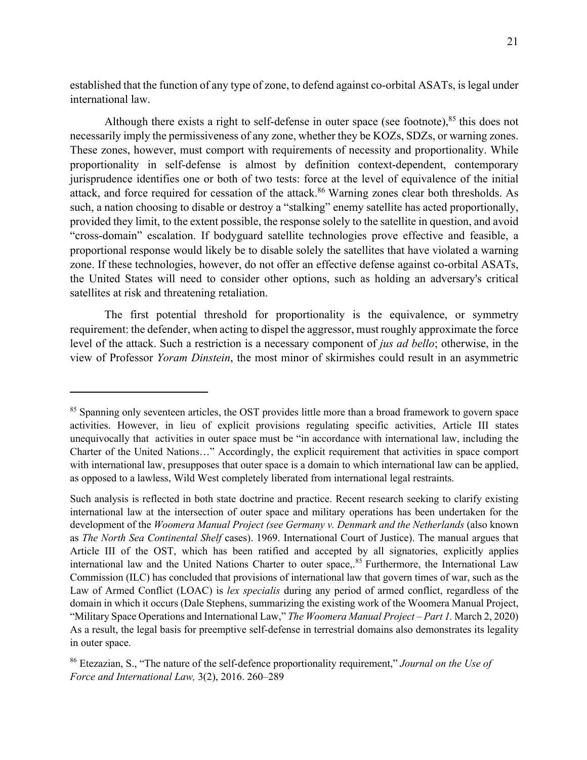established that the function of any type of zone, to defend against co-orbital ASATs, is legal under international law.

Although there exists a right to self-defense in outer space (see footnote),[85] this does not necessarily imply the permissiveness of any zone, whether they be KOZs, SDZs, or warning zones. These zones, however, must comport with requirements of necessity and proportionality. While proportionality in self-defense is almost by definition context-dependent, contemporary jurisprudence identifies one or both of two tests: force at the level of equivalence of the initial attack, and force required for cessation of the attack.[86] Warning zones clear both thresholds. As such, a nation choosing to disable or destroy a "stalking" enemy satellite has acted proportionally, provided they limit, to the extent possible, the response solely to the satellite in question, and avoid "cross-domain" escalation. If bodyguard satellite technologies prove effective and feasible, a proportional response would likely be to disable solely the satellites that have violated a warning zone. If these technologies, however, do not offer an effective defense against co-orbital ASATs, the United States will need to consider other options, such as holding an adversary's critical satellites at risk and threatening retaliation.

The first potential threshold for proportionality is the equivalence, or symmetry requirement: the defender, when acting to dispel the aggressor, must roughly approximate the force level of the attack. Such a restriction is a necessary component of *jus ad bello*; otherwise, in the view of Professor *Yoram Dinstein*, the most minor of skirmishes could result in an asymmetric

---

[85] Spanning only seventeen articles, the OST provides little more than a broad framework to govern space activities. However, in lieu of explicit provisions regulating specific activities, Article III states unequivocally that activities in outer space must be "in accordance with international law, including the Charter of the United Nations…" Accordingly, the explicit requirement that activities in space comport with international law, presupposes that outer space is a domain to which international law can be applied, as opposed to a lawless, Wild West completely liberated from international legal restraints.

Such analysis is reflected in both state doctrine and practice. Recent research seeking to clarify existing international law at the intersection of outer space and military operations has been undertaken for the development of the *Woomera Manual Project (see Germany v. Denmark and the Netherlands* (also known as *The North Sea Continental Shelf* cases). 1969. International Court of Justice). The manual argues that Article III of the OST, which has been ratified and accepted by all signatories, explicitly applies international law and the United Nations Charter to outer space,.[85] Furthermore, the International Law Commission (ILC) has concluded that provisions of international law that govern times of war, such as the Law of Armed Conflict (LOAC) is *lex specialis* during any period of armed conflict, regardless of the domain in which it occurs (Dale Stephens, summarizing the existing work of the Woomera Manual Project, "Military Space Operations and International Law," *The Woomera Manual Project – Part 1.* March 2, 2020) As a result, the legal basis for preemptive self-defense in terrestrial domains also demonstrates its legality in outer space.

[86] Etezazian, S., "The nature of the self-defence proportionality requirement," *Journal on the Use of Force and International Law,* 3(2), 2016. 260–289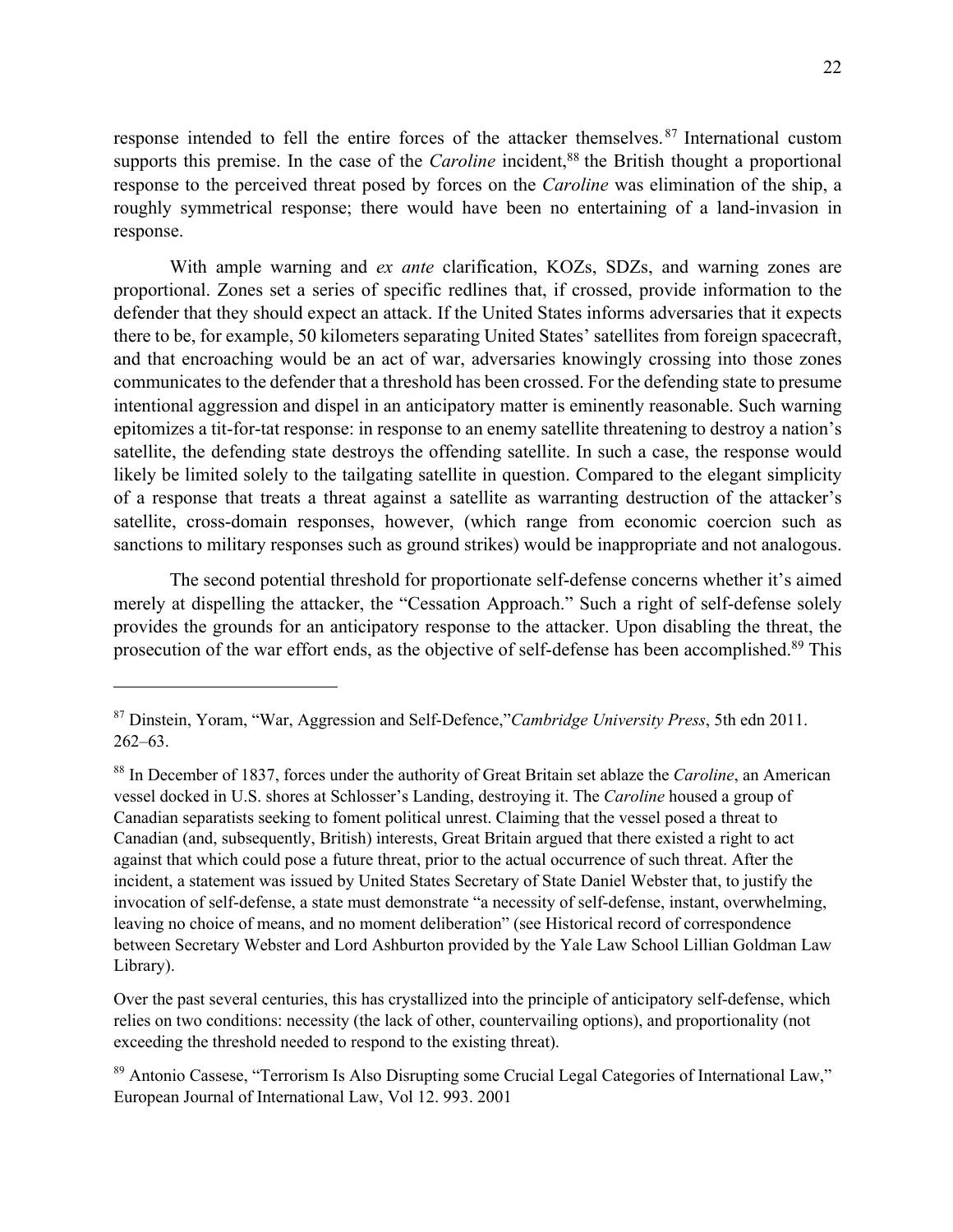response intended to fell the entire forces of the attacker themselves.[87] International custom supports this premise. In the case of the *Caroline* incident,[88] the British thought a proportional response to the perceived threat posed by forces on the *Caroline* was elimination of the ship, a roughly symmetrical response; there would have been no entertaining of a land-invasion in response.

With ample warning and *ex ante* clarification, KOZs, SDZs, and warning zones are proportional. Zones set a series of specific redlines that, if crossed, provide information to the defender that they should expect an attack. If the United States informs adversaries that it expects there to be, for example, 50 kilometers separating United States' satellites from foreign spacecraft, and that encroaching would be an act of war, adversaries knowingly crossing into those zones communicates to the defender that a threshold has been crossed. For the defending state to presume intentional aggression and dispel in an anticipatory matter is eminently reasonable. Such warning epitomizes a tit-for-tat response: in response to an enemy satellite threatening to destroy a nation's satellite, the defending state destroys the offending satellite. In such a case, the response would likely be limited solely to the tailgating satellite in question. Compared to the elegant simplicity of a response that treats a threat against a satellite as warranting destruction of the attacker's satellite, cross-domain responses, however, (which range from economic coercion such as sanctions to military responses such as ground strikes) would be inappropriate and not analogous.

The second potential threshold for proportionate self-defense concerns whether it's aimed merely at dispelling the attacker, the "Cessation Approach." Such a right of self-defense solely provides the grounds for an anticipatory response to the attacker. Upon disabling the threat, the prosecution of the war effort ends, as the objective of self-defense has been accomplished.[89] This

---

[87] Dinstein, Yoram, "War, Aggression and Self-Defence,"*Cambridge University Press*, 5th edn 2011. 262–63.

[88] In December of 1837, forces under the authority of Great Britain set ablaze the *Caroline*, an American vessel docked in U.S. shores at Schlosser's Landing, destroying it. The *Caroline* housed a group of Canadian separatists seeking to foment political unrest. Claiming that the vessel posed a threat to Canadian (and, subsequently, British) interests, Great Britain argued that there existed a right to act against that which could pose a future threat, prior to the actual occurrence of such threat. After the incident, a statement was issued by United States Secretary of State Daniel Webster that, to justify the invocation of self-defense, a state must demonstrate "a necessity of self-defense, instant, overwhelming, leaving no choice of means, and no moment deliberation" (see Historical record of correspondence between Secretary Webster and Lord Ashburton provided by the Yale Law School Lillian Goldman Law Library).

Over the past several centuries, this has crystallized into the principle of anticipatory self-defense, which relies on two conditions: necessity (the lack of other, countervailing options), and proportionality (not exceeding the threshold needed to respond to the existing threat).

[89] Antonio Cassese, "Terrorism Is Also Disrupting some Crucial Legal Categories of International Law," European Journal of International Law, Vol 12. 993. 2001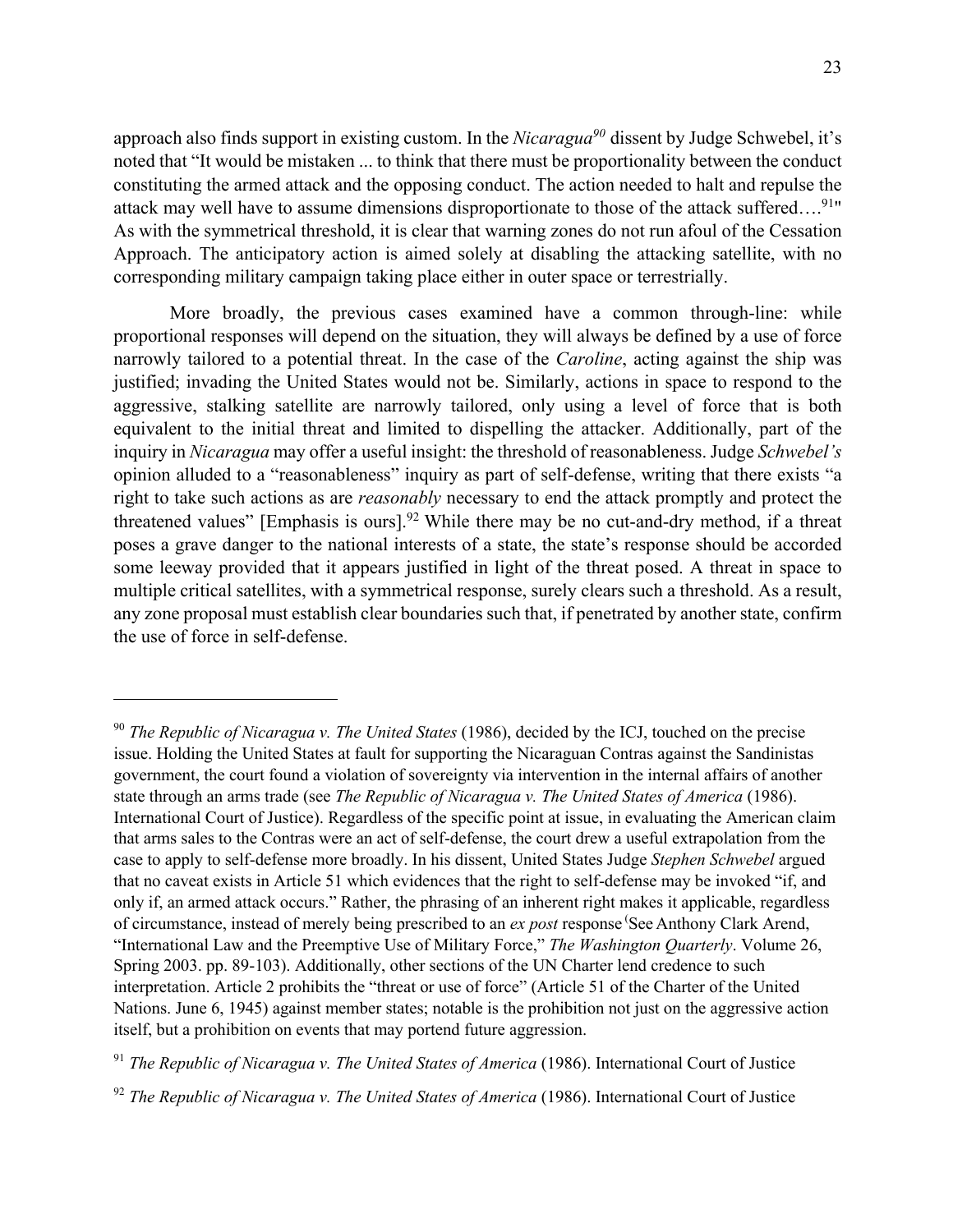approach also finds support in existing custom. In the *Nicaragua*[90] dissent by Judge Schwebel, it's noted that "It would be mistaken ... to think that there must be proportionality between the conduct constituting the armed attack and the opposing conduct. The action needed to halt and repulse the attack may well have to assume dimensions disproportionate to those of the attack suffered….[91]" As with the symmetrical threshold, it is clear that warning zones do not run afoul of the Cessation Approach. The anticipatory action is aimed solely at disabling the attacking satellite, with no corresponding military campaign taking place either in outer space or terrestrially.

More broadly, the previous cases examined have a common through-line: while proportional responses will depend on the situation, they will always be defined by a use of force narrowly tailored to a potential threat. In the case of the *Caroline*, acting against the ship was justified; invading the United States would not be. Similarly, actions in space to respond to the aggressive, stalking satellite are narrowly tailored, only using a level of force that is both equivalent to the initial threat and limited to dispelling the attacker. Additionally, part of the inquiry in *Nicaragua* may offer a useful insight: the threshold of reasonableness. Judge *Schwebel's* opinion alluded to a "reasonableness" inquiry as part of self-defense, writing that there exists "a right to take such actions as are *reasonably* necessary to end the attack promptly and protect the threatened values" [Emphasis is ours].[92] While there may be no cut-and-dry method, if a threat poses a grave danger to the national interests of a state, the state's response should be accorded some leeway provided that it appears justified in light of the threat posed. A threat in space to multiple critical satellites, with a symmetrical response, surely clears such a threshold. As a result, any zone proposal must establish clear boundaries such that, if penetrated by another state, confirm the use of force in self-defense.

---

[90] *The Republic of Nicaragua v. The United States* (1986), decided by the ICJ, touched on the precise issue. Holding the United States at fault for supporting the Nicaraguan Contras against the Sandinistas government, the court found a violation of sovereignty via intervention in the internal affairs of another state through an arms trade (see *The Republic of Nicaragua v. The United States of America* (1986). International Court of Justice). Regardless of the specific point at issue, in evaluating the American claim that arms sales to the Contras were an act of self-defense, the court drew a useful extrapolation from the case to apply to self-defense more broadly. In his dissent, United States Judge *Stephen Schwebel* argued that no caveat exists in Article 51 which evidences that the right to self-defense may be invoked "if, and only if, an armed attack occurs." Rather, the phrasing of an inherent right makes it applicable, regardless of circumstance, instead of merely being prescribed to an *ex post* response (See Anthony Clark Arend, "International Law and the Preemptive Use of Military Force," *The Washington Quarterly*. Volume 26, Spring 2003. pp. 89-103). Additionally, other sections of the UN Charter lend credence to such interpretation. Article 2 prohibits the "threat or use of force" (Article 51 of the Charter of the United Nations. June 6, 1945) against member states; notable is the prohibition not just on the aggressive action itself, but a prohibition on events that may portend future aggression.

[91] *The Republic of Nicaragua v. The United States of America* (1986). International Court of Justice

[92] *The Republic of Nicaragua v. The United States of America* (1986). International Court of Justice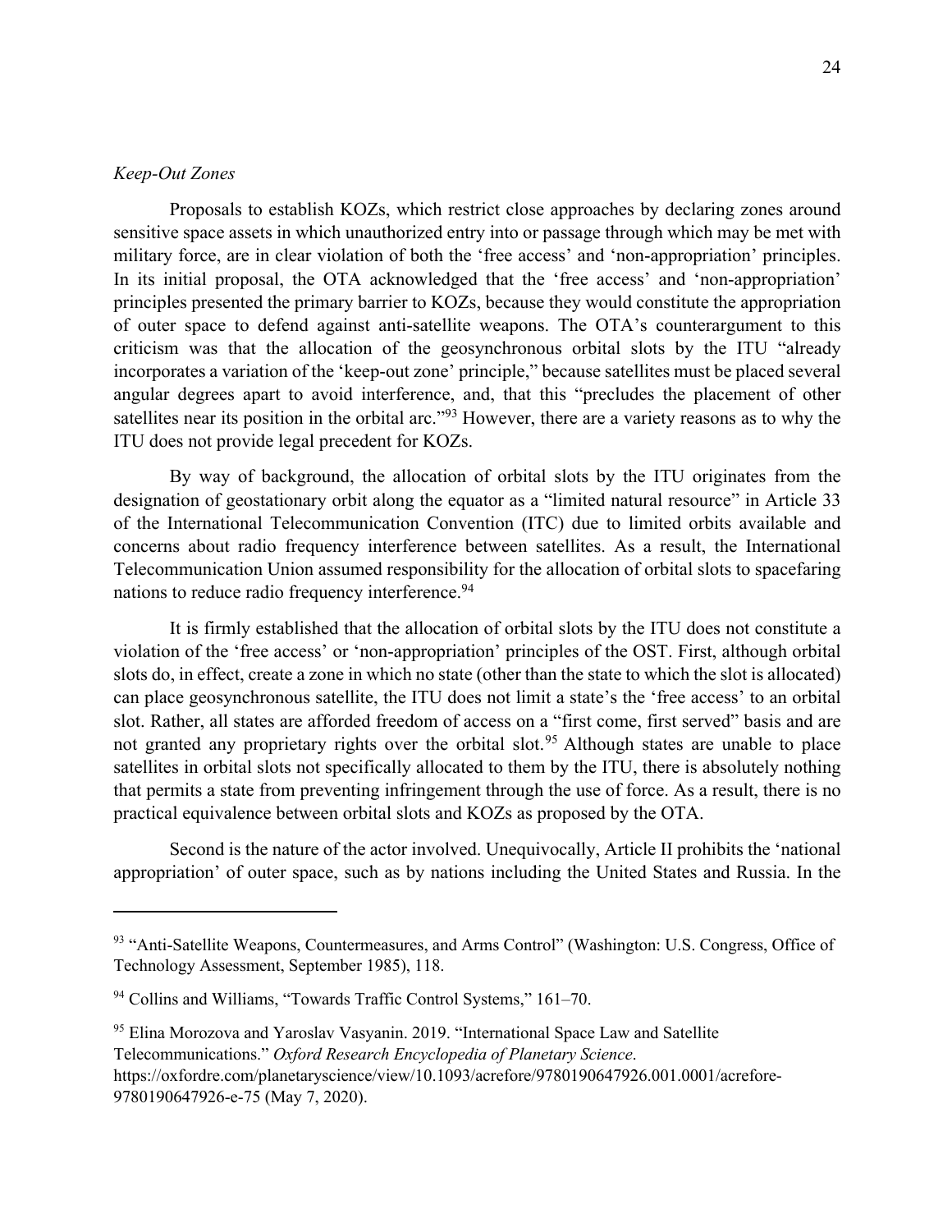*Keep-Out Zones*

Proposals to establish KOZs, which restrict close approaches by declaring zones around sensitive space assets in which unauthorized entry into or passage through which may be met with military force, are in clear violation of both the 'free access' and 'non-appropriation' principles. In its initial proposal, the OTA acknowledged that the 'free access' and 'non-appropriation' principles presented the primary barrier to KOZs, because they would constitute the appropriation of outer space to defend against anti-satellite weapons. The OTA's counterargument to this criticism was that the allocation of the geosynchronous orbital slots by the ITU "already incorporates a variation of the 'keep-out zone' principle," because satellites must be placed several angular degrees apart to avoid interference, and, that this "precludes the placement of other satellites near its position in the orbital arc."[93] However, there are a variety reasons as to why the ITU does not provide legal precedent for KOZs.

By way of background, the allocation of orbital slots by the ITU originates from the designation of geostationary orbit along the equator as a "limited natural resource" in Article 33 of the International Telecommunication Convention (ITC) due to limited orbits available and concerns about radio frequency interference between satellites. As a result, the International Telecommunication Union assumed responsibility for the allocation of orbital slots to spacefaring nations to reduce radio frequency interference.[94]

It is firmly established that the allocation of orbital slots by the ITU does not constitute a violation of the 'free access' or 'non-appropriation' principles of the OST. First, although orbital slots do, in effect, create a zone in which no state (other than the state to which the slot is allocated) can place geosynchronous satellite, the ITU does not limit a state's the 'free access' to an orbital slot. Rather, all states are afforded freedom of access on a "first come, first served" basis and are not granted any proprietary rights over the orbital slot.[95] Although states are unable to place satellites in orbital slots not specifically allocated to them by the ITU, there is absolutely nothing that permits a state from preventing infringement through the use of force. As a result, there is no practical equivalence between orbital slots and KOZs as proposed by the OTA.

Second is the nature of the actor involved. Unequivocally, Article II prohibits the 'national appropriation' of outer space, such as by nations including the United States and Russia. In the

---

[93] "Anti-Satellite Weapons, Countermeasures, and Arms Control" (Washington: U.S. Congress, Office of Technology Assessment, September 1985), 118.

[94] Collins and Williams, "Towards Traffic Control Systems," 161–70.

[95] Elina Morozova and Yaroslav Vasyanin. 2019. "International Space Law and Satellite Telecommunications." *Oxford Research Encyclopedia of Planetary Science*. https://oxfordre.com/planetaryscience/view/10.1093/acrefore/9780190647926.001.0001/acrefore-9780190647926-e-75 (May 7, 2020).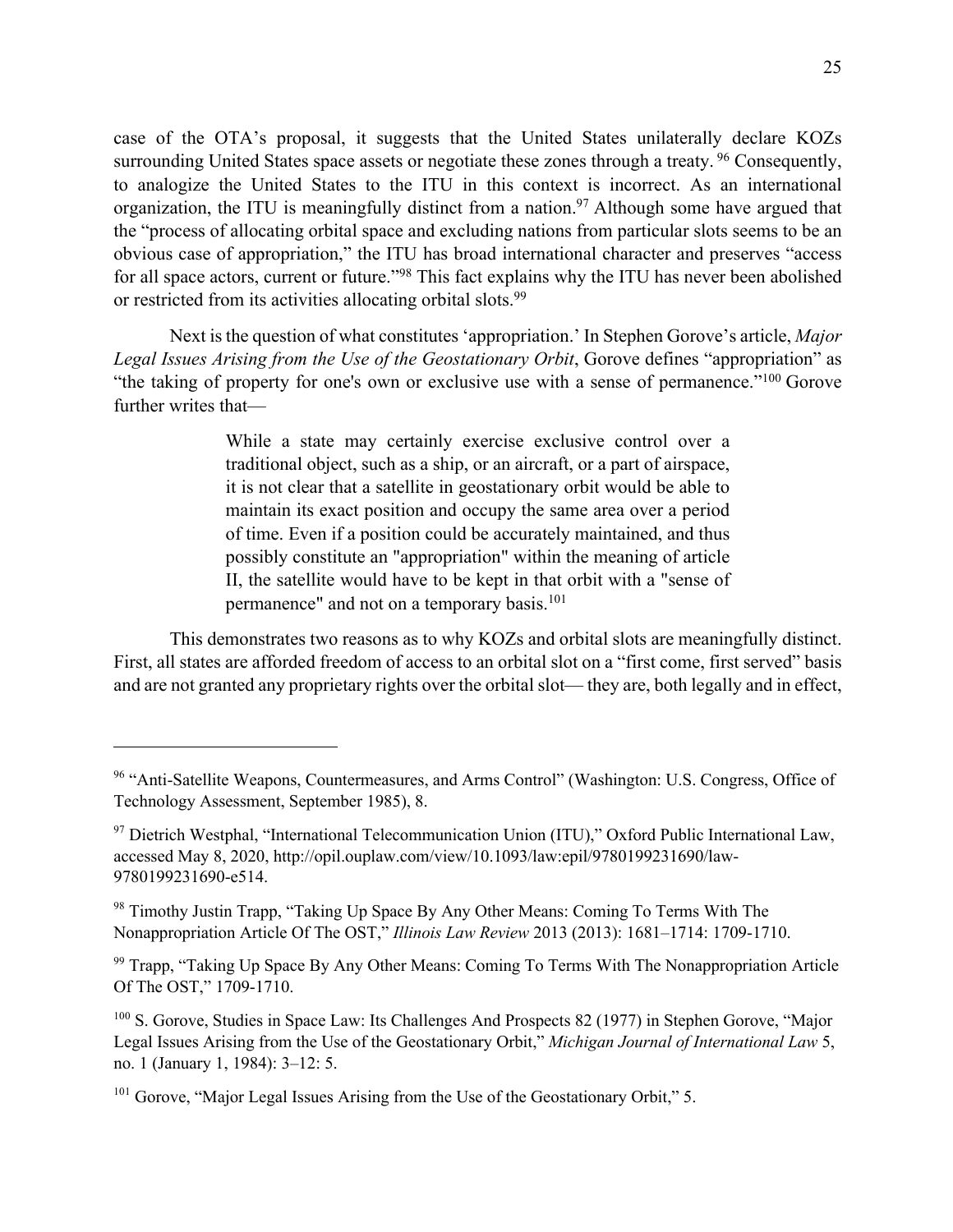case of the OTA's proposal, it suggests that the United States unilaterally declare KOZs surrounding United States space assets or negotiate these zones through a treaty.[96] Consequently, to analogize the United States to the ITU in this context is incorrect. As an international organization, the ITU is meaningfully distinct from a nation.[97] Although some have argued that the "process of allocating orbital space and excluding nations from particular slots seems to be an obvious case of appropriation," the ITU has broad international character and preserves "access for all space actors, current or future."[98] This fact explains why the ITU has never been abolished or restricted from its activities allocating orbital slots.[99]

Next is the question of what constitutes 'appropriation.' In Stephen Gorove's article, *Major Legal Issues Arising from the Use of the Geostationary Orbit*, Gorove defines "appropriation" as "the taking of property for one's own or exclusive use with a sense of permanence."[100] Gorove further writes that—

> While a state may certainly exercise exclusive control over a traditional object, such as a ship, or an aircraft, or a part of airspace, it is not clear that a satellite in geostationary orbit would be able to maintain its exact position and occupy the same area over a period of time. Even if a position could be accurately maintained, and thus possibly constitute an "appropriation" within the meaning of article II, the satellite would have to be kept in that orbit with a "sense of permanence" and not on a temporary basis.[101]

This demonstrates two reasons as to why KOZs and orbital slots are meaningfully distinct. First, all states are afforded freedom of access to an orbital slot on a "first come, first served" basis and are not granted any proprietary rights over the orbital slot— they are, both legally and in effect,

---

[96] "Anti-Satellite Weapons, Countermeasures, and Arms Control" (Washington: U.S. Congress, Office of Technology Assessment, September 1985), 8.

[97] Dietrich Westphal, "International Telecommunication Union (ITU)," Oxford Public International Law, accessed May 8, 2020, http://opil.ouplaw.com/view/10.1093/law:epil/9780199231690/law-9780199231690-e514.

[98] Timothy Justin Trapp, "Taking Up Space By Any Other Means: Coming To Terms With The Nonappropriation Article Of The OST," *Illinois Law Review* 2013 (2013): 1681–1714: 1709-1710.

[99] Trapp, "Taking Up Space By Any Other Means: Coming To Terms With The Nonappropriation Article Of The OST," 1709-1710.

[100] S. Gorove, Studies in Space Law: Its Challenges And Prospects 82 (1977) in Stephen Gorove, "Major Legal Issues Arising from the Use of the Geostationary Orbit," *Michigan Journal of International Law* 5, no. 1 (January 1, 1984): 3–12: 5.

[101] Gorove, "Major Legal Issues Arising from the Use of the Geostationary Orbit," 5.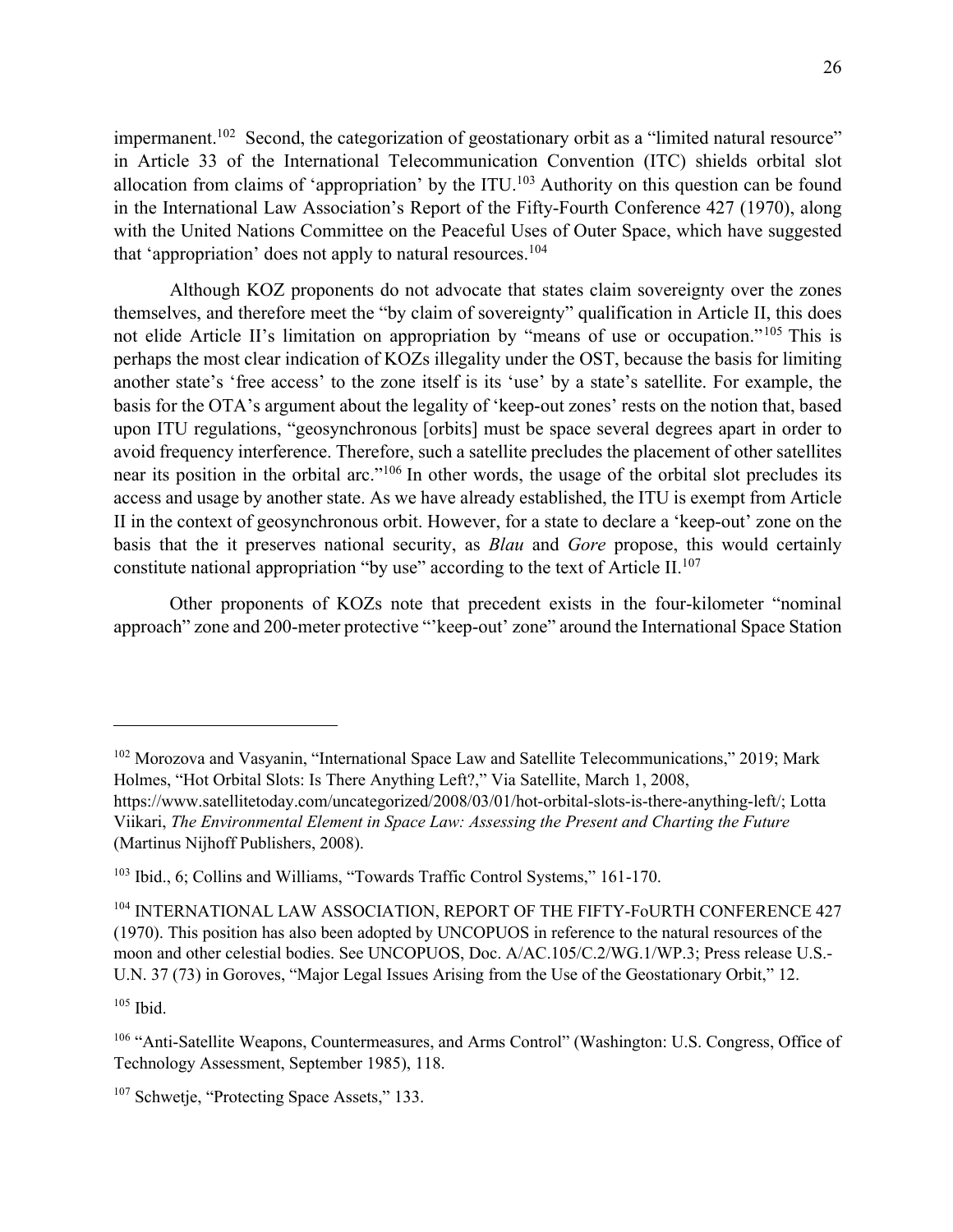impermanent.[102] Second, the categorization of geostationary orbit as a "limited natural resource" in Article 33 of the International Telecommunication Convention (ITC) shields orbital slot allocation from claims of 'appropriation' by the ITU.[103] Authority on this question can be found in the International Law Association's Report of the Fifty-Fourth Conference 427 (1970), along with the United Nations Committee on the Peaceful Uses of Outer Space, which have suggested that 'appropriation' does not apply to natural resources.[104]

Although KOZ proponents do not advocate that states claim sovereignty over the zones themselves, and therefore meet the "by claim of sovereignty" qualification in Article II, this does not elide Article II's limitation on appropriation by "means of use or occupation."[105] This is perhaps the most clear indication of KOZs illegality under the OST, because the basis for limiting another state's 'free access' to the zone itself is its 'use' by a state's satellite. For example, the basis for the OTA's argument about the legality of 'keep-out zones' rests on the notion that, based upon ITU regulations, "geosynchronous [orbits] must be space several degrees apart in order to avoid frequency interference. Therefore, such a satellite precludes the placement of other satellites near its position in the orbital arc."[106] In other words, the usage of the orbital slot precludes its access and usage by another state. As we have already established, the ITU is exempt from Article II in the context of geosynchronous orbit. However, for a state to declare a 'keep-out' zone on the basis that the it preserves national security, as *Blau* and *Gore* propose, this would certainly constitute national appropriation "by use" according to the text of Article II.[107]

Other proponents of KOZs note that precedent exists in the four-kilometer "nominal approach" zone and 200-meter protective "'keep-out' zone" around the International Space Station

---

[102] Morozova and Vasyanin, "International Space Law and Satellite Telecommunications," 2019; Mark Holmes, "Hot Orbital Slots: Is There Anything Left?," Via Satellite, March 1, 2008, https://www.satellitetoday.com/uncategorized/2008/03/01/hot-orbital-slots-is-there-anything-left/; Lotta Viikari, *The Environmental Element in Space Law: Assessing the Present and Charting the Future* (Martinus Nijhoff Publishers, 2008).

[103] Ibid., 6; Collins and Williams, "Towards Traffic Control Systems," 161-170.

[104] INTERNATIONAL LAW ASSOCIATION, REPORT OF THE FIFTY-FoURTH CONFERENCE 427 (1970). This position has also been adopted by UNCOPUOS in reference to the natural resources of the moon and other celestial bodies. See UNCOPUOS, Doc. A/AC.105/C.2/WG.1/WP.3; Press release U.S.-U.N. 37 (73) in Goroves, "Major Legal Issues Arising from the Use of the Geostationary Orbit," 12.

[105] Ibid.

[106] "Anti-Satellite Weapons, Countermeasures, and Arms Control" (Washington: U.S. Congress, Office of Technology Assessment, September 1985), 118.

[107] Schwetje, "Protecting Space Assets," 133.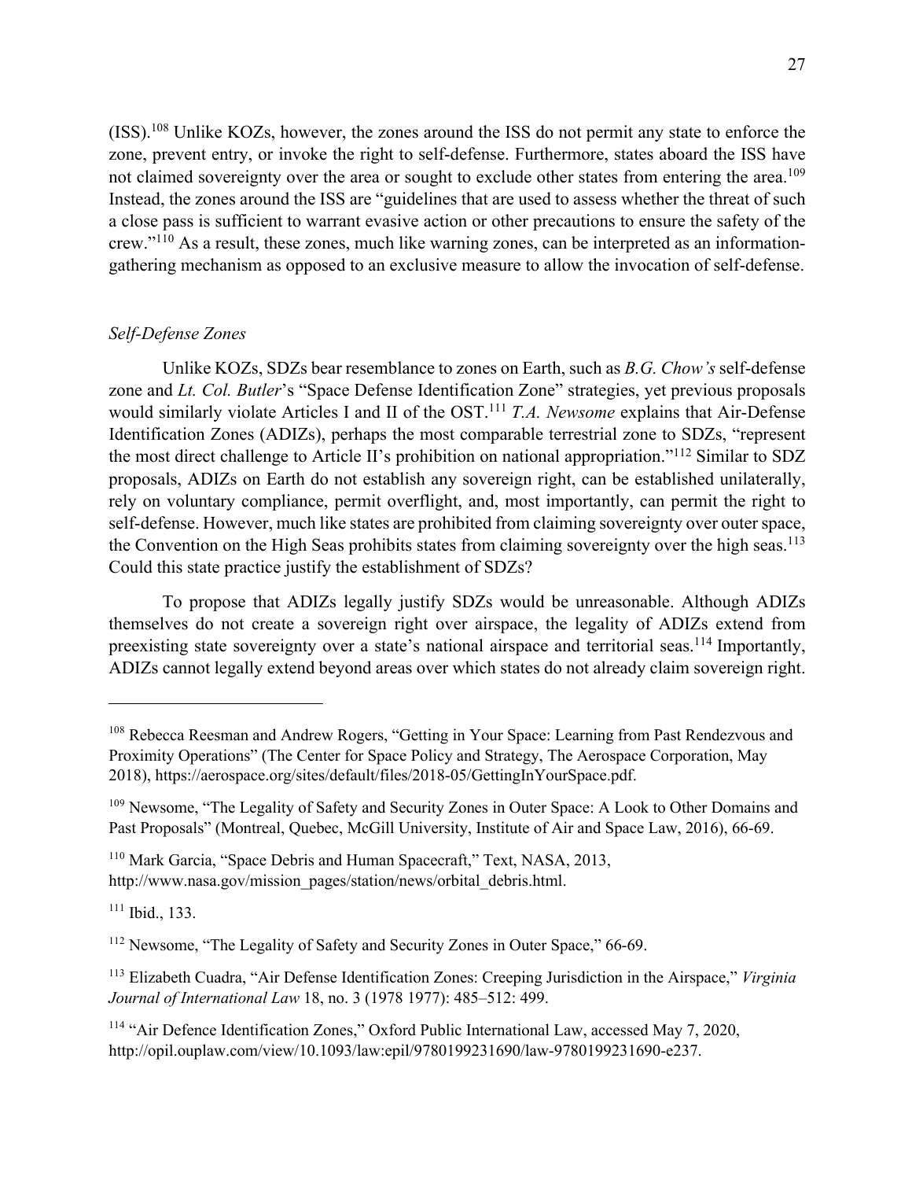(ISS).[108] Unlike KOZs, however, the zones around the ISS do not permit any state to enforce the zone, prevent entry, or invoke the right to self-defense. Furthermore, states aboard the ISS have not claimed sovereignty over the area or sought to exclude other states from entering the area.[109] Instead, the zones around the ISS are "guidelines that are used to assess whether the threat of such a close pass is sufficient to warrant evasive action or other precautions to ensure the safety of the crew."[110] As a result, these zones, much like warning zones, can be interpreted as an information-gathering mechanism as opposed to an exclusive measure to allow the invocation of self-defense.

*Self-Defense Zones*

Unlike KOZs, SDZs bear resemblance to zones on Earth, such as *B.G. Chow's* self-defense zone and *Lt. Col. Butler*'s "Space Defense Identification Zone" strategies, yet previous proposals would similarly violate Articles I and II of the OST.[111] *T.A. Newsome* explains that Air-Defense Identification Zones (ADIZs), perhaps the most comparable terrestrial zone to SDZs, "represent the most direct challenge to Article II's prohibition on national appropriation."[112] Similar to SDZ proposals, ADIZs on Earth do not establish any sovereign right, can be established unilaterally, rely on voluntary compliance, permit overflight, and, most importantly, can permit the right to self-defense. However, much like states are prohibited from claiming sovereignty over outer space, the Convention on the High Seas prohibits states from claiming sovereignty over the high seas.[113] Could this state practice justify the establishment of SDZs?

To propose that ADIZs legally justify SDZs would be unreasonable. Although ADIZs themselves do not create a sovereign right over airspace, the legality of ADIZs extend from preexisting state sovereignty over a state's national airspace and territorial seas.[114] Importantly, ADIZs cannot legally extend beyond areas over which states do not already claim sovereign right.

---

[108] Rebecca Reesman and Andrew Rogers, "Getting in Your Space: Learning from Past Rendezvous and Proximity Operations" (The Center for Space Policy and Strategy, The Aerospace Corporation, May 2018), https://aerospace.org/sites/default/files/2018-05/GettingInYourSpace.pdf.

[109] Newsome, "The Legality of Safety and Security Zones in Outer Space: A Look to Other Domains and Past Proposals" (Montreal, Quebec, McGill University, Institute of Air and Space Law, 2016), 66-69.

[110] Mark Garcia, "Space Debris and Human Spacecraft," Text, NASA, 2013, http://www.nasa.gov/mission_pages/station/news/orbital_debris.html.

[111] Ibid., 133.

[112] Newsome, "The Legality of Safety and Security Zones in Outer Space," 66-69.

[113] Elizabeth Cuadra, "Air Defense Identification Zones: Creeping Jurisdiction in the Airspace," *Virginia Journal of International Law* 18, no. 3 (1978 1977): 485–512: 499.

[114] "Air Defence Identification Zones," Oxford Public International Law, accessed May 7, 2020, http://opil.ouplaw.com/view/10.1093/law:epil/9780199231690/law-9780199231690-e237.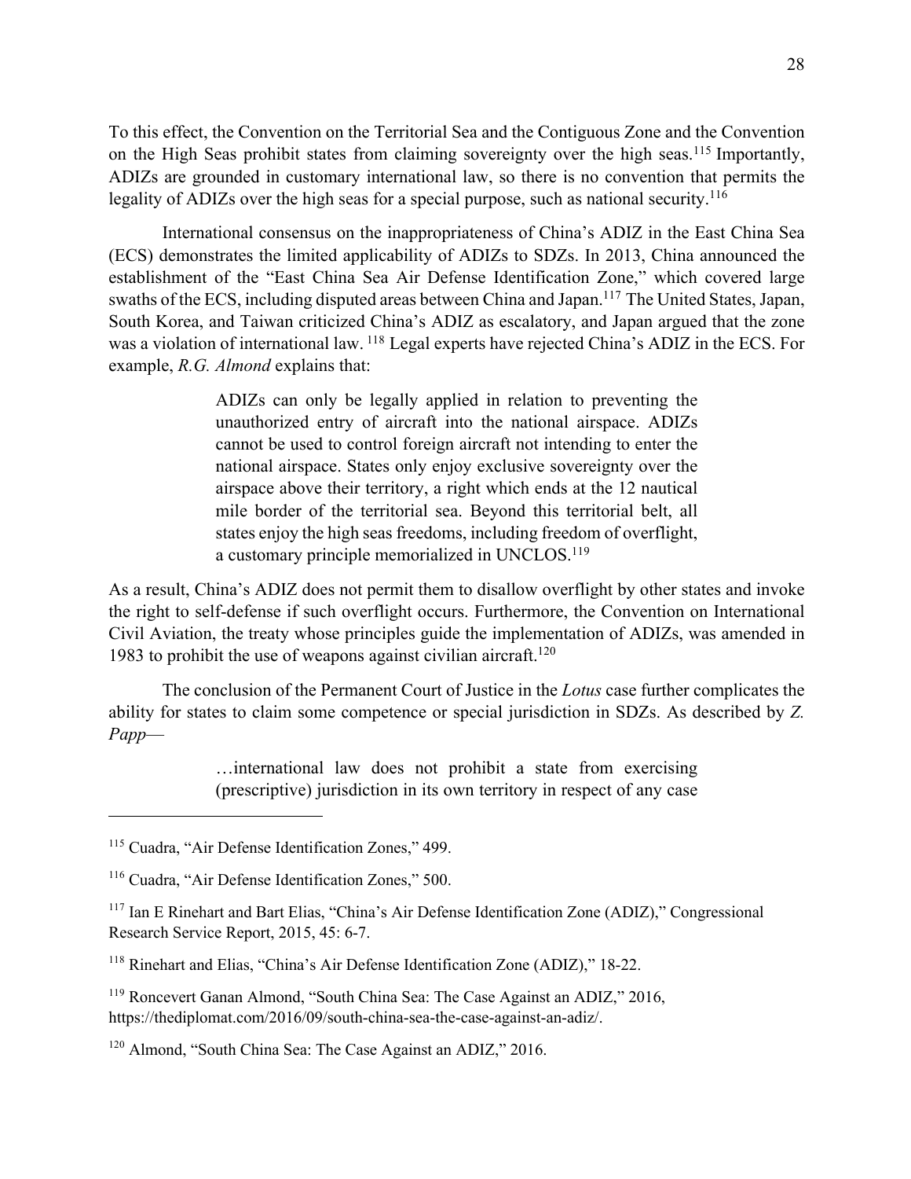To this effect, the Convention on the Territorial Sea and the Contiguous Zone and the Convention on the High Seas prohibit states from claiming sovereignty over the high seas.[115] Importantly, ADIZs are grounded in customary international law, so there is no convention that permits the legality of ADIZs over the high seas for a special purpose, such as national security.[116]

International consensus on the inappropriateness of China's ADIZ in the East China Sea (ECS) demonstrates the limited applicability of ADIZs to SDZs. In 2013, China announced the establishment of the "East China Sea Air Defense Identification Zone," which covered large swaths of the ECS, including disputed areas between China and Japan.[117] The United States, Japan, South Korea, and Taiwan criticized China's ADIZ as escalatory, and Japan argued that the zone was a violation of international law.[118] Legal experts have rejected China's ADIZ in the ECS. For example, *R.G. Almond* explains that:

> ADIZs can only be legally applied in relation to preventing the unauthorized entry of aircraft into the national airspace. ADIZs cannot be used to control foreign aircraft not intending to enter the national airspace. States only enjoy exclusive sovereignty over the airspace above their territory, a right which ends at the 12 nautical mile border of the territorial sea. Beyond this territorial belt, all states enjoy the high seas freedoms, including freedom of overflight, a customary principle memorialized in UNCLOS.[119]

As a result, China's ADIZ does not permit them to disallow overflight by other states and invoke the right to self-defense if such overflight occurs. Furthermore, the Convention on International Civil Aviation, the treaty whose principles guide the implementation of ADIZs, was amended in 1983 to prohibit the use of weapons against civilian aircraft.[120]

The conclusion of the Permanent Court of Justice in the *Lotus* case further complicates the ability for states to claim some competence or special jurisdiction in SDZs. As described by *Z. Papp*—

> …international law does not prohibit a state from exercising (prescriptive) jurisdiction in its own territory in respect of any case

---

[115] Cuadra, "Air Defense Identification Zones," 499.

[116] Cuadra, "Air Defense Identification Zones," 500.

[117] Ian E Rinehart and Bart Elias, "China's Air Defense Identification Zone (ADIZ)," Congressional Research Service Report, 2015, 45: 6-7.

[118] Rinehart and Elias, "China's Air Defense Identification Zone (ADIZ)," 18-22.

[119] Roncevert Ganan Almond, "South China Sea: The Case Against an ADIZ," 2016, https://thediplomat.com/2016/09/south-china-sea-the-case-against-an-adiz/.

[120] Almond, "South China Sea: The Case Against an ADIZ," 2016.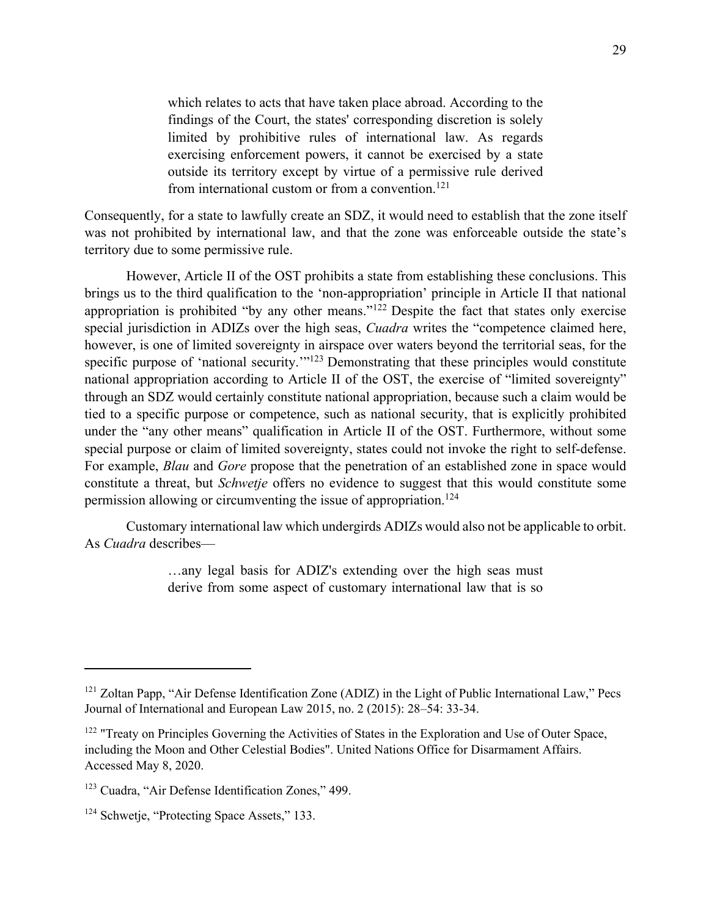> which relates to acts that have taken place abroad. According to the findings of the Court, the states' corresponding discretion is solely limited by prohibitive rules of international law. As regards exercising enforcement powers, it cannot be exercised by a state outside its territory except by virtue of a permissive rule derived from international custom or from a convention.[121]

Consequently, for a state to lawfully create an SDZ, it would need to establish that the zone itself was not prohibited by international law, and that the zone was enforceable outside the state's territory due to some permissive rule.

However, Article II of the OST prohibits a state from establishing these conclusions. This brings us to the third qualification to the 'non-appropriation' principle in Article II that national appropriation is prohibited "by any other means."[122] Despite the fact that states only exercise special jurisdiction in ADIZs over the high seas, *Cuadra* writes the "competence claimed here, however, is one of limited sovereignty in airspace over waters beyond the territorial seas, for the specific purpose of 'national security.'"[123] Demonstrating that these principles would constitute national appropriation according to Article II of the OST, the exercise of "limited sovereignty" through an SDZ would certainly constitute national appropriation, because such a claim would be tied to a specific purpose or competence, such as national security, that is explicitly prohibited under the "any other means" qualification in Article II of the OST. Furthermore, without some special purpose or claim of limited sovereignty, states could not invoke the right to self-defense. For example, *Blau* and *Gore* propose that the penetration of an established zone in space would constitute a threat, but *Schwetje* offers no evidence to suggest that this would constitute some permission allowing or circumventing the issue of appropriation.[124]

Customary international law which undergirds ADIZs would also not be applicable to orbit. As *Cuadra* describes—

> …any legal basis for ADIZ's extending over the high seas must derive from some aspect of customary international law that is so

---

[121] Zoltan Papp, "Air Defense Identification Zone (ADIZ) in the Light of Public International Law," Pecs Journal of International and European Law 2015, no. 2 (2015): 28–54: 33-34.

[122] "Treaty on Principles Governing the Activities of States in the Exploration and Use of Outer Space, including the Moon and Other Celestial Bodies". United Nations Office for Disarmament Affairs. Accessed May 8, 2020.

[123] Cuadra, "Air Defense Identification Zones," 499.

[124] Schwetje, "Protecting Space Assets," 133.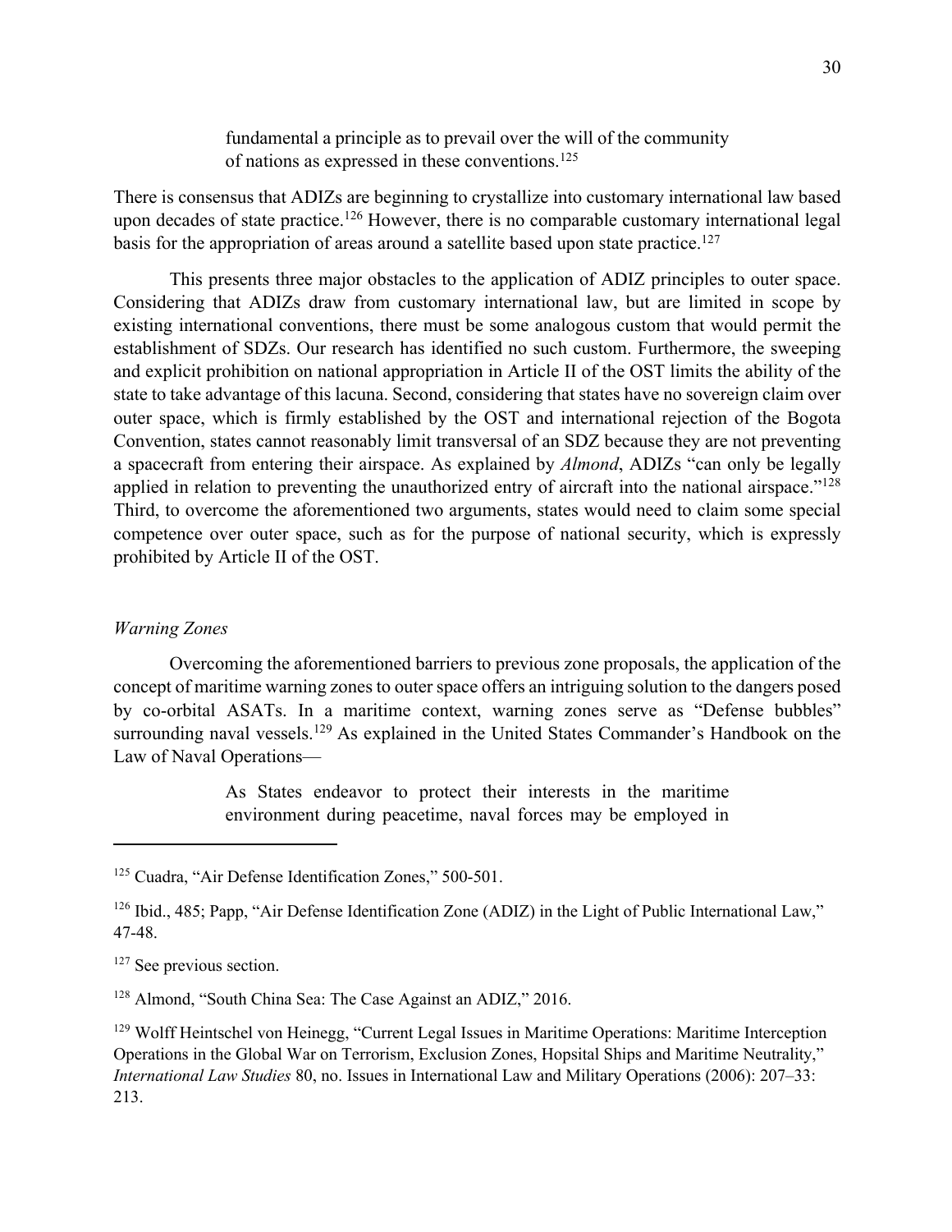> fundamental a principle as to prevail over the will of the community of nations as expressed in these conventions.[125]

There is consensus that ADIZs are beginning to crystallize into customary international law based upon decades of state practice.[126] However, there is no comparable customary international legal basis for the appropriation of areas around a satellite based upon state practice.[127]

This presents three major obstacles to the application of ADIZ principles to outer space. Considering that ADIZs draw from customary international law, but are limited in scope by existing international conventions, there must be some analogous custom that would permit the establishment of SDZs. Our research has identified no such custom. Furthermore, the sweeping and explicit prohibition on national appropriation in Article II of the OST limits the ability of the state to take advantage of this lacuna. Second, considering that states have no sovereign claim over outer space, which is firmly established by the OST and international rejection of the Bogota Convention, states cannot reasonably limit transversal of an SDZ because they are not preventing a spacecraft from entering their airspace. As explained by *Almond*, ADIZs "can only be legally applied in relation to preventing the unauthorized entry of aircraft into the national airspace."[128] Third, to overcome the aforementioned two arguments, states would need to claim some special competence over outer space, such as for the purpose of national security, which is expressly prohibited by Article II of the OST.

*Warning Zones*

Overcoming the aforementioned barriers to previous zone proposals, the application of the concept of maritime warning zones to outer space offers an intriguing solution to the dangers posed by co-orbital ASATs. In a maritime context, warning zones serve as "Defense bubbles" surrounding naval vessels.[129] As explained in the United States Commander's Handbook on the Law of Naval Operations—

> As States endeavor to protect their interests in the maritime environment during peacetime, naval forces may be employed in

---

[125] Cuadra, "Air Defense Identification Zones," 500-501.

[126] Ibid., 485; Papp, "Air Defense Identification Zone (ADIZ) in the Light of Public International Law," 47-48.

[127] See previous section.

[128] Almond, "South China Sea: The Case Against an ADIZ," 2016.

[129] Wolff Heintschel von Heinegg, "Current Legal Issues in Maritime Operations: Maritime Interception Operations in the Global War on Terrorism, Exclusion Zones, Hopsital Ships and Maritime Neutrality," *International Law Studies* 80, no. Issues in International Law and Military Operations (2006): 207–33: 213.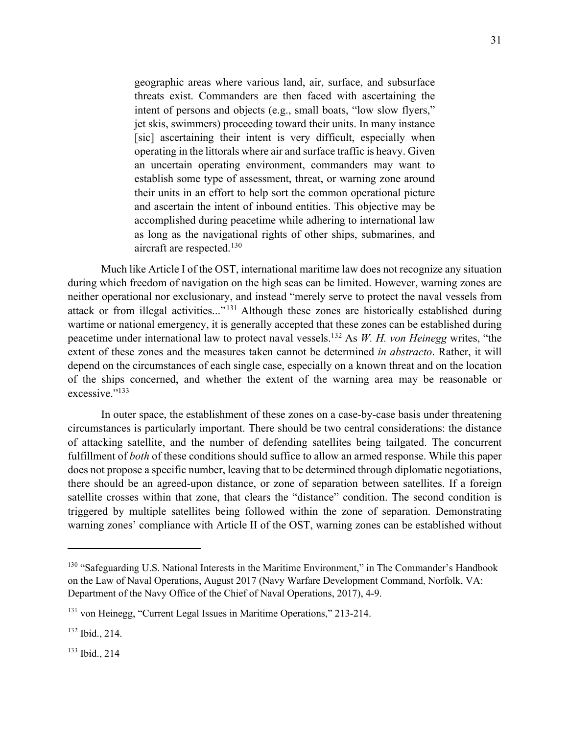> geographic areas where various land, air, surface, and subsurface threats exist. Commanders are then faced with ascertaining the intent of persons and objects (e.g., small boats, "low slow flyers," jet skis, swimmers) proceeding toward their units. In many instance [sic] ascertaining their intent is very difficult, especially when operating in the littorals where air and surface traffic is heavy. Given an uncertain operating environment, commanders may want to establish some type of assessment, threat, or warning zone around their units in an effort to help sort the common operational picture and ascertain the intent of inbound entities. This objective may be accomplished during peacetime while adhering to international law as long as the navigational rights of other ships, submarines, and aircraft are respected.[130]

Much like Article I of the OST, international maritime law does not recognize any situation during which freedom of navigation on the high seas can be limited. However, warning zones are neither operational nor exclusionary, and instead "merely serve to protect the naval vessels from attack or from illegal activities..."[131] Although these zones are historically established during wartime or national emergency, it is generally accepted that these zones can be established during peacetime under international law to protect naval vessels.[132] As *W. H. von Heinegg* writes, "the extent of these zones and the measures taken cannot be determined *in abstracto*. Rather, it will depend on the circumstances of each single case, especially on a known threat and on the location of the ships concerned, and whether the extent of the warning area may be reasonable or excessive."[133]

In outer space, the establishment of these zones on a case-by-case basis under threatening circumstances is particularly important. There should be two central considerations: the distance of attacking satellite, and the number of defending satellites being tailgated. The concurrent fulfillment of *both* of these conditions should suffice to allow an armed response. While this paper does not propose a specific number, leaving that to be determined through diplomatic negotiations, there should be an agreed-upon distance, or zone of separation between satellites. If a foreign satellite crosses within that zone, that clears the "distance" condition. The second condition is triggered by multiple satellites being followed within the zone of separation. Demonstrating warning zones' compliance with Article II of the OST, warning zones can be established without

---

[130] "Safeguarding U.S. National Interests in the Maritime Environment," in The Commander's Handbook on the Law of Naval Operations, August 2017 (Navy Warfare Development Command, Norfolk, VA: Department of the Navy Office of the Chief of Naval Operations, 2017), 4-9.

[131] von Heinegg, "Current Legal Issues in Maritime Operations," 213-214.

[132] Ibid., 214.

[133] Ibid., 214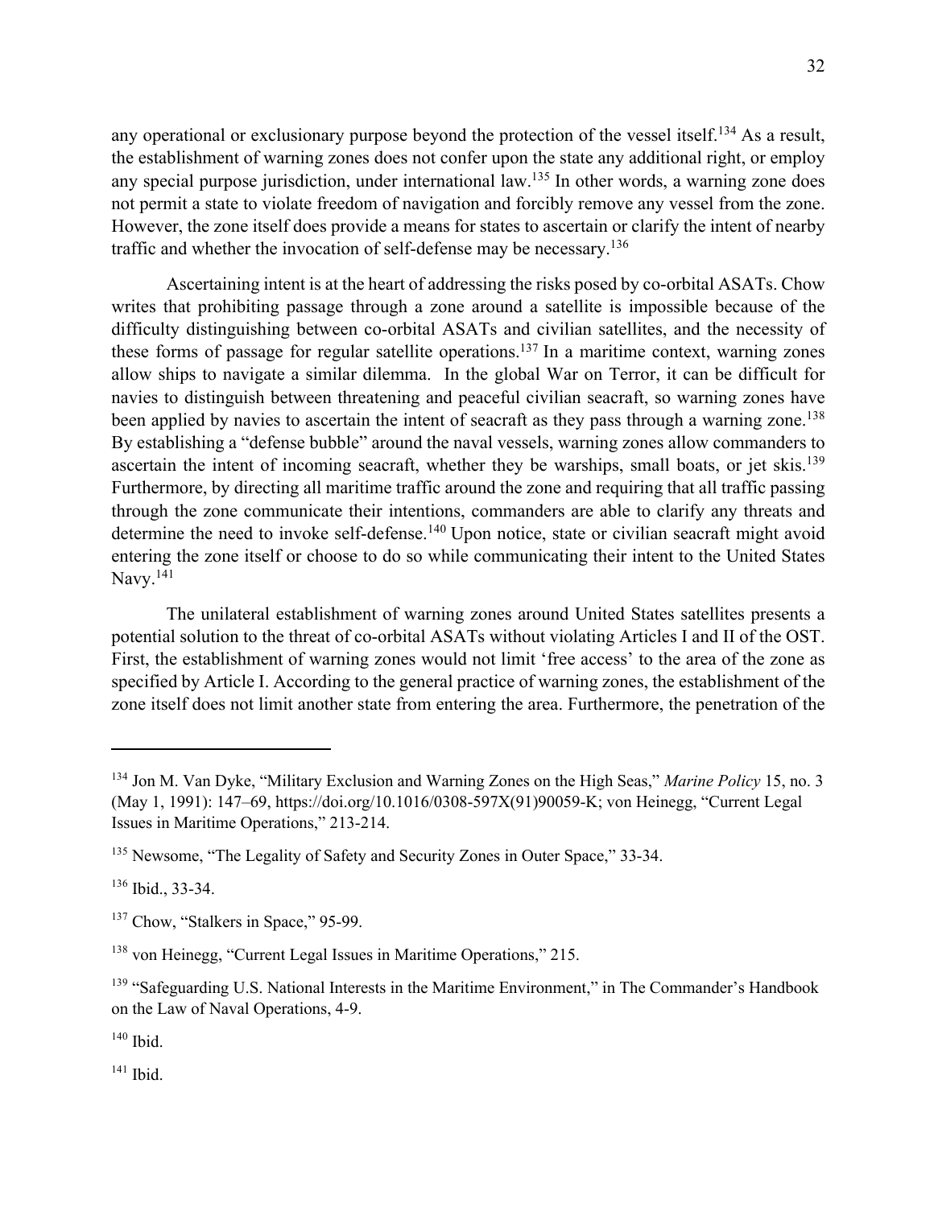any operational or exclusionary purpose beyond the protection of the vessel itself.[134] As a result, the establishment of warning zones does not confer upon the state any additional right, or employ any special purpose jurisdiction, under international law.[135] In other words, a warning zone does not permit a state to violate freedom of navigation and forcibly remove any vessel from the zone. However, the zone itself does provide a means for states to ascertain or clarify the intent of nearby traffic and whether the invocation of self-defense may be necessary.[136]

Ascertaining intent is at the heart of addressing the risks posed by co-orbital ASATs. Chow writes that prohibiting passage through a zone around a satellite is impossible because of the difficulty distinguishing between co-orbital ASATs and civilian satellites, and the necessity of these forms of passage for regular satellite operations.[137] In a maritime context, warning zones allow ships to navigate a similar dilemma. In the global War on Terror, it can be difficult for navies to distinguish between threatening and peaceful civilian seacraft, so warning zones have been applied by navies to ascertain the intent of seacraft as they pass through a warning zone.[138] By establishing a "defense bubble" around the naval vessels, warning zones allow commanders to ascertain the intent of incoming seacraft, whether they be warships, small boats, or jet skis.[139] Furthermore, by directing all maritime traffic around the zone and requiring that all traffic passing through the zone communicate their intentions, commanders are able to clarify any threats and determine the need to invoke self-defense.[140] Upon notice, state or civilian seacraft might avoid entering the zone itself or choose to do so while communicating their intent to the United States Navy.[141]

The unilateral establishment of warning zones around United States satellites presents a potential solution to the threat of co-orbital ASATs without violating Articles I and II of the OST. First, the establishment of warning zones would not limit 'free access' to the area of the zone as specified by Article I. According to the general practice of warning zones, the establishment of the zone itself does not limit another state from entering the area. Furthermore, the penetration of the

---

[134] Jon M. Van Dyke, "Military Exclusion and Warning Zones on the High Seas," *Marine Policy* 15, no. 3 (May 1, 1991): 147–69, https://doi.org/10.1016/0308-597X(91)90059-K; von Heinegg, "Current Legal Issues in Maritime Operations," 213-214.

[135] Newsome, "The Legality of Safety and Security Zones in Outer Space," 33-34.

[136] Ibid., 33-34.

[137] Chow, "Stalkers in Space," 95-99.

[138] von Heinegg, "Current Legal Issues in Maritime Operations," 215.

[139] "Safeguarding U.S. National Interests in the Maritime Environment," in The Commander's Handbook on the Law of Naval Operations, 4-9.

[140] Ibid.

[141] Ibid.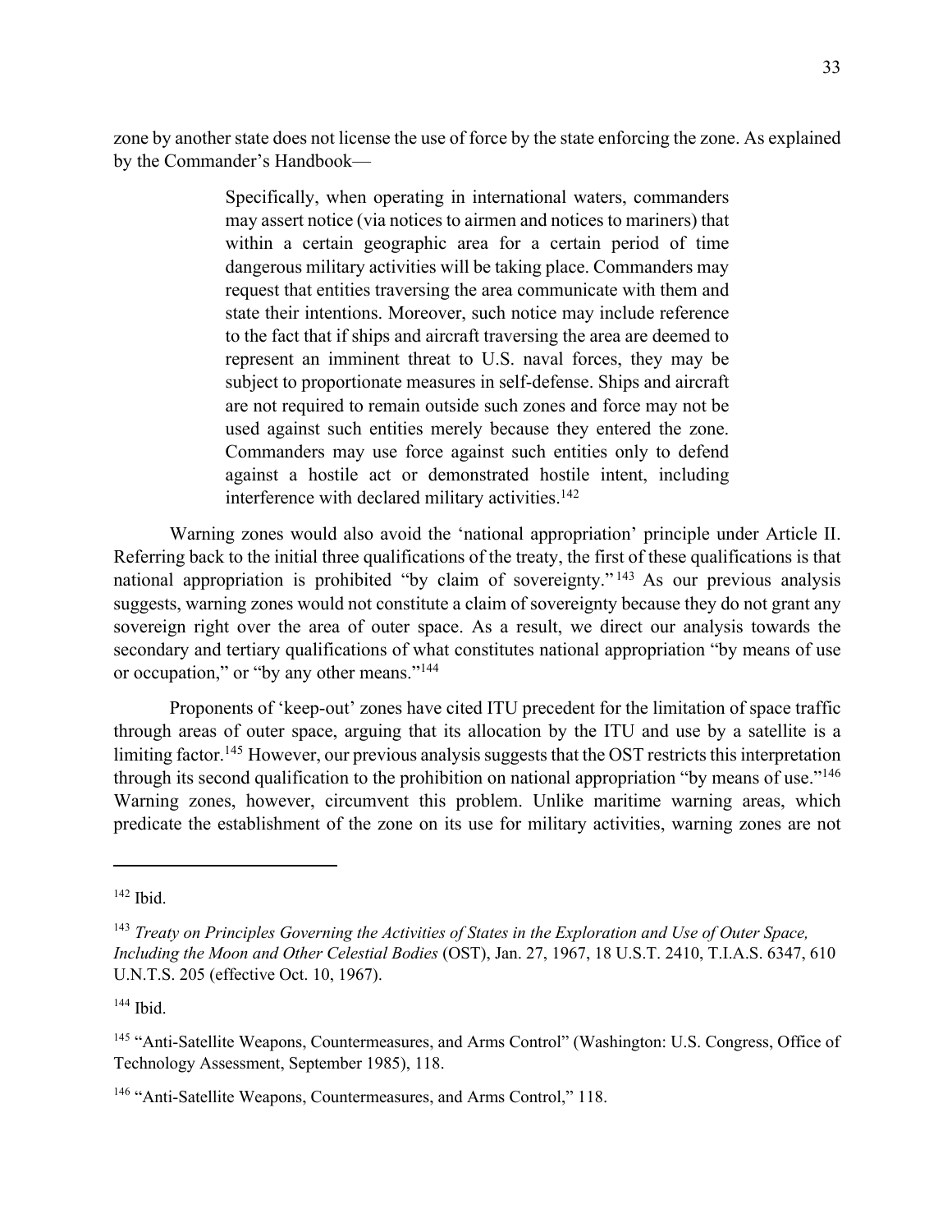zone by another state does not license the use of force by the state enforcing the zone. As explained by the Commander's Handbook—

> Specifically, when operating in international waters, commanders may assert notice (via notices to airmen and notices to mariners) that within a certain geographic area for a certain period of time dangerous military activities will be taking place. Commanders may request that entities traversing the area communicate with them and state their intentions. Moreover, such notice may include reference to the fact that if ships and aircraft traversing the area are deemed to represent an imminent threat to U.S. naval forces, they may be subject to proportionate measures in self-defense. Ships and aircraft are not required to remain outside such zones and force may not be used against such entities merely because they entered the zone. Commanders may use force against such entities only to defend against a hostile act or demonstrated hostile intent, including interference with declared military activities.[142]

Warning zones would also avoid the 'national appropriation' principle under Article II. Referring back to the initial three qualifications of the treaty, the first of these qualifications is that national appropriation is prohibited "by claim of sovereignty."[143] As our previous analysis suggests, warning zones would not constitute a claim of sovereignty because they do not grant any sovereign right over the area of outer space. As a result, we direct our analysis towards the secondary and tertiary qualifications of what constitutes national appropriation "by means of use or occupation," or "by any other means."[144]

Proponents of 'keep-out' zones have cited ITU precedent for the limitation of space traffic through areas of outer space, arguing that its allocation by the ITU and use by a satellite is a limiting factor.[145] However, our previous analysis suggests that the OST restricts this interpretation through its second qualification to the prohibition on national appropriation "by means of use."[146] Warning zones, however, circumvent this problem. Unlike maritime warning areas, which predicate the establishment of the zone on its use for military activities, warning zones are not

---

[142] Ibid.

[143] *Treaty on Principles Governing the Activities of States in the Exploration and Use of Outer Space, Including the Moon and Other Celestial Bodies* (OST), Jan. 27, 1967, 18 U.S.T. 2410, T.I.A.S. 6347, 610 U.N.T.S. 205 (effective Oct. 10, 1967).

[144] Ibid.

[145] "Anti-Satellite Weapons, Countermeasures, and Arms Control" (Washington: U.S. Congress, Office of Technology Assessment, September 1985), 118.

[146] "Anti-Satellite Weapons, Countermeasures, and Arms Control," 118.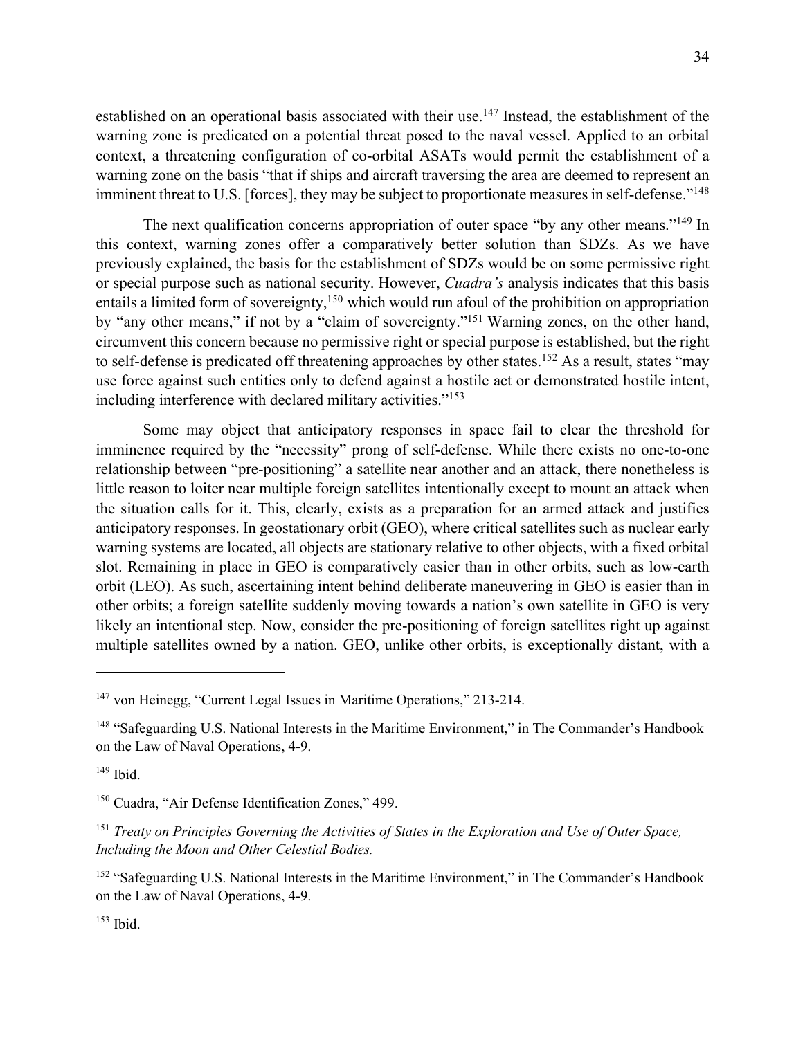established on an operational basis associated with their use.[147] Instead, the establishment of the warning zone is predicated on a potential threat posed to the naval vessel. Applied to an orbital context, a threatening configuration of co-orbital ASATs would permit the establishment of a warning zone on the basis "that if ships and aircraft traversing the area are deemed to represent an imminent threat to U.S. [forces], they may be subject to proportionate measures in self-defense."[148]

The next qualification concerns appropriation of outer space "by any other means."[149] In this context, warning zones offer a comparatively better solution than SDZs. As we have previously explained, the basis for the establishment of SDZs would be on some permissive right or special purpose such as national security. However, *Cuadra's* analysis indicates that this basis entails a limited form of sovereignty,[150] which would run afoul of the prohibition on appropriation by "any other means," if not by a "claim of sovereignty."[151] Warning zones, on the other hand, circumvent this concern because no permissive right or special purpose is established, but the right to self-defense is predicated off threatening approaches by other states.[152] As a result, states "may use force against such entities only to defend against a hostile act or demonstrated hostile intent, including interference with declared military activities."[153]

Some may object that anticipatory responses in space fail to clear the threshold for imminence required by the "necessity" prong of self-defense. While there exists no one-to-one relationship between "pre-positioning" a satellite near another and an attack, there nonetheless is little reason to loiter near multiple foreign satellites intentionally except to mount an attack when the situation calls for it. This, clearly, exists as a preparation for an armed attack and justifies anticipatory responses. In geostationary orbit (GEO), where critical satellites such as nuclear early warning systems are located, all objects are stationary relative to other objects, with a fixed orbital slot. Remaining in place in GEO is comparatively easier than in other orbits, such as low-earth orbit (LEO). As such, ascertaining intent behind deliberate maneuvering in GEO is easier than in other orbits; a foreign satellite suddenly moving towards a nation's own satellite in GEO is very likely an intentional step. Now, consider the pre-positioning of foreign satellites right up against multiple satellites owned by a nation. GEO, unlike other orbits, is exceptionally distant, with a

---

[147] von Heinegg, "Current Legal Issues in Maritime Operations," 213-214.

[148] "Safeguarding U.S. National Interests in the Maritime Environment," in The Commander's Handbook on the Law of Naval Operations, 4-9.

[149] Ibid.

[150] Cuadra, "Air Defense Identification Zones," 499.

[151] *Treaty on Principles Governing the Activities of States in the Exploration and Use of Outer Space, Including the Moon and Other Celestial Bodies.*

[152] "Safeguarding U.S. National Interests in the Maritime Environment," in The Commander's Handbook on the Law of Naval Operations, 4-9.

[153] Ibid.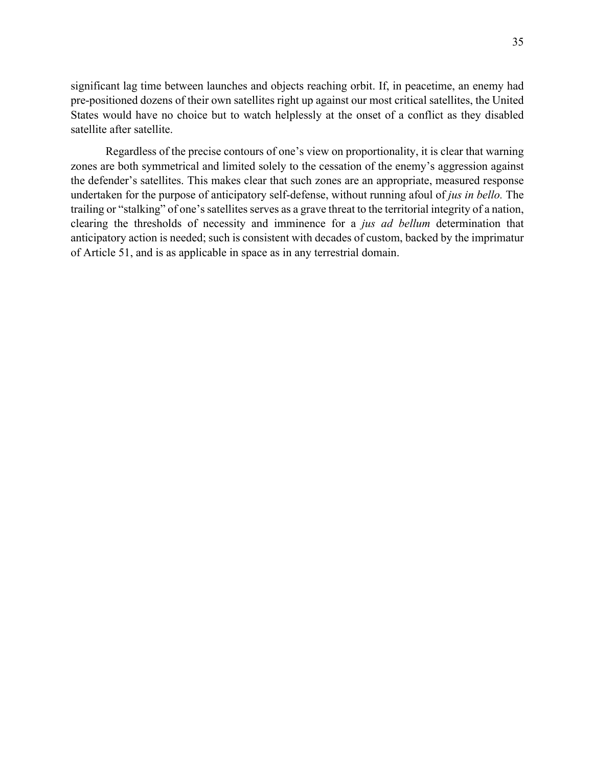significant lag time between launches and objects reaching orbit. If, in peacetime, an enemy had pre-positioned dozens of their own satellites right up against our most critical satellites, the United States would have no choice but to watch helplessly at the onset of a conflict as they disabled satellite after satellite.

Regardless of the precise contours of one's view on proportionality, it is clear that warning zones are both symmetrical and limited solely to the cessation of the enemy's aggression against the defender's satellites. This makes clear that such zones are an appropriate, measured response undertaken for the purpose of anticipatory self-defense, without running afoul of *jus in bello.* The trailing or "stalking" of one's satellites serves as a grave threat to the territorial integrity of a nation, clearing the thresholds of necessity and imminence for a *jus ad bellum* determination that anticipatory action is needed; such is consistent with decades of custom, backed by the imprimatur of Article 51, and is as applicable in space as in any terrestrial domain.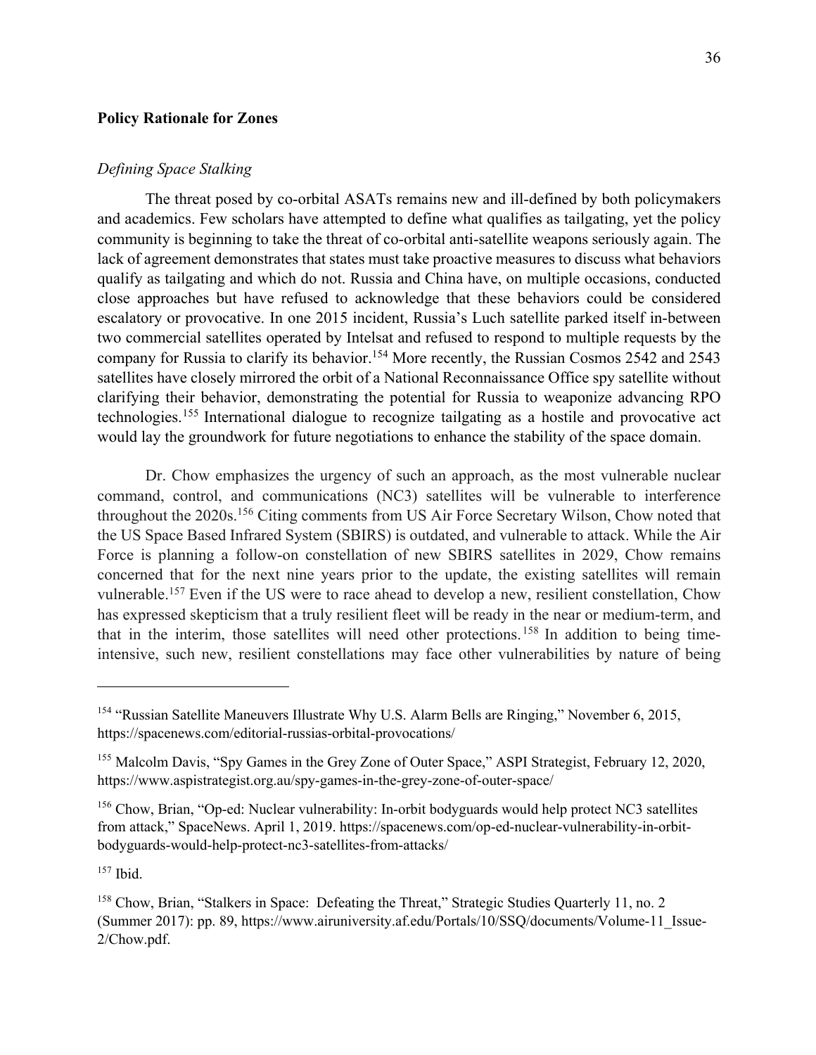## Policy Rationale for Zones

### *Defining Space Stalking*

The threat posed by co-orbital ASATs remains new and ill-defined by both policymakers and academics. Few scholars have attempted to define what qualifies as tailgating, yet the policy community is beginning to take the threat of co-orbital anti-satellite weapons seriously again. The lack of agreement demonstrates that states must take proactive measures to discuss what behaviors qualify as tailgating and which do not. Russia and China have, on multiple occasions, conducted close approaches but have refused to acknowledge that these behaviors could be considered escalatory or provocative. In one 2015 incident, Russia's Luch satellite parked itself in-between two commercial satellites operated by Intelsat and refused to respond to multiple requests by the company for Russia to clarify its behavior.[154] More recently, the Russian Cosmos 2542 and 2543 satellites have closely mirrored the orbit of a National Reconnaissance Office spy satellite without clarifying their behavior, demonstrating the potential for Russia to weaponize advancing RPO technologies.[155] International dialogue to recognize tailgating as a hostile and provocative act would lay the groundwork for future negotiations to enhance the stability of the space domain.

Dr. Chow emphasizes the urgency of such an approach, as the most vulnerable nuclear command, control, and communications (NC3) satellites will be vulnerable to interference throughout the 2020s.[156] Citing comments from US Air Force Secretary Wilson, Chow noted that the US Space Based Infrared System (SBIRS) is outdated, and vulnerable to attack. While the Air Force is planning a follow-on constellation of new SBIRS satellites in 2029, Chow remains concerned that for the next nine years prior to the update, the existing satellites will remain vulnerable.[157] Even if the US were to race ahead to develop a new, resilient constellation, Chow has expressed skepticism that a truly resilient fleet will be ready in the near or medium-term, and that in the interim, those satellites will need other protections.[158] In addition to being time-intensive, such new, resilient constellations may face other vulnerabilities by nature of being

---

[154] "Russian Satellite Maneuvers Illustrate Why U.S. Alarm Bells are Ringing," November 6, 2015, https://spacenews.com/editorial-russias-orbital-provocations/

[155] Malcolm Davis, "Spy Games in the Grey Zone of Outer Space," ASPI Strategist, February 12, 2020, https://www.aspistrategist.org.au/spy-games-in-the-grey-zone-of-outer-space/

[156] Chow, Brian, "Op-ed: Nuclear vulnerability: In-orbit bodyguards would help protect NC3 satellites from attack," SpaceNews. April 1, 2019. https://spacenews.com/op-ed-nuclear-vulnerability-in-orbit-bodyguards-would-help-protect-nc3-satellites-from-attacks/

[157] Ibid.

[158] Chow, Brian, "Stalkers in Space: Defeating the Threat," Strategic Studies Quarterly 11, no. 2 (Summer 2017): pp. 89, https://www.airuniversity.af.edu/Portals/10/SSQ/documents/Volume-11_Issue-2/Chow.pdf.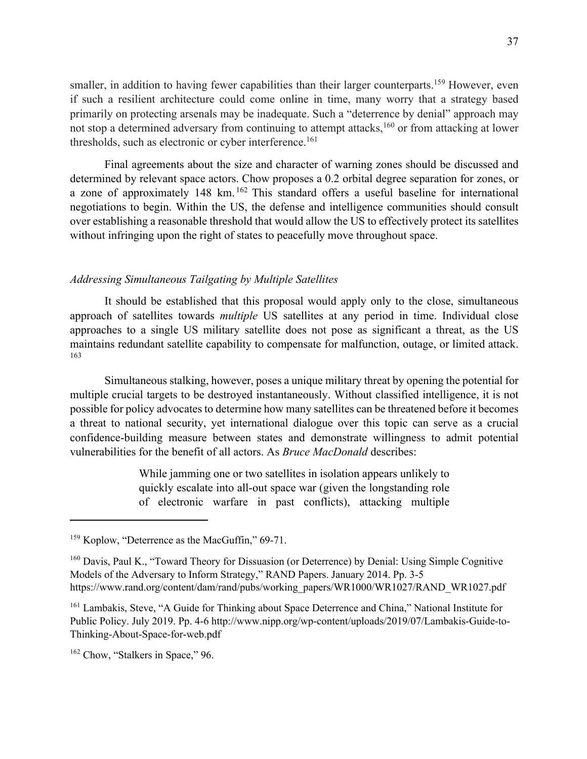smaller, in addition to having fewer capabilities than their larger counterparts.[159] However, even if such a resilient architecture could come online in time, many worry that a strategy based primarily on protecting arsenals may be inadequate. Such a "deterrence by denial" approach may not stop a determined adversary from continuing to attempt attacks,[160] or from attacking at lower thresholds, such as electronic or cyber interference.[161]

Final agreements about the size and character of warning zones should be discussed and determined by relevant space actors. Chow proposes a 0.2 orbital degree separation for zones, or a zone of approximately 148 km.[162] This standard offers a useful baseline for international negotiations to begin. Within the US, the defense and intelligence communities should consult over establishing a reasonable threshold that would allow the US to effectively protect its satellites without infringing upon the right of states to peacefully move throughout space.

### *Addressing Simultaneous Tailgating by Multiple Satellites*

It should be established that this proposal would apply only to the close, simultaneous approach of satellites towards *multiple* US satellites at any period in time. Individual close approaches to a single US military satellite does not pose as significant a threat, as the US maintains redundant satellite capability to compensate for malfunction, outage, or limited attack.[163]

Simultaneous stalking, however, poses a unique military threat by opening the potential for multiple crucial targets to be destroyed instantaneously. Without classified intelligence, it is not possible for policy advocates to determine how many satellites can be threatened before it becomes a threat to national security, yet international dialogue over this topic can serve as a crucial confidence-building measure between states and demonstrate willingness to admit potential vulnerabilities for the benefit of all actors. As *Bruce MacDonald* describes:

> While jamming one or two satellites in isolation appears unlikely to quickly escalate into all-out space war (given the longstanding role of electronic warfare in past conflicts), attacking multiple

---

[159] Koplow, "Deterrence as the MacGuffin," 69-71.

[160] Davis, Paul K., "Toward Theory for Dissuasion (or Deterrence) by Denial: Using Simple Cognitive Models of the Adversary to Inform Strategy," RAND Papers. January 2014. Pp. 3-5 https://www.rand.org/content/dam/rand/pubs/working_papers/WR1000/WR1027/RAND_WR1027.pdf

[161] Lambakis, Steve, "A Guide for Thinking about Space Deterrence and China," National Institute for Public Policy. July 2019. Pp. 4-6 http://www.nipp.org/wp-content/uploads/2019/07/Lambakis-Guide-to-Thinking-About-Space-for-web.pdf

[162] Chow, "Stalkers in Space," 96.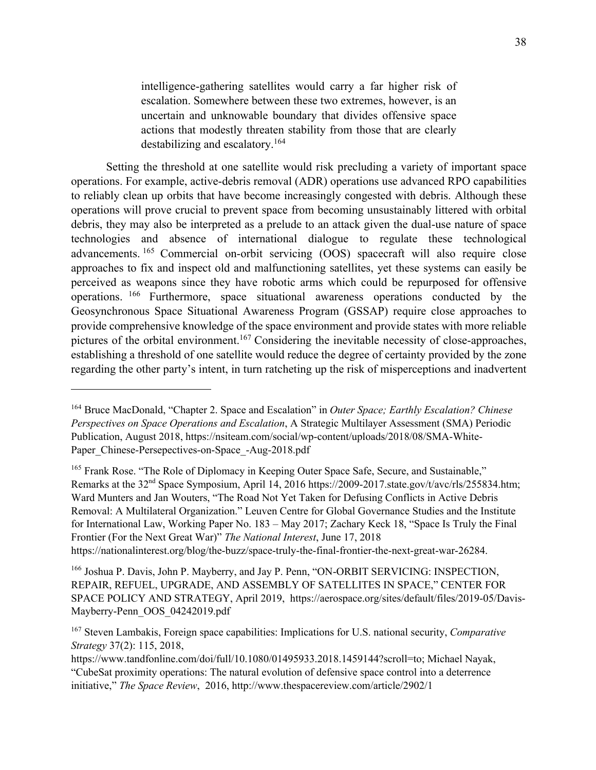> intelligence-gathering satellites would carry a far higher risk of escalation. Somewhere between these two extremes, however, is an uncertain and unknowable boundary that divides offensive space actions that modestly threaten stability from those that are clearly destabilizing and escalatory.[164]

Setting the threshold at one satellite would risk precluding a variety of important space operations. For example, active-debris removal (ADR) operations use advanced RPO capabilities to reliably clean up orbits that have become increasingly congested with debris. Although these operations will prove crucial to prevent space from becoming unsustainably littered with orbital debris, they may also be interpreted as a prelude to an attack given the dual-use nature of space technologies and absence of international dialogue to regulate these technological advancements.[165] Commercial on-orbit servicing (OOS) spacecraft will also require close approaches to fix and inspect old and malfunctioning satellites, yet these systems can easily be perceived as weapons since they have robotic arms which could be repurposed for offensive operations.[166] Furthermore, space situational awareness operations conducted by the Geosynchronous Space Situational Awareness Program (GSSAP) require close approaches to provide comprehensive knowledge of the space environment and provide states with more reliable pictures of the orbital environment.[167] Considering the inevitable necessity of close-approaches, establishing a threshold of one satellite would reduce the degree of certainty provided by the zone regarding the other party's intent, in turn ratcheting up the risk of misperceptions and inadvertent

---

[164] Bruce MacDonald, "Chapter 2. Space and Escalation" in *Outer Space; Earthly Escalation? Chinese Perspectives on Space Operations and Escalation*, A Strategic Multilayer Assessment (SMA) Periodic Publication, August 2018, https://nsiteam.com/social/wp-content/uploads/2018/08/SMA-White-Paper_Chinese-Persepectives-on-Space_-Aug-2018.pdf

[165] Frank Rose. "The Role of Diplomacy in Keeping Outer Space Safe, Secure, and Sustainable," Remarks at the 32nd Space Symposium, April 14, 2016 https://2009-2017.state.gov/t/avc/rls/255834.htm; Ward Munters and Jan Wouters, "The Road Not Yet Taken for Defusing Conflicts in Active Debris Removal: A Multilateral Organization." Leuven Centre for Global Governance Studies and the Institute for International Law, Working Paper No. 183 – May 2017; Zachary Keck 18, "Space Is Truly the Final Frontier (For the Next Great War)" *The National Interest*, June 17, 2018 https://nationalinterest.org/blog/the-buzz/space-truly-the-final-frontier-the-next-great-war-26284.

[166] Joshua P. Davis, John P. Mayberry, and Jay P. Penn, "ON-ORBIT SERVICING: INSPECTION, REPAIR, REFUEL, UPGRADE, AND ASSEMBLY OF SATELLITES IN SPACE," CENTER FOR SPACE POLICY AND STRATEGY, April 2019, https://aerospace.org/sites/default/files/2019-05/Davis-Mayberry-Penn_OOS_04242019.pdf

[167] Steven Lambakis, Foreign space capabilities: Implications for U.S. national security, *Comparative Strategy* 37(2): 115, 2018, https://www.tandfonline.com/doi/full/10.1080/01495933.2018.1459144?scroll=to; Michael Nayak, "CubeSat proximity operations: The natural evolution of defensive space control into a deterrence initiative," *The Space Review*, 2016, http://www.thespacereview.com/article/2902/1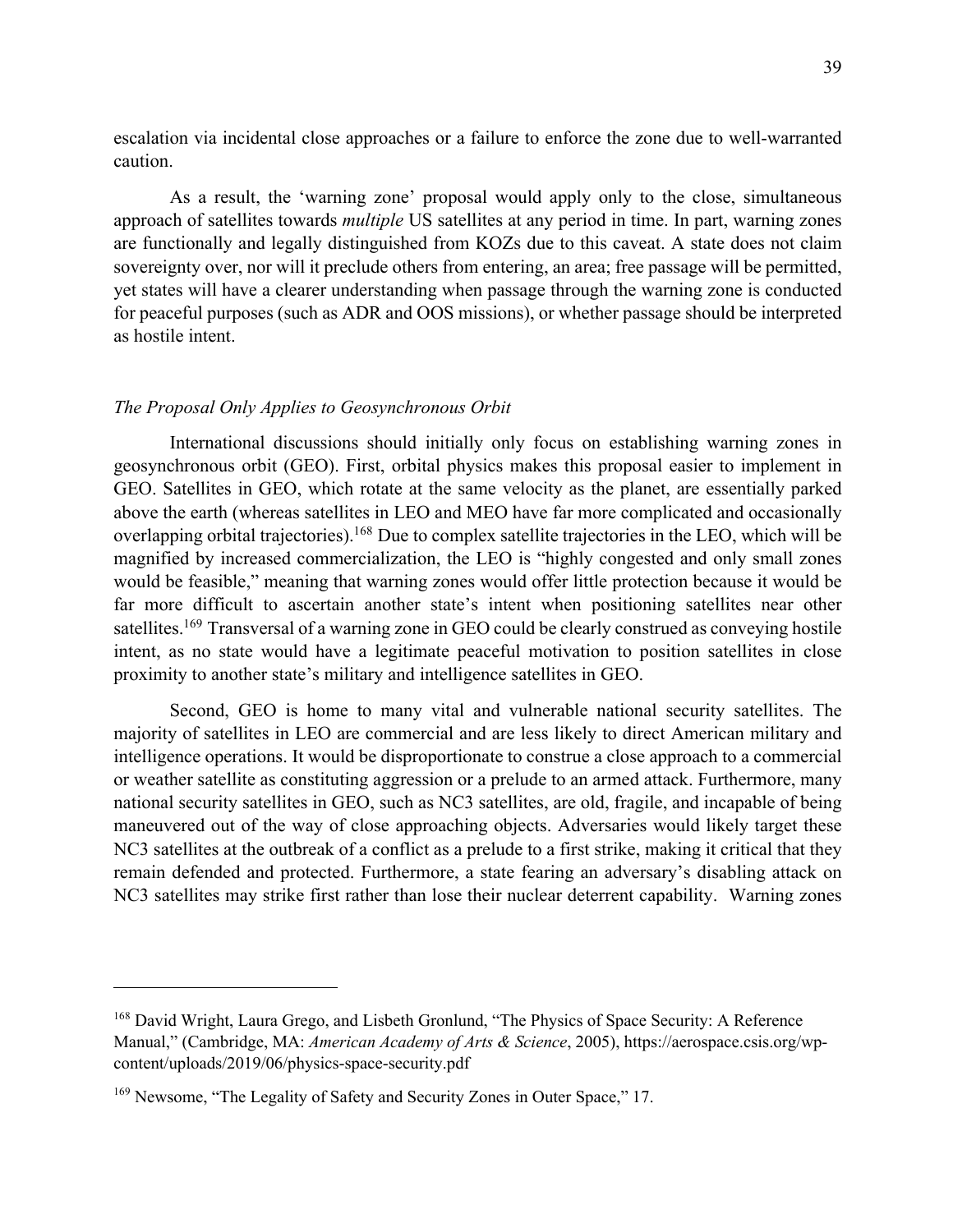escalation via incidental close approaches or a failure to enforce the zone due to well-warranted caution.

As a result, the 'warning zone' proposal would apply only to the close, simultaneous approach of satellites towards *multiple* US satellites at any period in time. In part, warning zones are functionally and legally distinguished from KOZs due to this caveat. A state does not claim sovereignty over, nor will it preclude others from entering, an area; free passage will be permitted, yet states will have a clearer understanding when passage through the warning zone is conducted for peaceful purposes (such as ADR and OOS missions), or whether passage should be interpreted as hostile intent.

### *The Proposal Only Applies to Geosynchronous Orbit*

International discussions should initially only focus on establishing warning zones in geosynchronous orbit (GEO). First, orbital physics makes this proposal easier to implement in GEO. Satellites in GEO, which rotate at the same velocity as the planet, are essentially parked above the earth (whereas satellites in LEO and MEO have far more complicated and occasionally overlapping orbital trajectories).[168] Due to complex satellite trajectories in the LEO, which will be magnified by increased commercialization, the LEO is "highly congested and only small zones would be feasible," meaning that warning zones would offer little protection because it would be far more difficult to ascertain another state's intent when positioning satellites near other satellites.[169] Transversal of a warning zone in GEO could be clearly construed as conveying hostile intent, as no state would have a legitimate peaceful motivation to position satellites in close proximity to another state's military and intelligence satellites in GEO.

Second, GEO is home to many vital and vulnerable national security satellites. The majority of satellites in LEO are commercial and are less likely to direct American military and intelligence operations. It would be disproportionate to construe a close approach to a commercial or weather satellite as constituting aggression or a prelude to an armed attack. Furthermore, many national security satellites in GEO, such as NC3 satellites, are old, fragile, and incapable of being maneuvered out of the way of close approaching objects. Adversaries would likely target these NC3 satellites at the outbreak of a conflict as a prelude to a first strike, making it critical that they remain defended and protected. Furthermore, a state fearing an adversary's disabling attack on NC3 satellites may strike first rather than lose their nuclear deterrent capability. Warning zones

---

[168] David Wright, Laura Grego, and Lisbeth Gronlund, "The Physics of Space Security: A Reference Manual," (Cambridge, MA: *American Academy of Arts & Science*, 2005), https://aerospace.csis.org/wp-content/uploads/2019/06/physics-space-security.pdf

[169] Newsome, "The Legality of Safety and Security Zones in Outer Space," 17.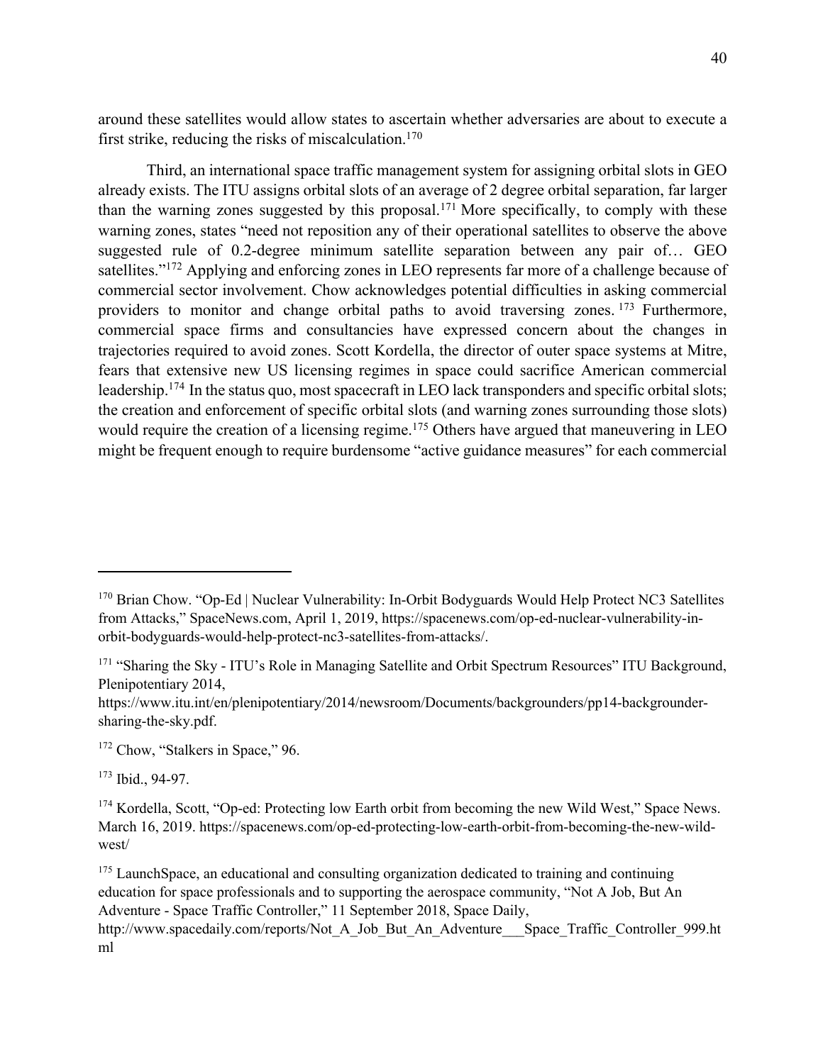around these satellites would allow states to ascertain whether adversaries are about to execute a first strike, reducing the risks of miscalculation.[170]

Third, an international space traffic management system for assigning orbital slots in GEO already exists. The ITU assigns orbital slots of an average of 2 degree orbital separation, far larger than the warning zones suggested by this proposal.[171] More specifically, to comply with these warning zones, states "need not reposition any of their operational satellites to observe the above suggested rule of 0.2-degree minimum satellite separation between any pair of… GEO satellites."[172] Applying and enforcing zones in LEO represents far more of a challenge because of commercial sector involvement. Chow acknowledges potential difficulties in asking commercial providers to monitor and change orbital paths to avoid traversing zones.[173] Furthermore, commercial space firms and consultancies have expressed concern about the changes in trajectories required to avoid zones. Scott Kordella, the director of outer space systems at Mitre, fears that extensive new US licensing regimes in space could sacrifice American commercial leadership.[174] In the status quo, most spacecraft in LEO lack transponders and specific orbital slots; the creation and enforcement of specific orbital slots (and warning zones surrounding those slots) would require the creation of a licensing regime.[175] Others have argued that maneuvering in LEO might be frequent enough to require burdensome "active guidance measures" for each commercial

---

[170] Brian Chow. "Op-Ed | Nuclear Vulnerability: In-Orbit Bodyguards Would Help Protect NC3 Satellites from Attacks," SpaceNews.com, April 1, 2019, https://spacenews.com/op-ed-nuclear-vulnerability-in-orbit-bodyguards-would-help-protect-nc3-satellites-from-attacks/.

[171] "Sharing the Sky - ITU's Role in Managing Satellite and Orbit Spectrum Resources" ITU Background, Plenipotentiary 2014, https://www.itu.int/en/plenipotentiary/2014/newsroom/Documents/backgrounders/pp14-backgrounder-sharing-the-sky.pdf.

[172] Chow, "Stalkers in Space," 96.

[173] Ibid., 94-97.

[174] Kordella, Scott, "Op-ed: Protecting low Earth orbit from becoming the new Wild West," Space News. March 16, 2019. https://spacenews.com/op-ed-protecting-low-earth-orbit-from-becoming-the-new-wild-west/

[175] LaunchSpace, an educational and consulting organization dedicated to training and continuing education for space professionals and to supporting the aerospace community, "Not A Job, But An Adventure - Space Traffic Controller," 11 September 2018, Space Daily, http://www.spacedaily.com/reports/Not_A_Job_But_An_Adventure___Space_Traffic_Controller_999.html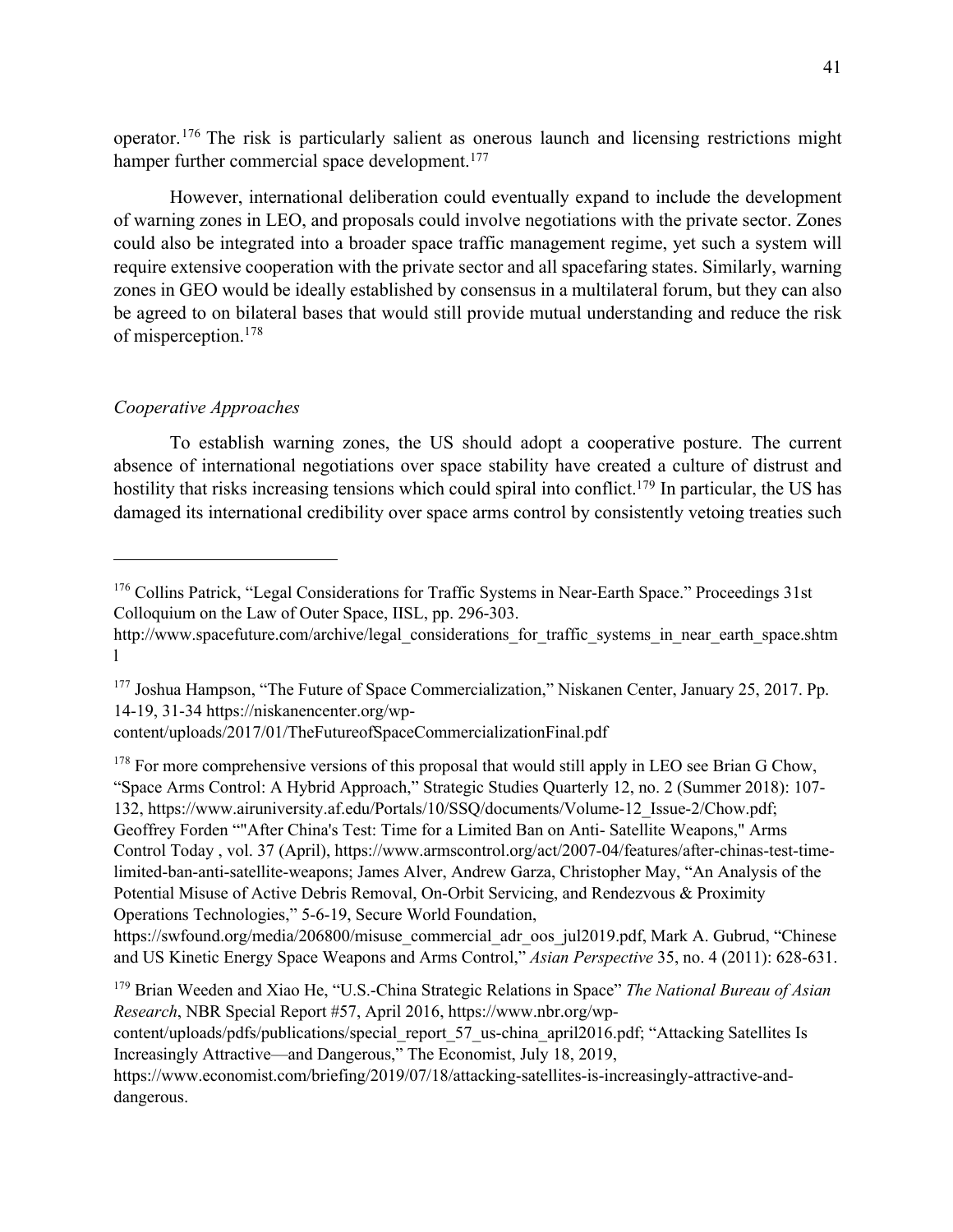operator.[176] The risk is particularly salient as onerous launch and licensing restrictions might hamper further commercial space development.[177]

However, international deliberation could eventually expand to include the development of warning zones in LEO, and proposals could involve negotiations with the private sector. Zones could also be integrated into a broader space traffic management regime, yet such a system will require extensive cooperation with the private sector and all spacefaring states. Similarly, warning zones in GEO would be ideally established by consensus in a multilateral forum, but they can also be agreed to on bilateral bases that would still provide mutual understanding and reduce the risk of misperception.[178]

*Cooperative Approaches*

To establish warning zones, the US should adopt a cooperative posture. The current absence of international negotiations over space stability have created a culture of distrust and hostility that risks increasing tensions which could spiral into conflict.[179] In particular, the US has damaged its international credibility over space arms control by consistently vetoing treaties such

---

[176] Collins Patrick, "Legal Considerations for Traffic Systems in Near-Earth Space." Proceedings 31st Colloquium on the Law of Outer Space, IISL, pp. 296-303. http://www.spacefuture.com/archive/legal_considerations_for_traffic_systems_in_near_earth_space.shtml

[177] Joshua Hampson, "The Future of Space Commercialization," Niskanen Center, January 25, 2017. Pp. 14-19, 31-34 https://niskanencenter.org/wp-content/uploads/2017/01/TheFutureofSpaceCommercializationFinal.pdf

[178] For more comprehensive versions of this proposal that would still apply in LEO see Brian G Chow, "Space Arms Control: A Hybrid Approach," Strategic Studies Quarterly 12, no. 2 (Summer 2018): 107-132, https://www.airuniversity.af.edu/Portals/10/SSQ/documents/Volume-12_Issue-2/Chow.pdf; Geoffrey Forden ""After China's Test: Time for a Limited Ban on Anti- Satellite Weapons," Arms Control Today , vol. 37 (April), https://www.armscontrol.org/act/2007-04/features/after-chinas-test-time-limited-ban-anti-satellite-weapons; James Alver, Andrew Garza, Christopher May, "An Analysis of the Potential Misuse of Active Debris Removal, On-Orbit Servicing, and Rendezvous & Proximity Operations Technologies," 5-6-19, Secure World Foundation, https://swfound.org/media/206800/misuse_commercial_adr_oos_jul2019.pdf, Mark A. Gubrud, "Chinese and US Kinetic Energy Space Weapons and Arms Control," *Asian Perspective* 35, no. 4 (2011): 628-631.

[179] Brian Weeden and Xiao He, "U.S.-China Strategic Relations in Space" *The National Bureau of Asian Research*, NBR Special Report #57, April 2016, https://www.nbr.org/wp-content/uploads/pdfs/publications/special_report_57_us-china_april2016.pdf; "Attacking Satellites Is Increasingly Attractive—and Dangerous," The Economist, July 18, 2019, https://www.economist.com/briefing/2019/07/18/attacking-satellites-is-increasingly-attractive-and-dangerous.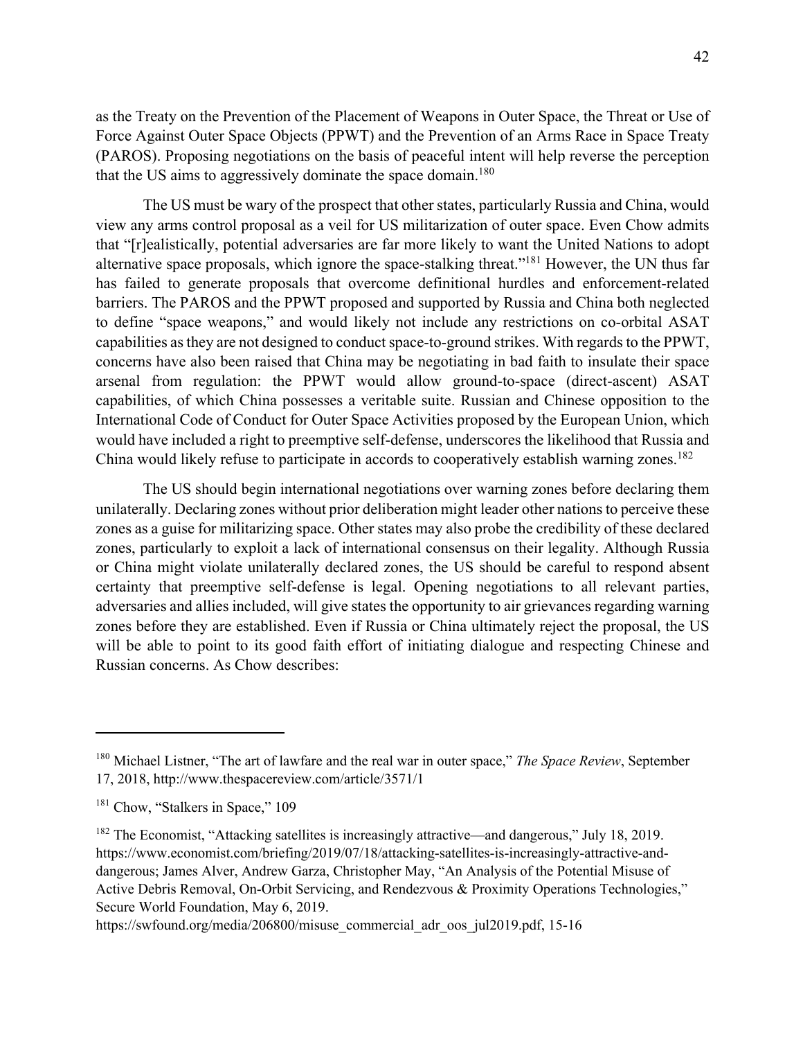as the Treaty on the Prevention of the Placement of Weapons in Outer Space, the Threat or Use of Force Against Outer Space Objects (PPWT) and the Prevention of an Arms Race in Space Treaty (PAROS). Proposing negotiations on the basis of peaceful intent will help reverse the perception that the US aims to aggressively dominate the space domain.[180]

The US must be wary of the prospect that other states, particularly Russia and China, would view any arms control proposal as a veil for US militarization of outer space. Even Chow admits that "[r]ealistically, potential adversaries are far more likely to want the United Nations to adopt alternative space proposals, which ignore the space-stalking threat."[181] However, the UN thus far has failed to generate proposals that overcome definitional hurdles and enforcement-related barriers. The PAROS and the PPWT proposed and supported by Russia and China both neglected to define "space weapons," and would likely not include any restrictions on co-orbital ASAT capabilities as they are not designed to conduct space-to-ground strikes. With regards to the PPWT, concerns have also been raised that China may be negotiating in bad faith to insulate their space arsenal from regulation: the PPWT would allow ground-to-space (direct-ascent) ASAT capabilities, of which China possesses a veritable suite. Russian and Chinese opposition to the International Code of Conduct for Outer Space Activities proposed by the European Union, which would have included a right to preemptive self-defense, underscores the likelihood that Russia and China would likely refuse to participate in accords to cooperatively establish warning zones.[182]

The US should begin international negotiations over warning zones before declaring them unilaterally. Declaring zones without prior deliberation might leader other nations to perceive these zones as a guise for militarizing space. Other states may also probe the credibility of these declared zones, particularly to exploit a lack of international consensus on their legality. Although Russia or China might violate unilaterally declared zones, the US should be careful to respond absent certainty that preemptive self-defense is legal. Opening negotiations to all relevant parties, adversaries and allies included, will give states the opportunity to air grievances regarding warning zones before they are established. Even if Russia or China ultimately reject the proposal, the US will be able to point to its good faith effort of initiating dialogue and respecting Chinese and Russian concerns. As Chow describes:

---

[180] Michael Listner, "The art of lawfare and the real war in outer space," *The Space Review*, September 17, 2018, http://www.thespacereview.com/article/3571/1

[181] Chow, "Stalkers in Space," 109

[182] The Economist, "Attacking satellites is increasingly attractive—and dangerous," July 18, 2019. https://www.economist.com/briefing/2019/07/18/attacking-satellites-is-increasingly-attractive-and-dangerous; James Alver, Andrew Garza, Christopher May, "An Analysis of the Potential Misuse of Active Debris Removal, On-Orbit Servicing, and Rendezvous & Proximity Operations Technologies," Secure World Foundation, May 6, 2019. https://swfound.org/media/206800/misuse_commercial_adr_oos_jul2019.pdf, 15-16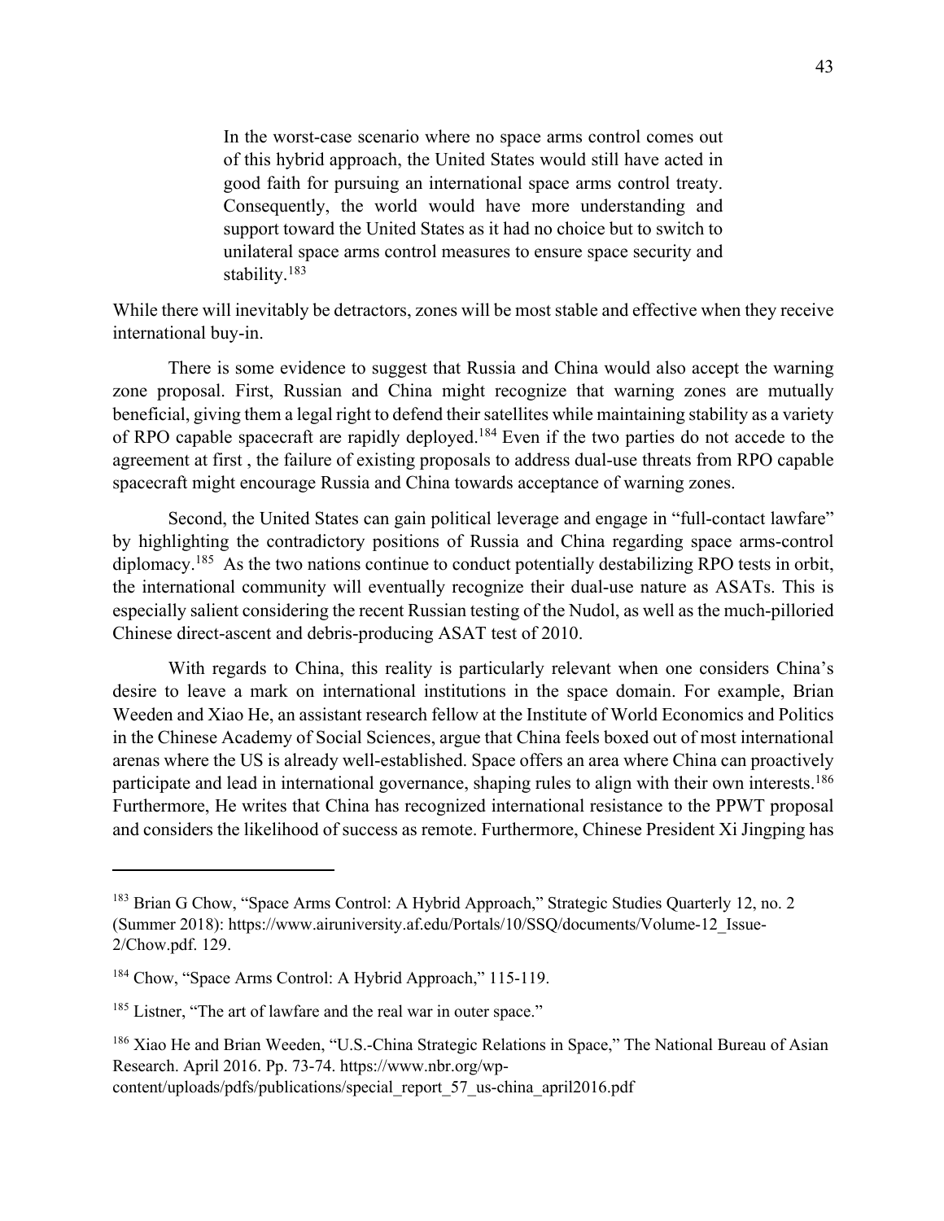> In the worst-case scenario where no space arms control comes out of this hybrid approach, the United States would still have acted in good faith for pursuing an international space arms control treaty. Consequently, the world would have more understanding and support toward the United States as it had no choice but to switch to unilateral space arms control measures to ensure space security and stability.[183]

While there will inevitably be detractors, zones will be most stable and effective when they receive international buy-in.

There is some evidence to suggest that Russia and China would also accept the warning zone proposal. First, Russian and China might recognize that warning zones are mutually beneficial, giving them a legal right to defend their satellites while maintaining stability as a variety of RPO capable spacecraft are rapidly deployed.[184] Even if the two parties do not accede to the agreement at first , the failure of existing proposals to address dual-use threats from RPO capable spacecraft might encourage Russia and China towards acceptance of warning zones.

Second, the United States can gain political leverage and engage in "full-contact lawfare" by highlighting the contradictory positions of Russia and China regarding space arms-control diplomacy.[185] As the two nations continue to conduct potentially destabilizing RPO tests in orbit, the international community will eventually recognize their dual-use nature as ASATs. This is especially salient considering the recent Russian testing of the Nudol, as well as the much-pilloried Chinese direct-ascent and debris-producing ASAT test of 2010.

With regards to China, this reality is particularly relevant when one considers China's desire to leave a mark on international institutions in the space domain. For example, Brian Weeden and Xiao He, an assistant research fellow at the Institute of World Economics and Politics in the Chinese Academy of Social Sciences, argue that China feels boxed out of most international arenas where the US is already well-established. Space offers an area where China can proactively participate and lead in international governance, shaping rules to align with their own interests.[186] Furthermore, He writes that China has recognized international resistance to the PPWT proposal and considers the likelihood of success as remote. Furthermore, Chinese President Xi Jingping has

---

[183] Brian G Chow, "Space Arms Control: A Hybrid Approach," Strategic Studies Quarterly 12, no. 2 (Summer 2018): https://www.airuniversity.af.edu/Portals/10/SSQ/documents/Volume-12_Issue-2/Chow.pdf. 129.

[184] Chow, "Space Arms Control: A Hybrid Approach," 115-119.

[185] Listner, "The art of lawfare and the real war in outer space."

[186] Xiao He and Brian Weeden, "U.S.-China Strategic Relations in Space," The National Bureau of Asian Research. April 2016. Pp. 73-74. https://www.nbr.org/wp-content/uploads/pdfs/publications/special_report_57_us-china_april2016.pdf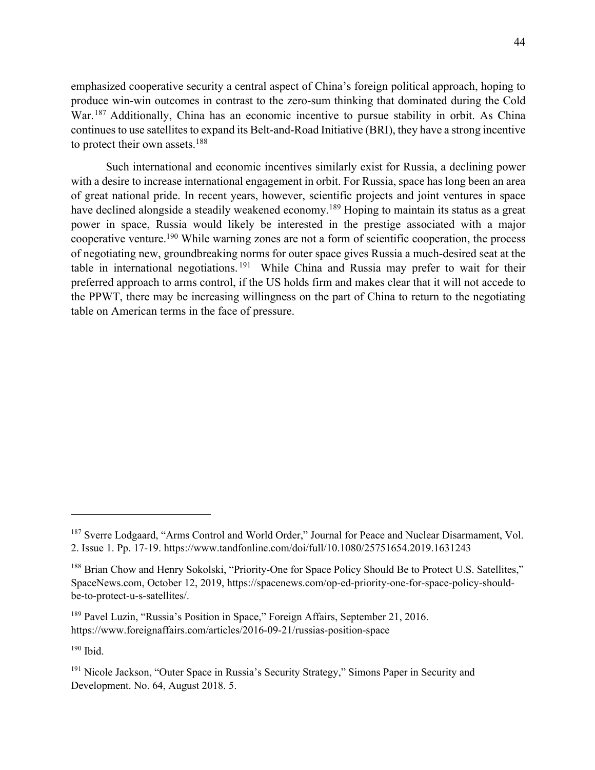emphasized cooperative security a central aspect of China's foreign political approach, hoping to produce win-win outcomes in contrast to the zero-sum thinking that dominated during the Cold War.[187] Additionally, China has an economic incentive to pursue stability in orbit. As China continues to use satellites to expand its Belt-and-Road Initiative (BRI), they have a strong incentive to protect their own assets.[188]

Such international and economic incentives similarly exist for Russia, a declining power with a desire to increase international engagement in orbit. For Russia, space has long been an area of great national pride. In recent years, however, scientific projects and joint ventures in space have declined alongside a steadily weakened economy.[189] Hoping to maintain its status as a great power in space, Russia would likely be interested in the prestige associated with a major cooperative venture.[190] While warning zones are not a form of scientific cooperation, the process of negotiating new, groundbreaking norms for outer space gives Russia a much-desired seat at the table in international negotiations.[191] While China and Russia may prefer to wait for their preferred approach to arms control, if the US holds firm and makes clear that it will not accede to the PPWT, there may be increasing willingness on the part of China to return to the negotiating table on American terms in the face of pressure.

---

[187] Sverre Lodgaard, "Arms Control and World Order," Journal for Peace and Nuclear Disarmament, Vol. 2. Issue 1. Pp. 17-19. https://www.tandfonline.com/doi/full/10.1080/25751654.2019.1631243

[188] Brian Chow and Henry Sokolski, "Priority-One for Space Policy Should Be to Protect U.S. Satellites," SpaceNews.com, October 12, 2019, https://spacenews.com/op-ed-priority-one-for-space-policy-should-be-to-protect-u-s-satellites/.

[189] Pavel Luzin, "Russia's Position in Space," Foreign Affairs, September 21, 2016. https://www.foreignaffairs.com/articles/2016-09-21/russias-position-space

[190] Ibid.

[191] Nicole Jackson, "Outer Space in Russia's Security Strategy," Simons Paper in Security and Development. No. 64, August 2018. 5.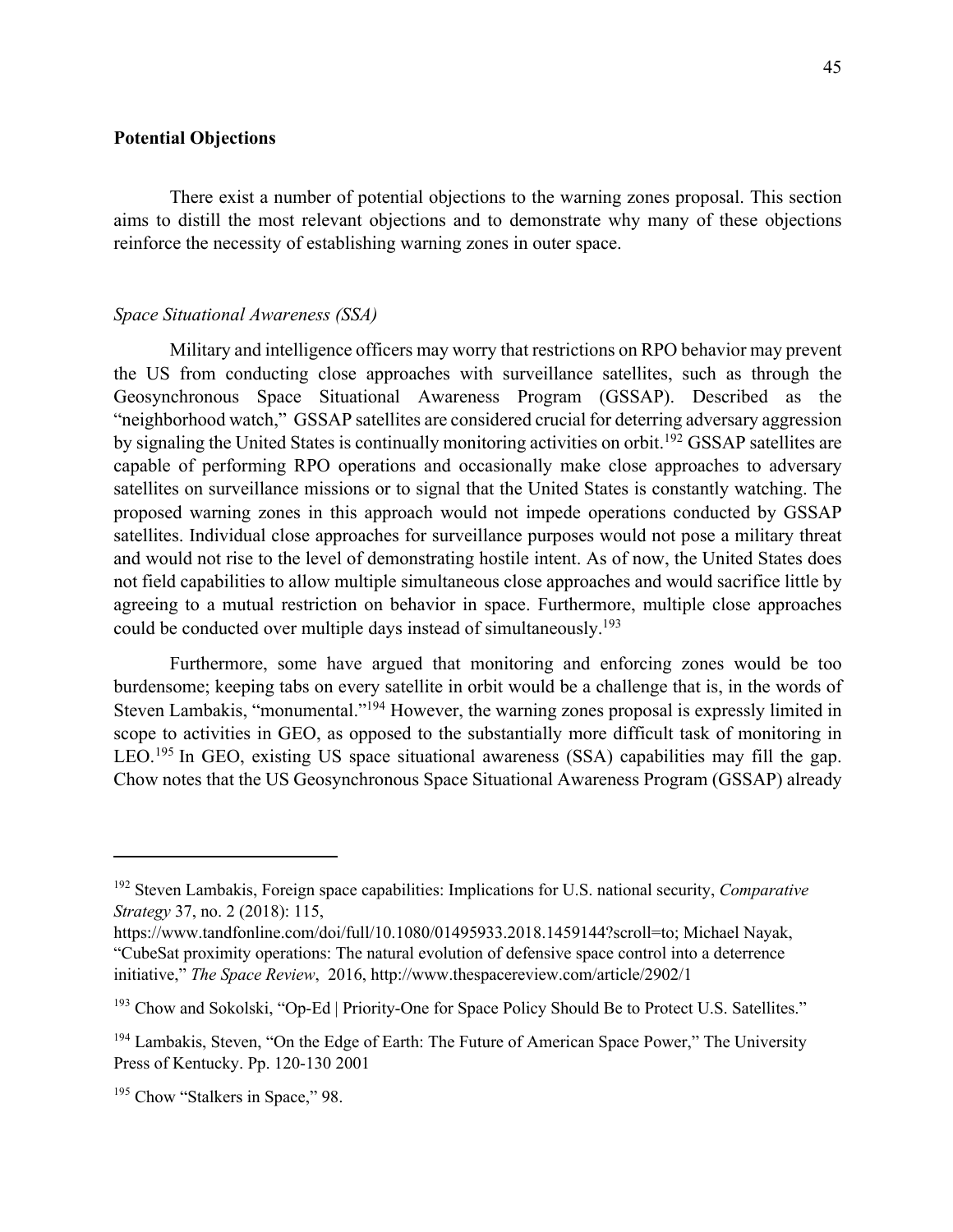**Potential Objections**

There exist a number of potential objections to the warning zones proposal. This section aims to distill the most relevant objections and to demonstrate why many of these objections reinforce the necessity of establishing warning zones in outer space.

*Space Situational Awareness (SSA)*

Military and intelligence officers may worry that restrictions on RPO behavior may prevent the US from conducting close approaches with surveillance satellites, such as through the Geosynchronous Space Situational Awareness Program (GSSAP). Described as the "neighborhood watch," GSSAP satellites are considered crucial for deterring adversary aggression by signaling the United States is continually monitoring activities on orbit.[192] GSSAP satellites are capable of performing RPO operations and occasionally make close approaches to adversary satellites on surveillance missions or to signal that the United States is constantly watching. The proposed warning zones in this approach would not impede operations conducted by GSSAP satellites. Individual close approaches for surveillance purposes would not pose a military threat and would not rise to the level of demonstrating hostile intent. As of now, the United States does not field capabilities to allow multiple simultaneous close approaches and would sacrifice little by agreeing to a mutual restriction on behavior in space. Furthermore, multiple close approaches could be conducted over multiple days instead of simultaneously.[193]

Furthermore, some have argued that monitoring and enforcing zones would be too burdensome; keeping tabs on every satellite in orbit would be a challenge that is, in the words of Steven Lambakis, "monumental."[194] However, the warning zones proposal is expressly limited in scope to activities in GEO, as opposed to the substantially more difficult task of monitoring in LEO.[195] In GEO, existing US space situational awareness (SSA) capabilities may fill the gap. Chow notes that the US Geosynchronous Space Situational Awareness Program (GSSAP) already

---

[192] Steven Lambakis, Foreign space capabilities: Implications for U.S. national security, *Comparative Strategy* 37, no. 2 (2018): 115, https://www.tandfonline.com/doi/full/10.1080/01495933.2018.1459144?scroll=to; Michael Nayak, "CubeSat proximity operations: The natural evolution of defensive space control into a deterrence initiative," *The Space Review*, 2016, http://www.thespacereview.com/article/2902/1

[193] Chow and Sokolski, "Op-Ed | Priority-One for Space Policy Should Be to Protect U.S. Satellites."

[194] Lambakis, Steven, "On the Edge of Earth: The Future of American Space Power," The University Press of Kentucky. Pp. 120-130 2001

[195] Chow "Stalkers in Space," 98.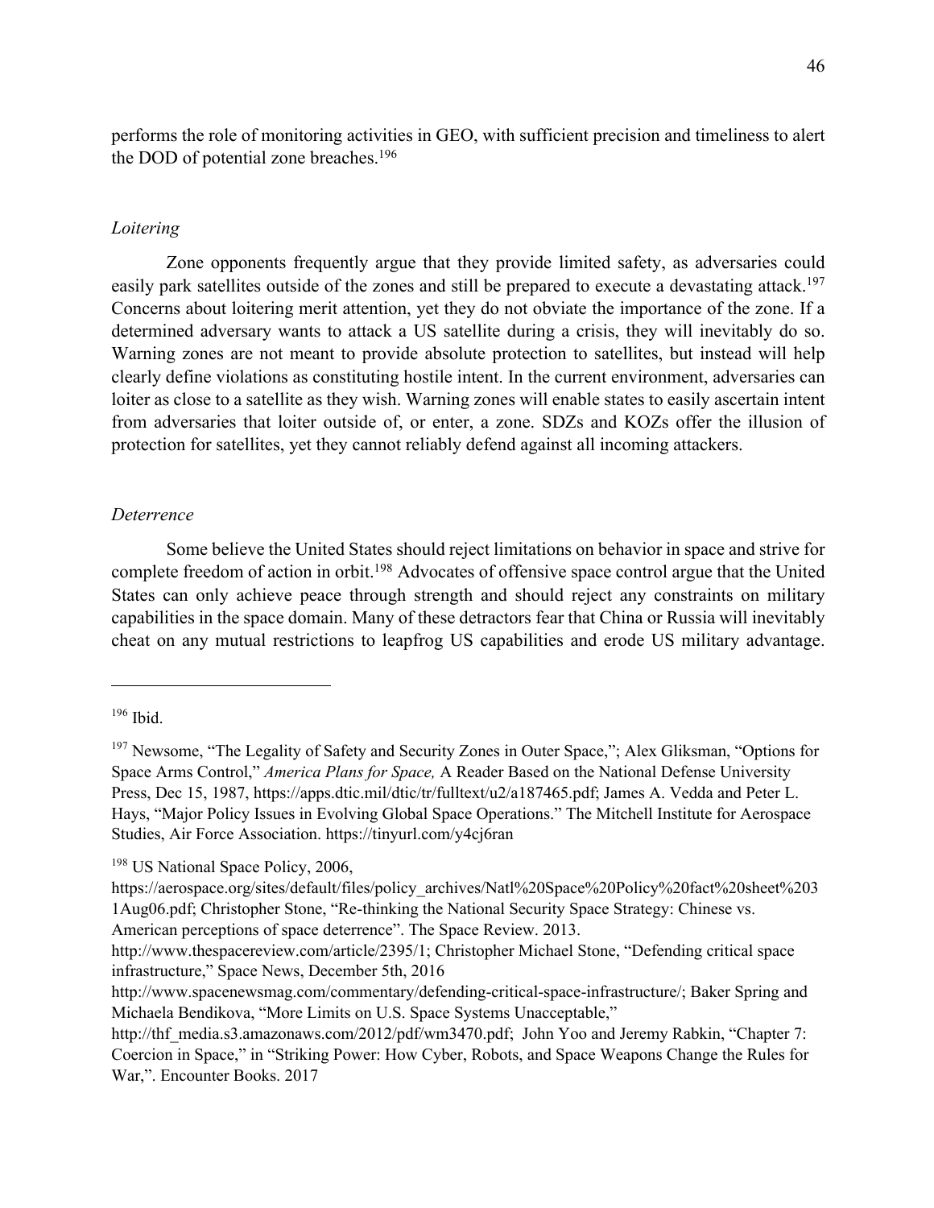performs the role of monitoring activities in GEO, with sufficient precision and timeliness to alert the DOD of potential zone breaches.[196]

*Loitering*

Zone opponents frequently argue that they provide limited safety, as adversaries could easily park satellites outside of the zones and still be prepared to execute a devastating attack.[197] Concerns about loitering merit attention, yet they do not obviate the importance of the zone. If a determined adversary wants to attack a US satellite during a crisis, they will inevitably do so. Warning zones are not meant to provide absolute protection to satellites, but instead will help clearly define violations as constituting hostile intent. In the current environment, adversaries can loiter as close to a satellite as they wish. Warning zones will enable states to easily ascertain intent from adversaries that loiter outside of, or enter, a zone. SDZs and KOZs offer the illusion of protection for satellites, yet they cannot reliably defend against all incoming attackers.

*Deterrence*

Some believe the United States should reject limitations on behavior in space and strive for complete freedom of action in orbit.[198] Advocates of offensive space control argue that the United States can only achieve peace through strength and should reject any constraints on military capabilities in the space domain. Many of these detractors fear that China or Russia will inevitably cheat on any mutual restrictions to leapfrog US capabilities and erode US military advantage.

---

[196] Ibid.

[197] Newsome, "The Legality of Safety and Security Zones in Outer Space,"; Alex Gliksman, "Options for Space Arms Control," *America Plans for Space,* A Reader Based on the National Defense University Press, Dec 15, 1987, https://apps.dtic.mil/dtic/tr/fulltext/u2/a187465.pdf; James A. Vedda and Peter L. Hays, "Major Policy Issues in Evolving Global Space Operations." The Mitchell Institute for Aerospace Studies, Air Force Association. https://tinyurl.com/y4cj6ran

[198] US National Space Policy, 2006, https://aerospace.org/sites/default/files/policy_archives/Natl%20Space%20Policy%20fact%20sheet%2031Aug06.pdf; Christopher Stone, "Re-thinking the National Security Space Strategy: Chinese vs. American perceptions of space deterrence". The Space Review. 2013. http://www.thespacereview.com/article/2395/1; Christopher Michael Stone, "Defending critical space infrastructure," Space News, December 5th, 2016 http://www.spacenewsmag.com/commentary/defending-critical-space-infrastructure/; Baker Spring and Michaela Bendikova, "More Limits on U.S. Space Systems Unacceptable," http://thf_media.s3.amazonaws.com/2012/pdf/wm3470.pdf; John Yoo and Jeremy Rabkin, "Chapter 7: Coercion in Space," in "Striking Power: How Cyber, Robots, and Space Weapons Change the Rules for War,". Encounter Books. 2017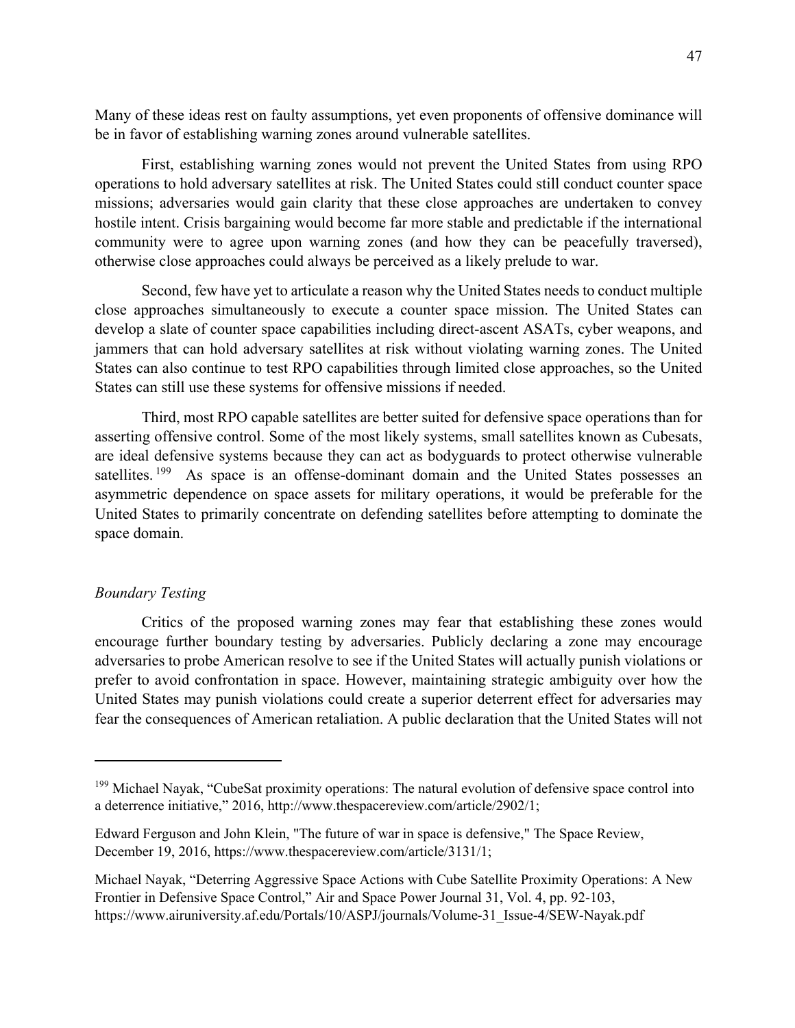Many of these ideas rest on faulty assumptions, yet even proponents of offensive dominance will be in favor of establishing warning zones around vulnerable satellites.

First, establishing warning zones would not prevent the United States from using RPO operations to hold adversary satellites at risk. The United States could still conduct counter space missions; adversaries would gain clarity that these close approaches are undertaken to convey hostile intent. Crisis bargaining would become far more stable and predictable if the international community were to agree upon warning zones (and how they can be peacefully traversed), otherwise close approaches could always be perceived as a likely prelude to war.

Second, few have yet to articulate a reason why the United States needs to conduct multiple close approaches simultaneously to execute a counter space mission. The United States can develop a slate of counter space capabilities including direct-ascent ASATs, cyber weapons, and jammers that can hold adversary satellites at risk without violating warning zones. The United States can also continue to test RPO capabilities through limited close approaches, so the United States can still use these systems for offensive missions if needed.

Third, most RPO capable satellites are better suited for defensive space operations than for asserting offensive control. Some of the most likely systems, small satellites known as Cubesats, are ideal defensive systems because they can act as bodyguards to protect otherwise vulnerable satellites.[199] As space is an offense-dominant domain and the United States possesses an asymmetric dependence on space assets for military operations, it would be preferable for the United States to primarily concentrate on defending satellites before attempting to dominate the space domain.

### *Boundary Testing*

Critics of the proposed warning zones may fear that establishing these zones would encourage further boundary testing by adversaries. Publicly declaring a zone may encourage adversaries to probe American resolve to see if the United States will actually punish violations or prefer to avoid confrontation in space. However, maintaining strategic ambiguity over how the United States may punish violations could create a superior deterrent effect for adversaries may fear the consequences of American retaliation. A public declaration that the United States will not

---

[199] Michael Nayak, "CubeSat proximity operations: The natural evolution of defensive space control into a deterrence initiative," 2016, http://www.thespacereview.com/article/2902/1;

Edward Ferguson and John Klein, "The future of war in space is defensive," The Space Review, December 19, 2016, https://www.thespacereview.com/article/3131/1;

Michael Nayak, "Deterring Aggressive Space Actions with Cube Satellite Proximity Operations: A New Frontier in Defensive Space Control," Air and Space Power Journal 31, Vol. 4, pp. 92-103, https://www.airuniversity.af.edu/Portals/10/ASPJ/journals/Volume-31_Issue-4/SEW-Nayak.pdf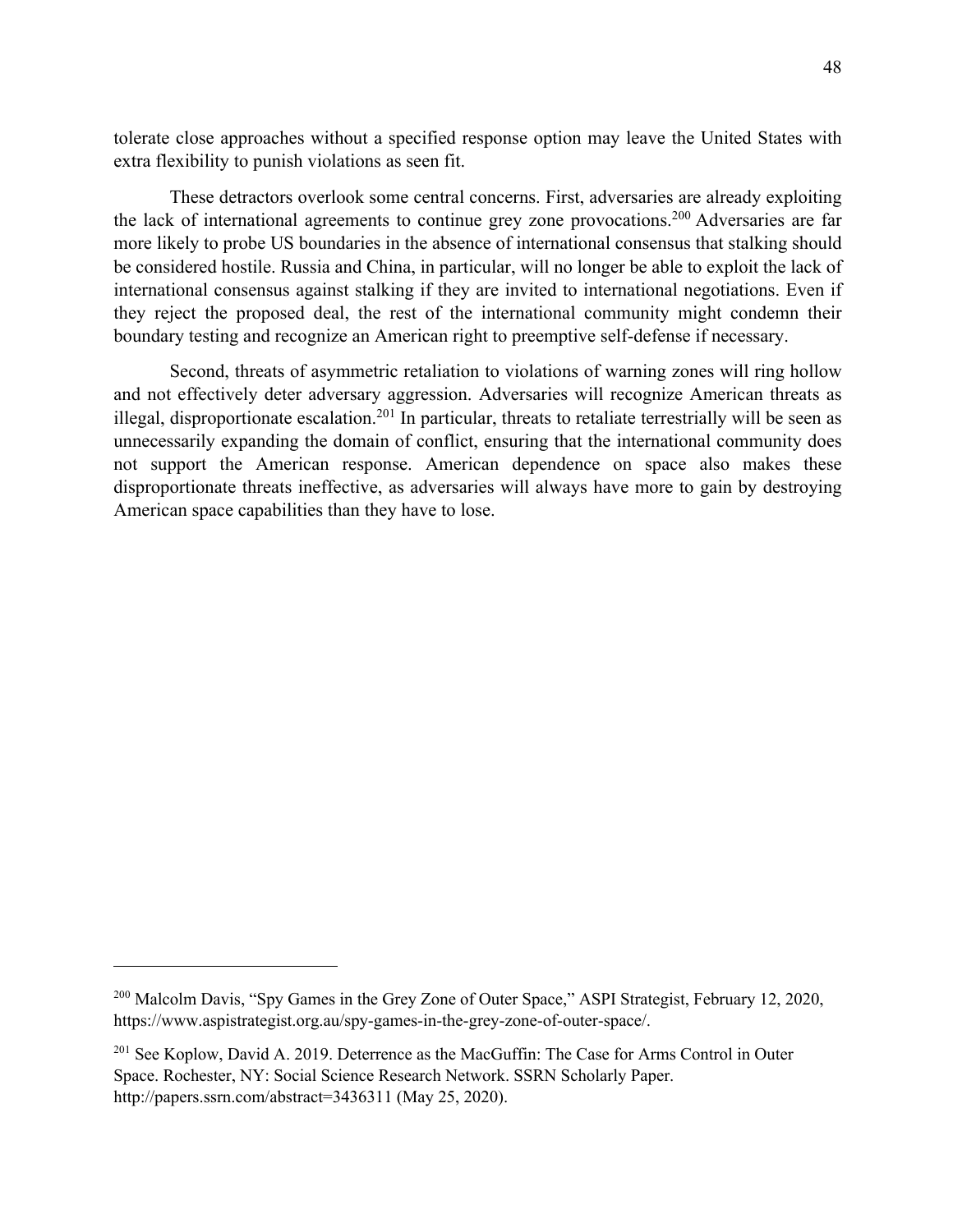tolerate close approaches without a specified response option may leave the United States with extra flexibility to punish violations as seen fit.

These detractors overlook some central concerns. First, adversaries are already exploiting the lack of international agreements to continue grey zone provocations.[200] Adversaries are far more likely to probe US boundaries in the absence of international consensus that stalking should be considered hostile. Russia and China, in particular, will no longer be able to exploit the lack of international consensus against stalking if they are invited to international negotiations. Even if they reject the proposed deal, the rest of the international community might condemn their boundary testing and recognize an American right to preemptive self-defense if necessary.

Second, threats of asymmetric retaliation to violations of warning zones will ring hollow and not effectively deter adversary aggression. Adversaries will recognize American threats as illegal, disproportionate escalation.[201] In particular, threats to retaliate terrestrially will be seen as unnecessarily expanding the domain of conflict, ensuring that the international community does not support the American response. American dependence on space also makes these disproportionate threats ineffective, as adversaries will always have more to gain by destroying American space capabilities than they have to lose.

---

[200] Malcolm Davis, "Spy Games in the Grey Zone of Outer Space," ASPI Strategist, February 12, 2020, https://www.aspistrategist.org.au/spy-games-in-the-grey-zone-of-outer-space/.

[201] See Koplow, David A. 2019. Deterrence as the MacGuffin: The Case for Arms Control in Outer Space. Rochester, NY: Social Science Research Network. SSRN Scholarly Paper. http://papers.ssrn.com/abstract=3436311 (May 25, 2020).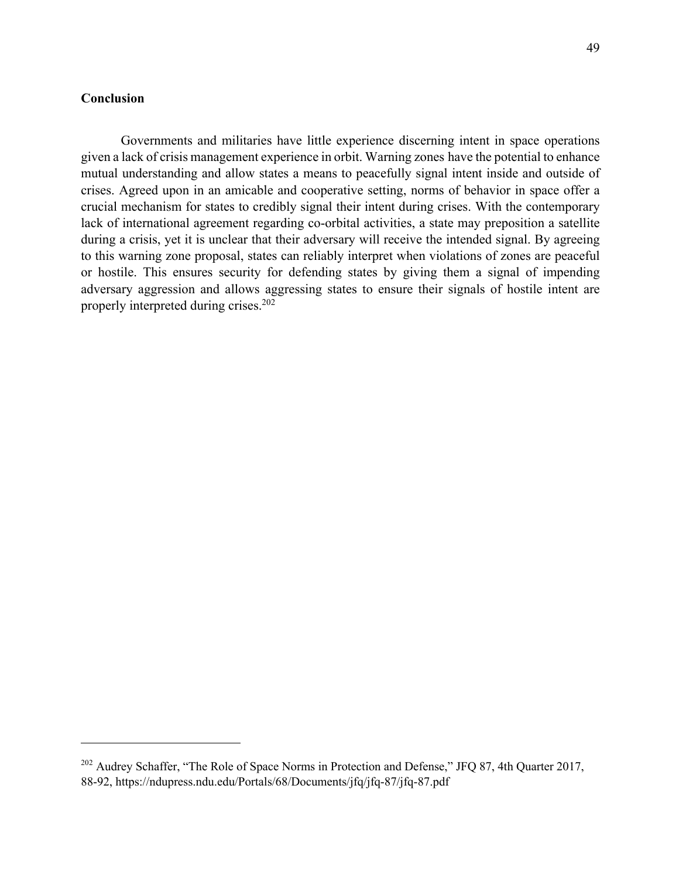## Conclusion

Governments and militaries have little experience discerning intent in space operations given a lack of crisis management experience in orbit. Warning zones have the potential to enhance mutual understanding and allow states a means to peacefully signal intent inside and outside of crises. Agreed upon in an amicable and cooperative setting, norms of behavior in space offer a crucial mechanism for states to credibly signal their intent during crises. With the contemporary lack of international agreement regarding co-orbital activities, a state may preposition a satellite during a crisis, yet it is unclear that their adversary will receive the intended signal. By agreeing to this warning zone proposal, states can reliably interpret when violations of zones are peaceful or hostile. This ensures security for defending states by giving them a signal of impending adversary aggression and allows aggressing states to ensure their signals of hostile intent are properly interpreted during crises.[202]

---

[202] Audrey Schaffer, "The Role of Space Norms in Protection and Defense," JFQ 87, 4th Quarter 2017, 88-92, https://ndupress.ndu.edu/Portals/68/Documents/jfq/jfq-87/jfq-87.pdf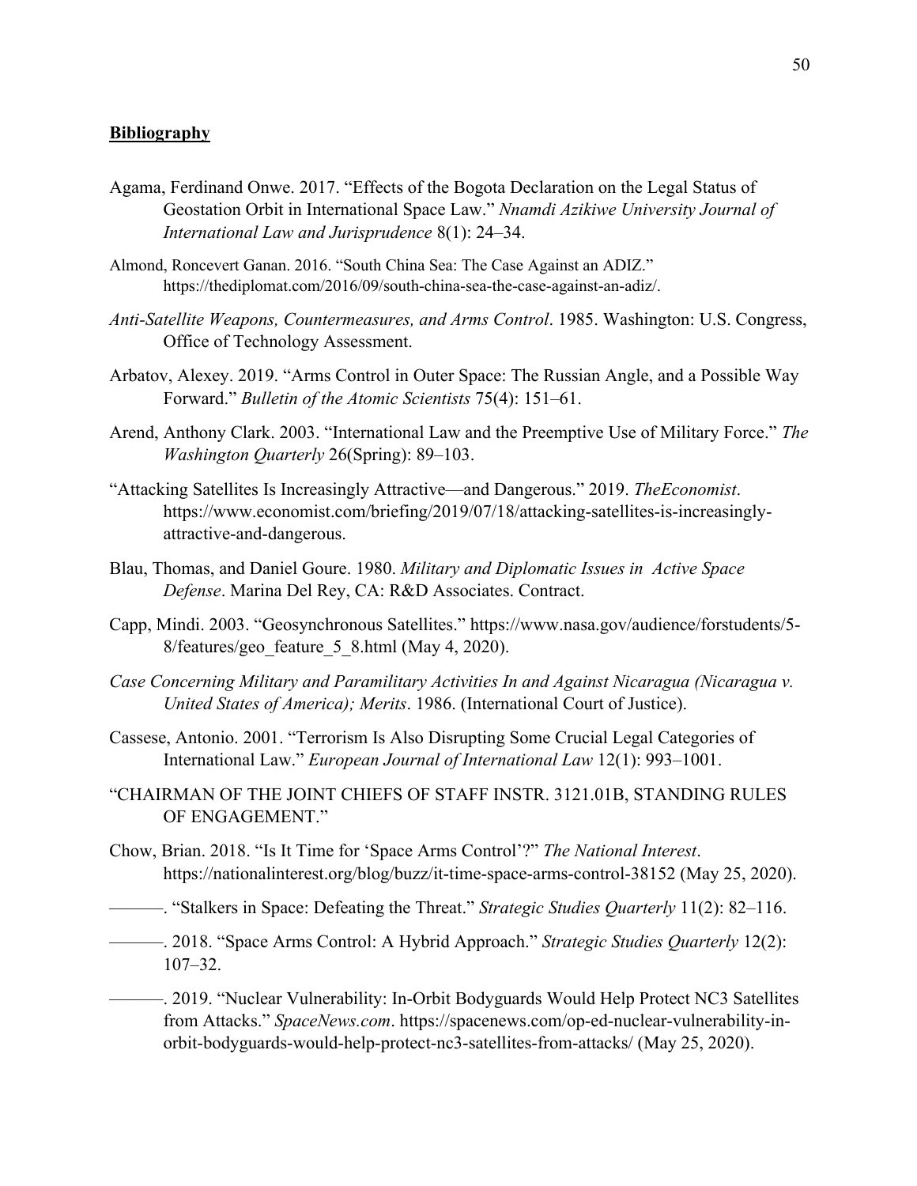**Bibliography**

Agama, Ferdinand Onwe. 2017. "Effects of the Bogota Declaration on the Legal Status of Geostation Orbit in International Space Law." *Nnamdi Azikiwe University Journal of International Law and Jurisprudence* 8(1): 24–34.

Almond, Roncevert Ganan. 2016. "South China Sea: The Case Against an ADIZ." https://thediplomat.com/2016/09/south-china-sea-the-case-against-an-adiz/.

*Anti-Satellite Weapons, Countermeasures, and Arms Control*. 1985. Washington: U.S. Congress, Office of Technology Assessment.

Arbatov, Alexey. 2019. "Arms Control in Outer Space: The Russian Angle, and a Possible Way Forward." *Bulletin of the Atomic Scientists* 75(4): 151–61.

Arend, Anthony Clark. 2003. "International Law and the Preemptive Use of Military Force." *The Washington Quarterly* 26(Spring): 89–103.

"Attacking Satellites Is Increasingly Attractive—and Dangerous." 2019. *TheEconomist*. https://www.economist.com/briefing/2019/07/18/attacking-satellites-is-increasingly-attractive-and-dangerous.

Blau, Thomas, and Daniel Goure. 1980. *Military and Diplomatic Issues in Active Space Defense*. Marina Del Rey, CA: R&D Associates. Contract.

Capp, Mindi. 2003. "Geosynchronous Satellites." https://www.nasa.gov/audience/forstudents/5-8/features/geo_feature_5_8.html (May 4, 2020).

*Case Concerning Military and Paramilitary Activities In and Against Nicaragua (Nicaragua v. United States of America); Merits*. 1986. (International Court of Justice).

Cassese, Antonio. 2001. "Terrorism Is Also Disrupting Some Crucial Legal Categories of International Law." *European Journal of International Law* 12(1): 993–1001.

"CHAIRMAN OF THE JOINT CHIEFS OF STAFF INSTR. 3121.01B, STANDING RULES OF ENGAGEMENT."

Chow, Brian. 2018. "Is It Time for 'Space Arms Control'?" *The National Interest*. https://nationalinterest.org/blog/buzz/it-time-space-arms-control-38152 (May 25, 2020).

———. "Stalkers in Space: Defeating the Threat." *Strategic Studies Quarterly* 11(2): 82–116.

———. 2018. "Space Arms Control: A Hybrid Approach." *Strategic Studies Quarterly* 12(2): 107–32.

———. 2019. "Nuclear Vulnerability: In-Orbit Bodyguards Would Help Protect NC3 Satellites from Attacks." *SpaceNews.com*. https://spacenews.com/op-ed-nuclear-vulnerability-in-orbit-bodyguards-would-help-protect-nc3-satellites-from-attacks/ (May 25, 2020).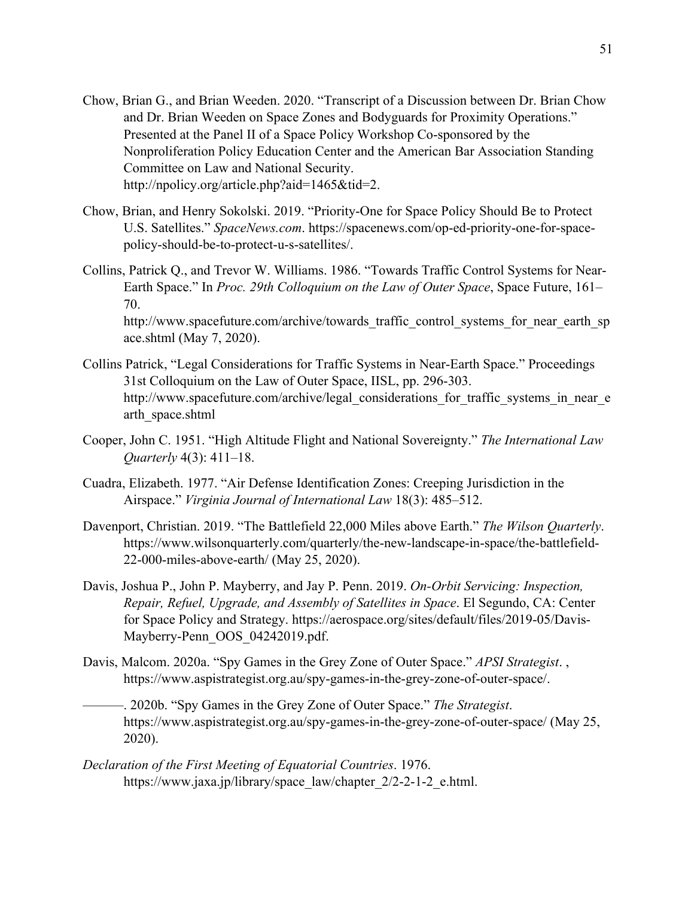Chow, Brian G., and Brian Weeden. 2020. "Transcript of a Discussion between Dr. Brian Chow and Dr. Brian Weeden on Space Zones and Bodyguards for Proximity Operations." Presented at the Panel II of a Space Policy Workshop Co-sponsored by the Nonproliferation Policy Education Center and the American Bar Association Standing Committee on Law and National Security. http://npolicy.org/article.php?aid=1465&tid=2.

Chow, Brian, and Henry Sokolski. 2019. "Priority-One for Space Policy Should Be to Protect U.S. Satellites." *SpaceNews.com*. https://spacenews.com/op-ed-priority-one-for-space-policy-should-be-to-protect-u-s-satellites/.

Collins, Patrick Q., and Trevor W. Williams. 1986. "Towards Traffic Control Systems for Near-Earth Space." In *Proc. 29th Colloquium on the Law of Outer Space*, Space Future, 161–70. http://www.spacefuture.com/archive/towards_traffic_control_systems_for_near_earth_space.shtml (May 7, 2020).

Collins Patrick, "Legal Considerations for Traffic Systems in Near-Earth Space." Proceedings 31st Colloquium on the Law of Outer Space, IISL, pp. 296-303. http://www.spacefuture.com/archive/legal_considerations_for_traffic_systems_in_near_earth_space.shtml

Cooper, John C. 1951. "High Altitude Flight and National Sovereignty." *The International Law Quarterly* 4(3): 411–18.

Cuadra, Elizabeth. 1977. "Air Defense Identification Zones: Creeping Jurisdiction in the Airspace." *Virginia Journal of International Law* 18(3): 485–512.

Davenport, Christian. 2019. "The Battlefield 22,000 Miles above Earth." *The Wilson Quarterly*. https://www.wilsonquarterly.com/quarterly/the-new-landscape-in-space/the-battlefield-22-000-miles-above-earth/ (May 25, 2020).

Davis, Joshua P., John P. Mayberry, and Jay P. Penn. 2019. *On-Orbit Servicing: Inspection, Repair, Refuel, Upgrade, and Assembly of Satellites in Space*. El Segundo, CA: Center for Space Policy and Strategy. https://aerospace.org/sites/default/files/2019-05/Davis-Mayberry-Penn_OOS_04242019.pdf.

Davis, Malcom. 2020a. "Spy Games in the Grey Zone of Outer Space." *APSI Strategist*. , https://www.aspistrategist.org.au/spy-games-in-the-grey-zone-of-outer-space/.

———. 2020b. "Spy Games in the Grey Zone of Outer Space." *The Strategist*. https://www.aspistrategist.org.au/spy-games-in-the-grey-zone-of-outer-space/ (May 25, 2020).

*Declaration of the First Meeting of Equatorial Countries*. 1976. https://www.jaxa.jp/library/space_law/chapter_2/2-2-1-2_e.html.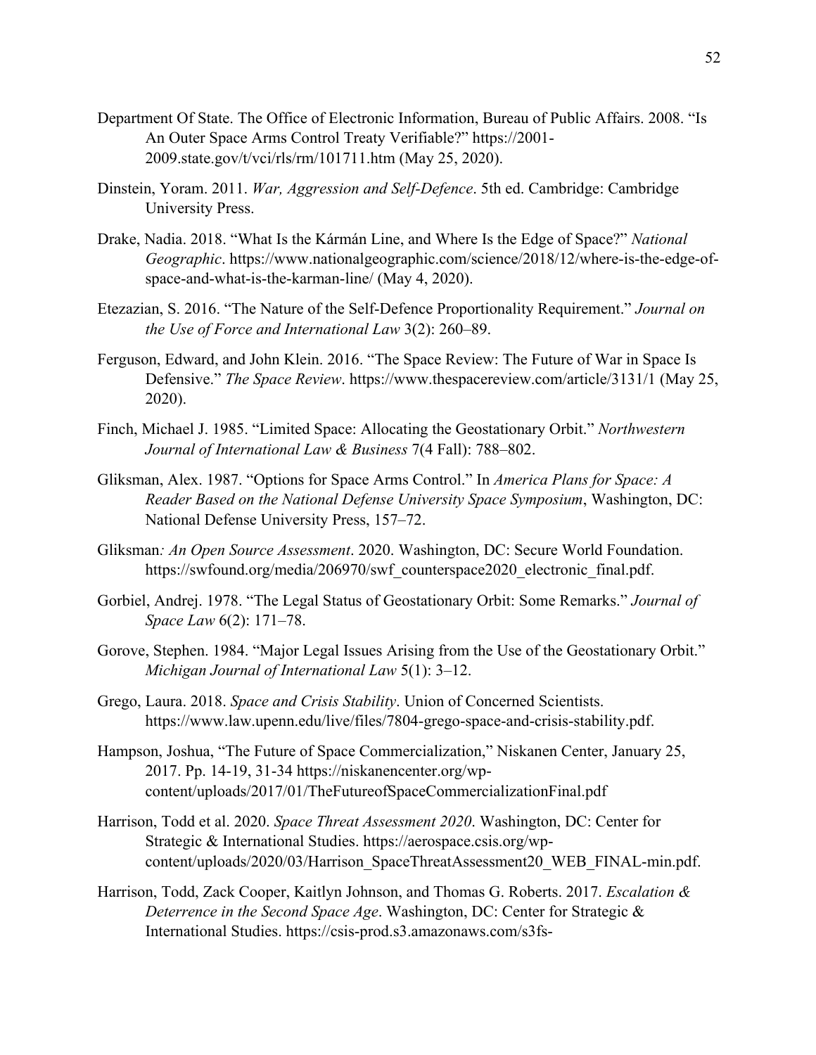Department Of State. The Office of Electronic Information, Bureau of Public Affairs. 2008. "Is An Outer Space Arms Control Treaty Verifiable?" https://2001-2009.state.gov/t/vci/rls/rm/101711.htm (May 25, 2020).

Dinstein, Yoram. 2011. *War, Aggression and Self-Defence*. 5th ed. Cambridge: Cambridge University Press.

Drake, Nadia. 2018. "What Is the Kármán Line, and Where Is the Edge of Space?" *National Geographic*. https://www.nationalgeographic.com/science/2018/12/where-is-the-edge-of-space-and-what-is-the-karman-line/ (May 4, 2020).

Etezazian, S. 2016. "The Nature of the Self-Defence Proportionality Requirement." *Journal on the Use of Force and International Law* 3(2): 260–89.

Ferguson, Edward, and John Klein. 2016. "The Space Review: The Future of War in Space Is Defensive." *The Space Review*. https://www.thespacereview.com/article/3131/1 (May 25, 2020).

Finch, Michael J. 1985. "Limited Space: Allocating the Geostationary Orbit." *Northwestern Journal of International Law & Business* 7(4 Fall): 788–802.

Gliksman, Alex. 1987. "Options for Space Arms Control." In *America Plans for Space: A Reader Based on the National Defense University Space Symposium*, Washington, DC: National Defense University Press, 157–72.

Gliksman*: An Open Source Assessment*. 2020. Washington, DC: Secure World Foundation. https://swfound.org/media/206970/swf_counterspace2020_electronic_final.pdf.

Gorbiel, Andrej. 1978. "The Legal Status of Geostationary Orbit: Some Remarks." *Journal of Space Law* 6(2): 171–78.

Gorove, Stephen. 1984. "Major Legal Issues Arising from the Use of the Geostationary Orbit." *Michigan Journal of International Law* 5(1): 3–12.

Grego, Laura. 2018. *Space and Crisis Stability*. Union of Concerned Scientists. https://www.law.upenn.edu/live/files/7804-grego-space-and-crisis-stability.pdf.

Hampson, Joshua, "The Future of Space Commercialization," Niskanen Center, January 25, 2017. Pp. 14-19, 31-34 https://niskanencenter.org/wp-content/uploads/2017/01/TheFutureofSpaceCommercializationFinal.pdf

Harrison, Todd et al. 2020. *Space Threat Assessment 2020*. Washington, DC: Center for Strategic & International Studies. https://aerospace.csis.org/wp-content/uploads/2020/03/Harrison_SpaceThreatAssessment20_WEB_FINAL-min.pdf.

Harrison, Todd, Zack Cooper, Kaitlyn Johnson, and Thomas G. Roberts. 2017. *Escalation & Deterrence in the Second Space Age*. Washington, DC: Center for Strategic & International Studies. https://csis-prod.s3.amazonaws.com/s3fs-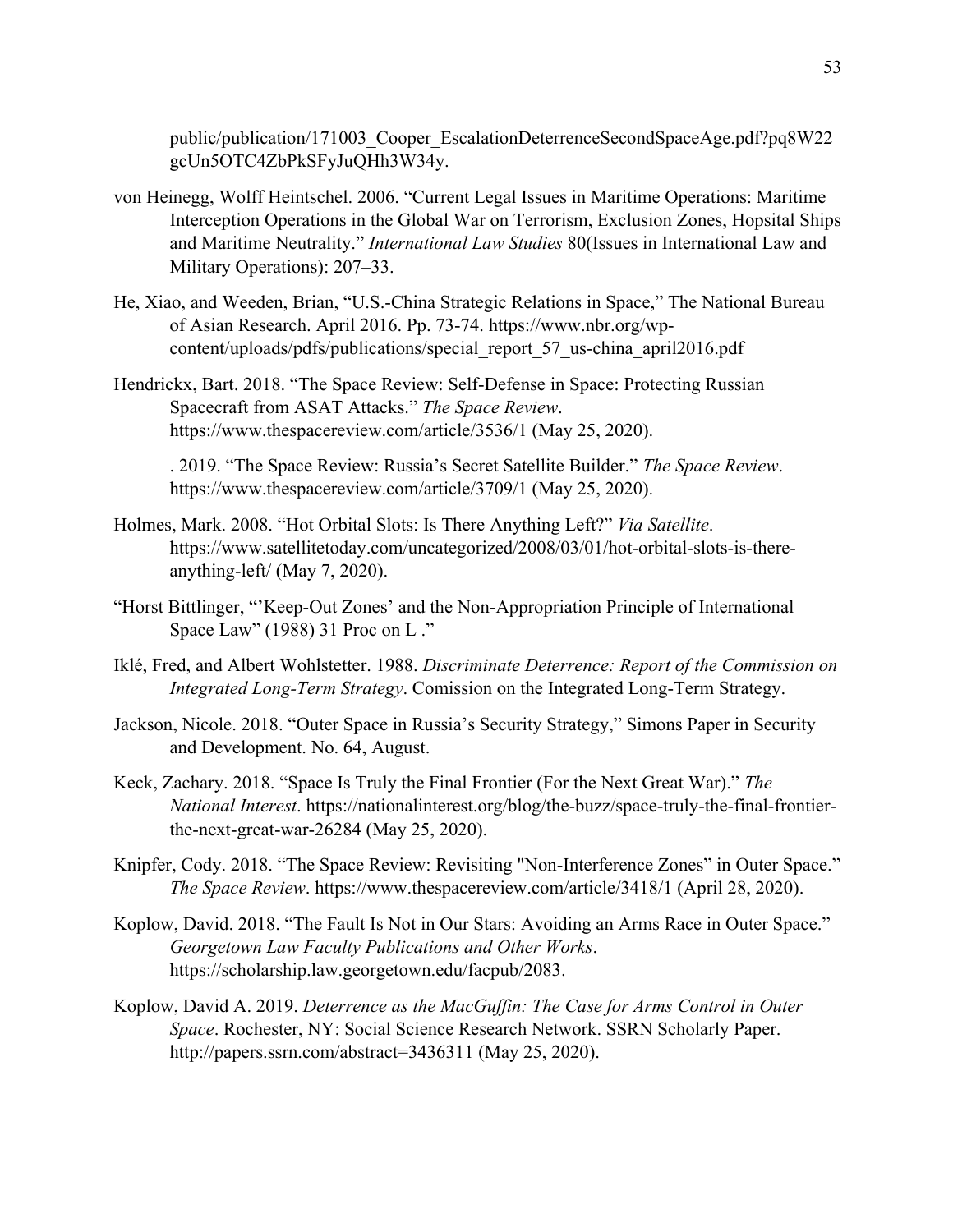public/publication/171003_Cooper_EscalationDeterrenceSecondSpaceAge.pdf?pq8W22gcUn5OTC4ZbPkSFyJuQHh3W34y.

von Heinegg, Wolff Heintschel. 2006. "Current Legal Issues in Maritime Operations: Maritime Interception Operations in the Global War on Terrorism, Exclusion Zones, Hopsital Ships and Maritime Neutrality." *International Law Studies* 80(Issues in International Law and Military Operations): 207–33.

He, Xiao, and Weeden, Brian, "U.S.-China Strategic Relations in Space," The National Bureau of Asian Research. April 2016. Pp. 73-74. https://www.nbr.org/wp-content/uploads/pdfs/publications/special_report_57_us-china_april2016.pdf

Hendrickx, Bart. 2018. "The Space Review: Self-Defense in Space: Protecting Russian Spacecraft from ASAT Attacks." *The Space Review*. https://www.thespacereview.com/article/3536/1 (May 25, 2020).

———. 2019. "The Space Review: Russia's Secret Satellite Builder." *The Space Review*. https://www.thespacereview.com/article/3709/1 (May 25, 2020).

Holmes, Mark. 2008. "Hot Orbital Slots: Is There Anything Left?" *Via Satellite*. https://www.satellitetoday.com/uncategorized/2008/03/01/hot-orbital-slots-is-there-anything-left/ (May 7, 2020).

"Horst Bittlinger, "'Keep-Out Zones' and the Non-Appropriation Principle of International Space Law" (1988) 31 Proc on L ."

Iklé, Fred, and Albert Wohlstetter. 1988. *Discriminate Deterrence: Report of the Commission on Integrated Long-Term Strategy*. Comission on the Integrated Long-Term Strategy.

Jackson, Nicole. 2018. "Outer Space in Russia's Security Strategy," Simons Paper in Security and Development. No. 64, August.

Keck, Zachary. 2018. "Space Is Truly the Final Frontier (For the Next Great War)." *The National Interest*. https://nationalinterest.org/blog/the-buzz/space-truly-the-final-frontier-the-next-great-war-26284 (May 25, 2020).

Knipfer, Cody. 2018. "The Space Review: Revisiting "Non-Interference Zones" in Outer Space." *The Space Review*. https://www.thespacereview.com/article/3418/1 (April 28, 2020).

Koplow, David. 2018. "The Fault Is Not in Our Stars: Avoiding an Arms Race in Outer Space." *Georgetown Law Faculty Publications and Other Works*. https://scholarship.law.georgetown.edu/facpub/2083.

Koplow, David A. 2019. *Deterrence as the MacGuffin: The Case for Arms Control in Outer Space*. Rochester, NY: Social Science Research Network. SSRN Scholarly Paper. http://papers.ssrn.com/abstract=3436311 (May 25, 2020).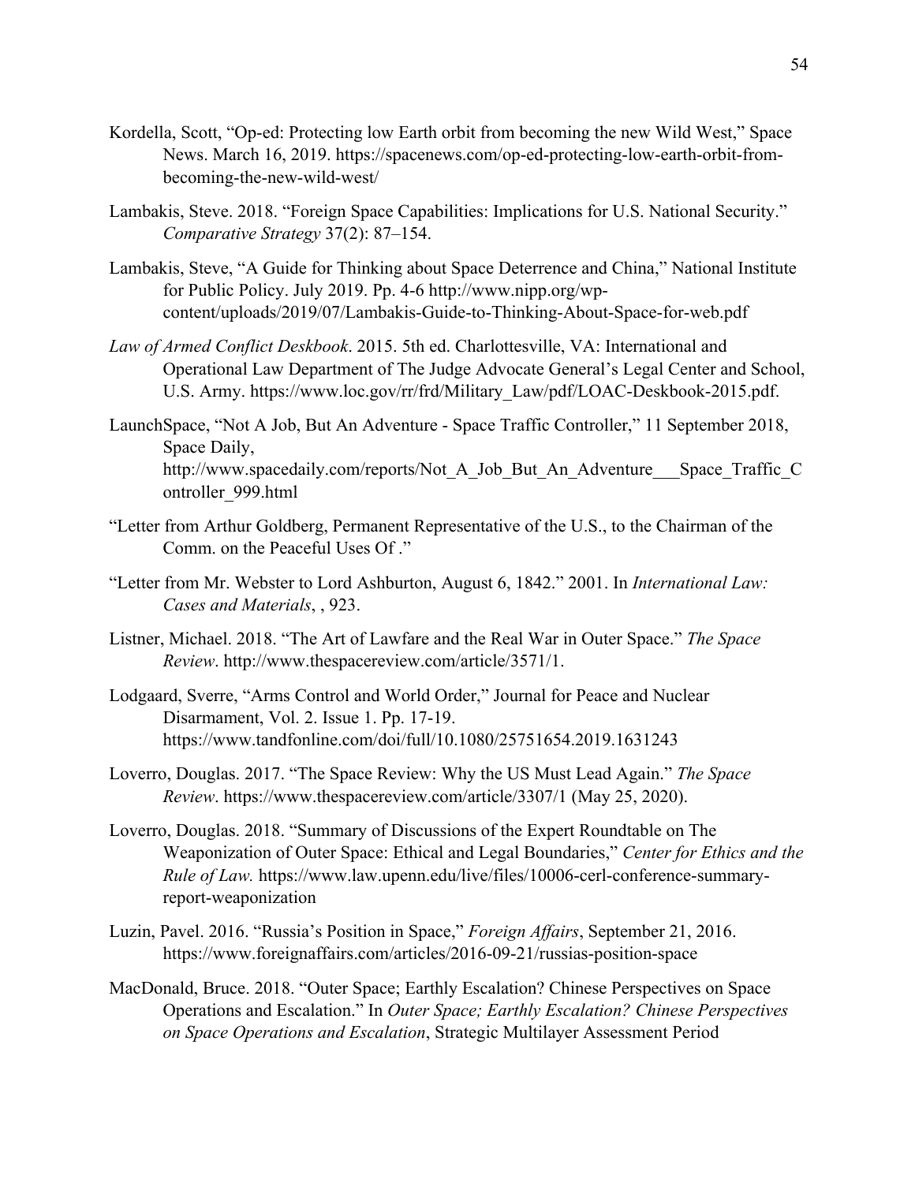Kordella, Scott, "Op-ed: Protecting low Earth orbit from becoming the new Wild West," Space News. March 16, 2019. https://spacenews.com/op-ed-protecting-low-earth-orbit-from-becoming-the-new-wild-west/

Lambakis, Steve. 2018. "Foreign Space Capabilities: Implications for U.S. National Security." *Comparative Strategy* 37(2): 87–154.

Lambakis, Steve, "A Guide for Thinking about Space Deterrence and China," National Institute for Public Policy. July 2019. Pp. 4-6 http://www.nipp.org/wp-content/uploads/2019/07/Lambakis-Guide-to-Thinking-About-Space-for-web.pdf

*Law of Armed Conflict Deskbook*. 2015. 5th ed. Charlottesville, VA: International and Operational Law Department of The Judge Advocate General's Legal Center and School, U.S. Army. https://www.loc.gov/rr/frd/Military_Law/pdf/LOAC-Deskbook-2015.pdf.

LaunchSpace, "Not A Job, But An Adventure - Space Traffic Controller," 11 September 2018, Space Daily, http://www.spacedaily.com/reports/Not_A_Job_But_An_Adventure___Space_Traffic_Controller_999.html

"Letter from Arthur Goldberg, Permanent Representative of the U.S., to the Chairman of the Comm. on the Peaceful Uses Of ."

"Letter from Mr. Webster to Lord Ashburton, August 6, 1842." 2001. In *International Law: Cases and Materials*, , 923.

Listner, Michael. 2018. "The Art of Lawfare and the Real War in Outer Space." *The Space Review*. http://www.thespacereview.com/article/3571/1.

Lodgaard, Sverre, "Arms Control and World Order," Journal for Peace and Nuclear Disarmament, Vol. 2. Issue 1. Pp. 17-19. https://www.tandfonline.com/doi/full/10.1080/25751654.2019.1631243

Loverro, Douglas. 2017. "The Space Review: Why the US Must Lead Again." *The Space Review*. https://www.thespacereview.com/article/3307/1 (May 25, 2020).

Loverro, Douglas. 2018. "Summary of Discussions of the Expert Roundtable on The Weaponization of Outer Space: Ethical and Legal Boundaries," *Center for Ethics and the Rule of Law.* https://www.law.upenn.edu/live/files/10006-cerl-conference-summary-report-weaponization

Luzin, Pavel. 2016. "Russia's Position in Space," *Foreign Affairs*, September 21, 2016. https://www.foreignaffairs.com/articles/2016-09-21/russias-position-space

MacDonald, Bruce. 2018. "Outer Space; Earthly Escalation? Chinese Perspectives on Space Operations and Escalation." In *Outer Space; Earthly Escalation? Chinese Perspectives on Space Operations and Escalation*, Strategic Multilayer Assessment Period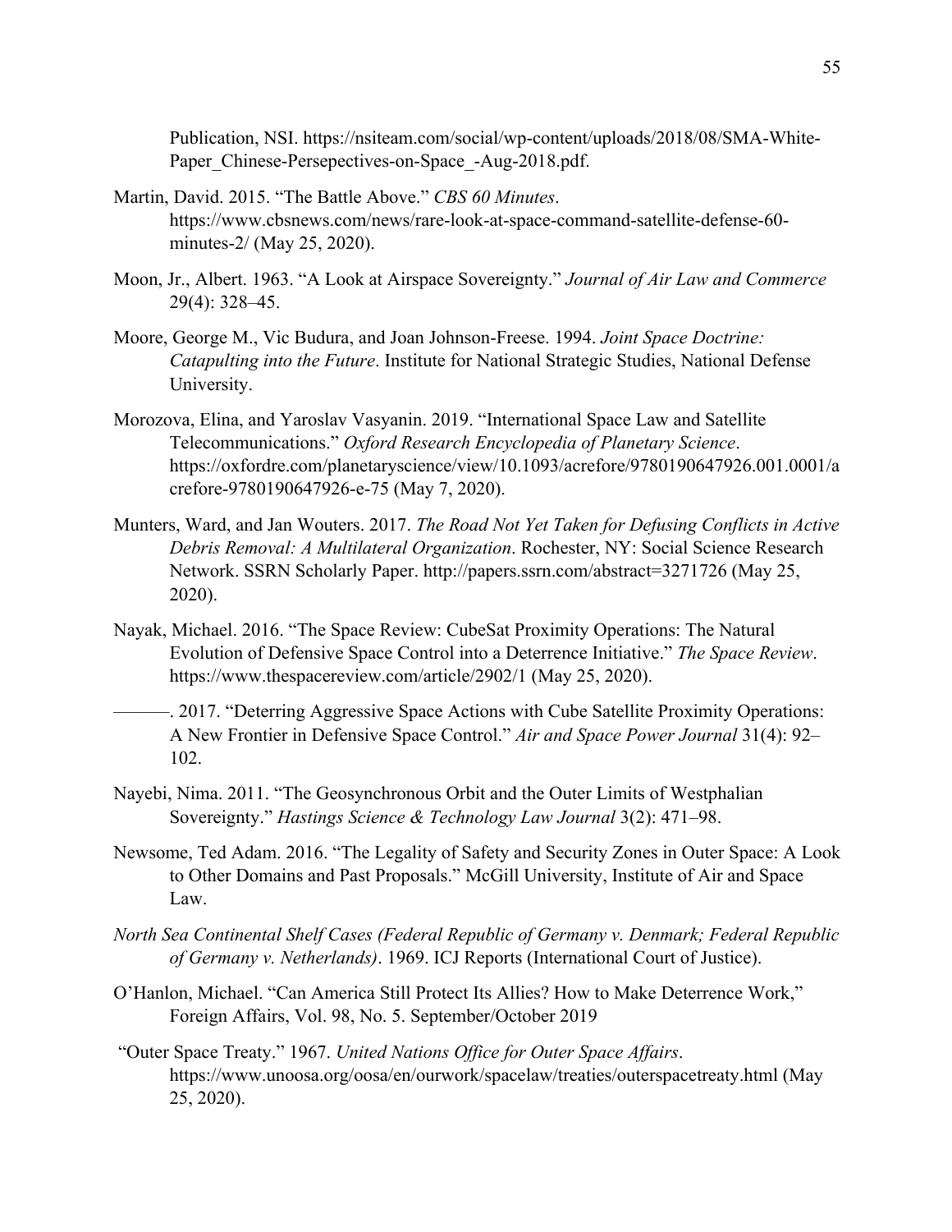Publication, NSI. https://nsiteam.com/social/wp-content/uploads/2018/08/SMA-White-Paper_Chinese-Persepectives-on-Space_-Aug-2018.pdf.

Martin, David. 2015. "The Battle Above." *CBS 60 Minutes*. https://www.cbsnews.com/news/rare-look-at-space-command-satellite-defense-60-minutes-2/ (May 25, 2020).

Moon, Jr., Albert. 1963. "A Look at Airspace Sovereignty." *Journal of Air Law and Commerce* 29(4): 328–45.

Moore, George M., Vic Budura, and Joan Johnson-Freese. 1994. *Joint Space Doctrine: Catapulting into the Future*. Institute for National Strategic Studies, National Defense University.

Morozova, Elina, and Yaroslav Vasyanin. 2019. "International Space Law and Satellite Telecommunications." *Oxford Research Encyclopedia of Planetary Science*. https://oxfordre.com/planetaryscience/view/10.1093/acrefore/9780190647926.001.0001/acrefore-9780190647926-e-75 (May 7, 2020).

Munters, Ward, and Jan Wouters. 2017. *The Road Not Yet Taken for Defusing Conflicts in Active Debris Removal: A Multilateral Organization*. Rochester, NY: Social Science Research Network. SSRN Scholarly Paper. http://papers.ssrn.com/abstract=3271726 (May 25, 2020).

Nayak, Michael. 2016. "The Space Review: CubeSat Proximity Operations: The Natural Evolution of Defensive Space Control into a Deterrence Initiative." *The Space Review*. https://www.thespacereview.com/article/2902/1 (May 25, 2020).

———. 2017. "Deterring Aggressive Space Actions with Cube Satellite Proximity Operations: A New Frontier in Defensive Space Control." *Air and Space Power Journal* 31(4): 92–102.

Nayebi, Nima. 2011. "The Geosynchronous Orbit and the Outer Limits of Westphalian Sovereignty." *Hastings Science & Technology Law Journal* 3(2): 471–98.

Newsome, Ted Adam. 2016. "The Legality of Safety and Security Zones in Outer Space: A Look to Other Domains and Past Proposals." McGill University, Institute of Air and Space Law.

*North Sea Continental Shelf Cases (Federal Republic of Germany v. Denmark; Federal Republic of Germany v. Netherlands)*. 1969. ICJ Reports (International Court of Justice).

O'Hanlon, Michael. "Can America Still Protect Its Allies? How to Make Deterrence Work," Foreign Affairs, Vol. 98, No. 5. September/October 2019

"Outer Space Treaty." 1967. *United Nations Office for Outer Space Affairs*. https://www.unoosa.org/oosa/en/ourwork/spacelaw/treaties/outerspacetreaty.html (May 25, 2020).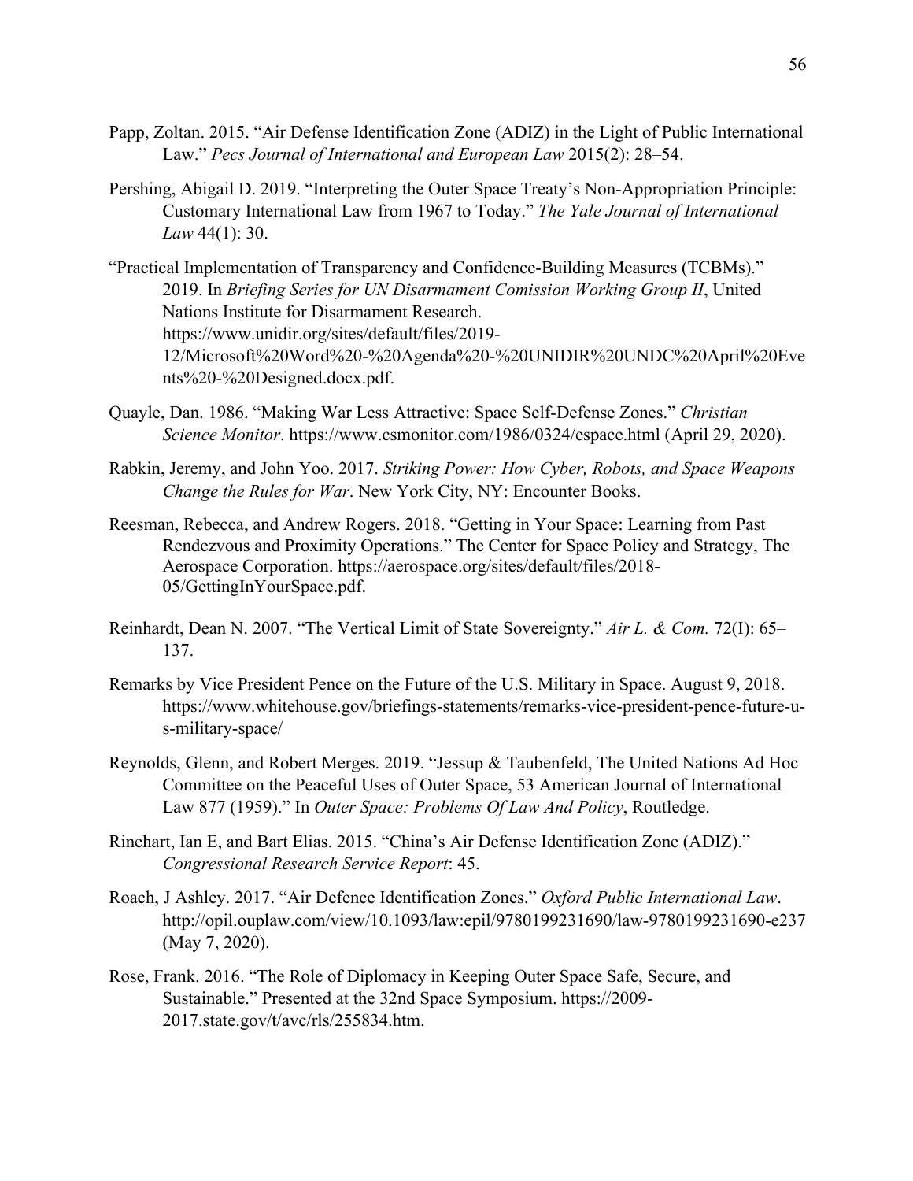Papp, Zoltan. 2015. “Air Defense Identification Zone (ADIZ) in the Light of Public International Law.” *Pecs Journal of International and European Law* 2015(2): 28–54.

Pershing, Abigail D. 2019. “Interpreting the Outer Space Treaty’s Non-Appropriation Principle: Customary International Law from 1967 to Today.” *The Yale Journal of International Law* 44(1): 30.

“Practical Implementation of Transparency and Confidence-Building Measures (TCBMs).” 2019. In *Briefing Series for UN Disarmament Comission Working Group II*, United Nations Institute for Disarmament Research. https://www.unidir.org/sites/default/files/2019-12/Microsoft%20Word%20-%20Agenda%20-%20UNIDIR%20UNDC%20April%20Events%20-%20Designed.docx.pdf.

Quayle, Dan. 1986. “Making War Less Attractive: Space Self-Defense Zones.” *Christian Science Monitor*. https://www.csmonitor.com/1986/0324/espace.html (April 29, 2020).

Rabkin, Jeremy, and John Yoo. 2017. *Striking Power: How Cyber, Robots, and Space Weapons Change the Rules for War*. New York City, NY: Encounter Books.

Reesman, Rebecca, and Andrew Rogers. 2018. “Getting in Your Space: Learning from Past Rendezvous and Proximity Operations.” The Center for Space Policy and Strategy, The Aerospace Corporation. https://aerospace.org/sites/default/files/2018-05/GettingInYourSpace.pdf.

Reinhardt, Dean N. 2007. “The Vertical Limit of State Sovereignty.” *Air L. & Com.* 72(I): 65–137.

Remarks by Vice President Pence on the Future of the U.S. Military in Space. August 9, 2018. https://www.whitehouse.gov/briefings-statements/remarks-vice-president-pence-future-u-s-military-space/

Reynolds, Glenn, and Robert Merges. 2019. “Jessup & Taubenfeld, The United Nations Ad Hoc Committee on the Peaceful Uses of Outer Space, 53 American Journal of International Law 877 (1959).” In *Outer Space: Problems Of Law And Policy*, Routledge.

Rinehart, Ian E, and Bart Elias. 2015. “China’s Air Defense Identification Zone (ADIZ).” *Congressional Research Service Report*: 45.

Roach, J Ashley. 2017. “Air Defence Identification Zones.” *Oxford Public International Law*. http://opil.ouplaw.com/view/10.1093/law:epil/9780199231690/law-9780199231690-e237 (May 7, 2020).

Rose, Frank. 2016. “The Role of Diplomacy in Keeping Outer Space Safe, Secure, and Sustainable.” Presented at the 32nd Space Symposium. https://2009-2017.state.gov/t/avc/rls/255834.htm.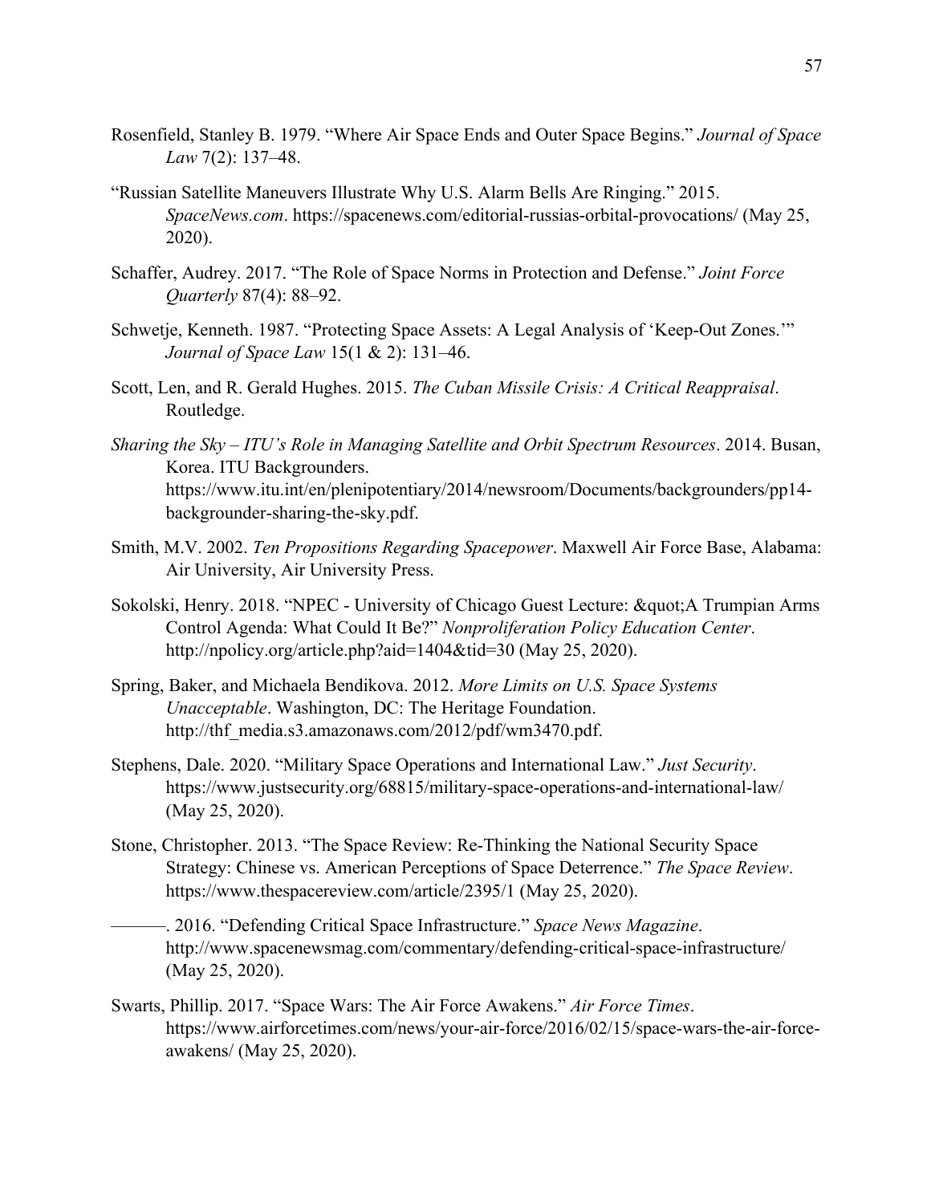Rosenfield, Stanley B. 1979. "Where Air Space Ends and Outer Space Begins." *Journal of Space Law* 7(2): 137–48.

"Russian Satellite Maneuvers Illustrate Why U.S. Alarm Bells Are Ringing." 2015. *SpaceNews.com*. https://spacenews.com/editorial-russias-orbital-provocations/ (May 25, 2020).

Schaffer, Audrey. 2017. "The Role of Space Norms in Protection and Defense." *Joint Force Quarterly* 87(4): 88–92.

Schwetje, Kenneth. 1987. "Protecting Space Assets: A Legal Analysis of 'Keep-Out Zones.'" *Journal of Space Law* 15(1 & 2): 131–46.

Scott, Len, and R. Gerald Hughes. 2015. *The Cuban Missile Crisis: A Critical Reappraisal*. Routledge.

*Sharing the Sky – ITU's Role in Managing Satellite and Orbit Spectrum Resources*. 2014. Busan, Korea. ITU Backgrounders. https://www.itu.int/en/plenipotentiary/2014/newsroom/Documents/backgrounders/pp14-backgrounder-sharing-the-sky.pdf.

Smith, M.V. 2002. *Ten Propositions Regarding Spacepower*. Maxwell Air Force Base, Alabama: Air University, Air University Press.

Sokolski, Henry. 2018. "NPEC - University of Chicago Guest Lecture: &quot;A Trumpian Arms Control Agenda: What Could It Be?" *Nonproliferation Policy Education Center*. http://npolicy.org/article.php?aid=1404&tid=30 (May 25, 2020).

Spring, Baker, and Michaela Bendikova. 2012. *More Limits on U.S. Space Systems Unacceptable*. Washington, DC: The Heritage Foundation. http://thf_media.s3.amazonaws.com/2012/pdf/wm3470.pdf.

Stephens, Dale. 2020. "Military Space Operations and International Law." *Just Security*. https://www.justsecurity.org/68815/military-space-operations-and-international-law/ (May 25, 2020).

Stone, Christopher. 2013. "The Space Review: Re-Thinking the National Security Space Strategy: Chinese vs. American Perceptions of Space Deterrence." *The Space Review*. https://www.thespacereview.com/article/2395/1 (May 25, 2020).

———. 2016. "Defending Critical Space Infrastructure." *Space News Magazine*. http://www.spacenewsmag.com/commentary/defending-critical-space-infrastructure/ (May 25, 2020).

Swarts, Phillip. 2017. "Space Wars: The Air Force Awakens." *Air Force Times*. https://www.airforcetimes.com/news/your-air-force/2016/02/15/space-wars-the-air-force-awakens/ (May 25, 2020).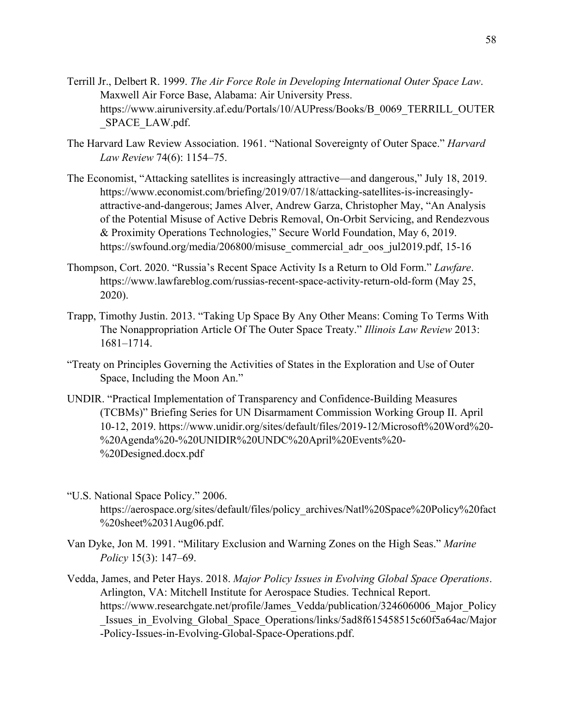Terrill Jr., Delbert R. 1999. *The Air Force Role in Developing International Outer Space Law*. Maxwell Air Force Base, Alabama: Air University Press. https://www.airuniversity.af.edu/Portals/10/AUPress/Books/B_0069_TERRILL_OUTER_SPACE_LAW.pdf.

The Harvard Law Review Association. 1961. "National Sovereignty of Outer Space." *Harvard Law Review* 74(6): 1154–75.

The Economist, "Attacking satellites is increasingly attractive—and dangerous," July 18, 2019. https://www.economist.com/briefing/2019/07/18/attacking-satellites-is-increasingly-attractive-and-dangerous; James Alver, Andrew Garza, Christopher May, "An Analysis of the Potential Misuse of Active Debris Removal, On-Orbit Servicing, and Rendezvous & Proximity Operations Technologies," Secure World Foundation, May 6, 2019. https://swfound.org/media/206800/misuse_commercial_adr_oos_jul2019.pdf, 15-16

Thompson, Cort. 2020. "Russia's Recent Space Activity Is a Return to Old Form." *Lawfare*. https://www.lawfareblog.com/russias-recent-space-activity-return-old-form (May 25, 2020).

Trapp, Timothy Justin. 2013. "Taking Up Space By Any Other Means: Coming To Terms With The Nonappropriation Article Of The Outer Space Treaty." *Illinois Law Review* 2013: 1681–1714.

"Treaty on Principles Governing the Activities of States in the Exploration and Use of Outer Space, Including the Moon An."

UNDIR. "Practical Implementation of Transparency and Confidence-Building Measures (TCBMs)" Briefing Series for UN Disarmament Commission Working Group II. April 10-12, 2019. https://www.unidir.org/sites/default/files/2019-12/Microsoft%20Word%20-%20Agenda%20-%20UNIDIR%20UNDC%20April%20Events%20-%20Designed.docx.pdf

"U.S. National Space Policy." 2006. https://aerospace.org/sites/default/files/policy_archives/Natl%20Space%20Policy%20fact%20sheet%2031Aug06.pdf.

Van Dyke, Jon M. 1991. "Military Exclusion and Warning Zones on the High Seas." *Marine Policy* 15(3): 147–69.

Vedda, James, and Peter Hays. 2018. *Major Policy Issues in Evolving Global Space Operations*. Arlington, VA: Mitchell Institute for Aerospace Studies. Technical Report. https://www.researchgate.net/profile/James_Vedda/publication/324606006_Major_Policy_Issues_in_Evolving_Global_Space_Operations/links/5ad8f615458515c60f5a64ac/Major-Policy-Issues-in-Evolving-Global-Space-Operations.pdf.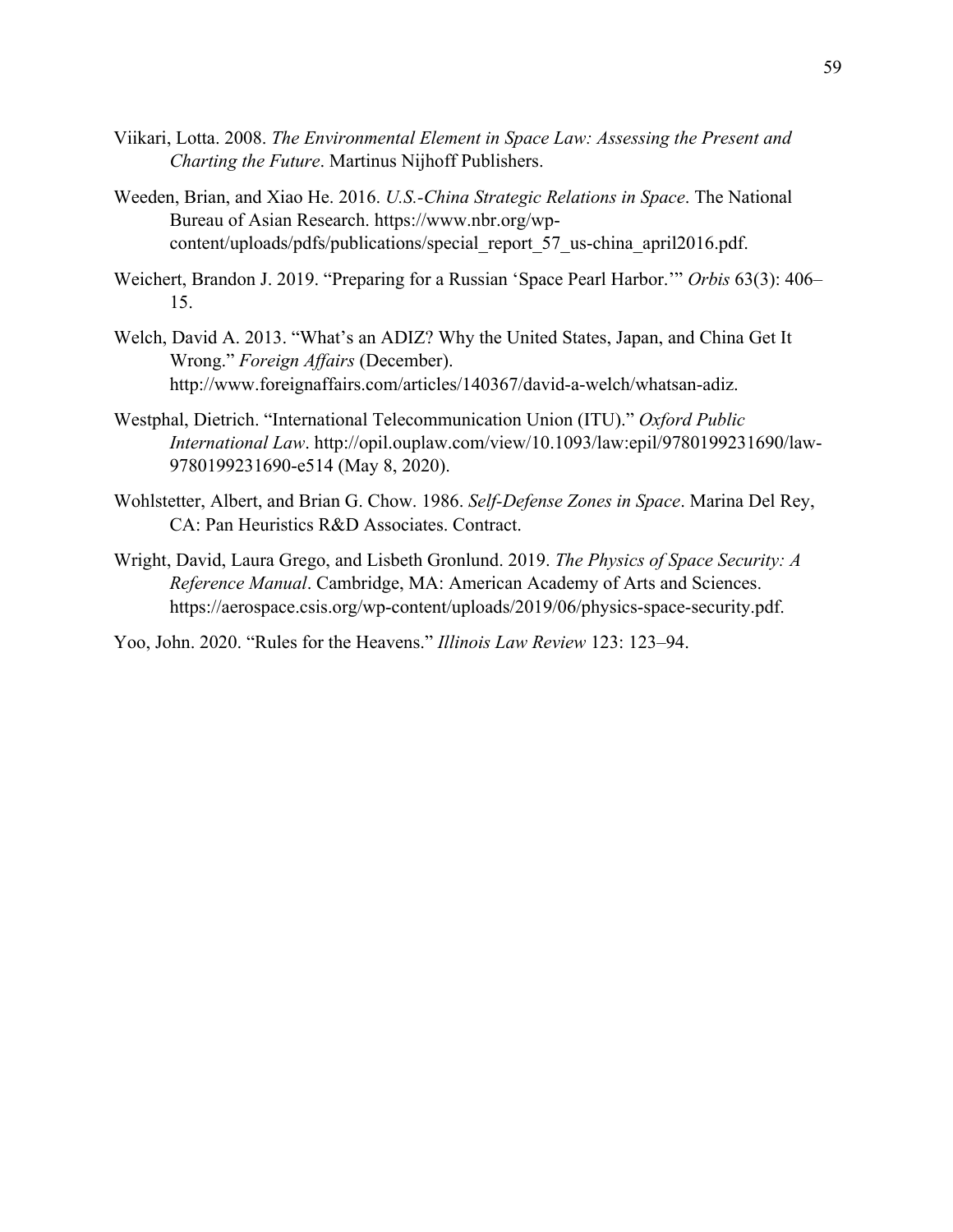Viikari, Lotta. 2008. *The Environmental Element in Space Law: Assessing the Present and Charting the Future*. Martinus Nijhoff Publishers.

Weeden, Brian, and Xiao He. 2016. *U.S.-China Strategic Relations in Space*. The National Bureau of Asian Research. https://www.nbr.org/wp-content/uploads/pdfs/publications/special_report_57_us-china_april2016.pdf.

Weichert, Brandon J. 2019. "Preparing for a Russian 'Space Pearl Harbor.'" *Orbis* 63(3): 406–15.

Welch, David A. 2013. "What's an ADIZ? Why the United States, Japan, and China Get It Wrong." *Foreign Affairs* (December). http://www.foreignaffairs.com/articles/140367/david-a-welch/whatsan-adiz.

Westphal, Dietrich. "International Telecommunication Union (ITU)." *Oxford Public International Law*. http://opil.ouplaw.com/view/10.1093/law:epil/9780199231690/law-9780199231690-e514 (May 8, 2020).

Wohlstetter, Albert, and Brian G. Chow. 1986. *Self-Defense Zones in Space*. Marina Del Rey, CA: Pan Heuristics R&D Associates. Contract.

Wright, David, Laura Grego, and Lisbeth Gronlund. 2019. *The Physics of Space Security: A Reference Manual*. Cambridge, MA: American Academy of Arts and Sciences. https://aerospace.csis.org/wp-content/uploads/2019/06/physics-space-security.pdf.

Yoo, John. 2020. "Rules for the Heavens." *Illinois Law Review* 123: 123–94.